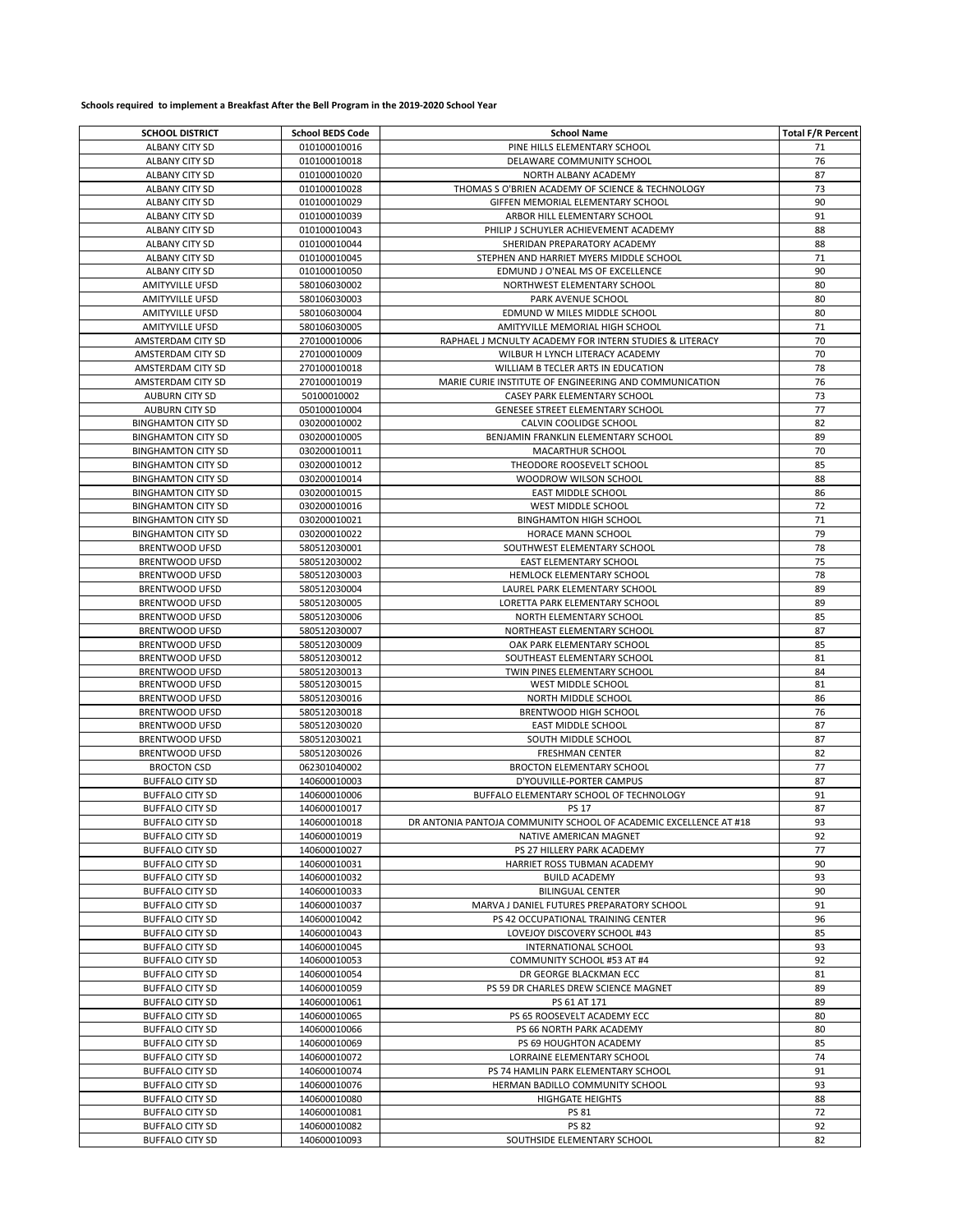**Schools required to implement a Breakfast After the Bell Program in the 2019-2020 School Year**

| SCHOOL DISTRICT | School BEDS Code | School Name | Total F/R Percent |
|---|---|---|---|
| ALBANY CITY SD | 010100010016 | PINE HILLS ELEMENTARY SCHOOL | 71 |
| ALBANY CITY SD | 010100010018 | DELAWARE COMMUNITY SCHOOL | 76 |
| ALBANY CITY SD | 010100010020 | NORTH ALBANY ACADEMY | 87 |
| ALBANY CITY SD | 010100010028 | THOMAS S O'BRIEN ACADEMY OF SCIENCE & TECHNOLOGY | 73 |
| ALBANY CITY SD | 010100010029 | GIFFEN MEMORIAL ELEMENTARY SCHOOL | 90 |
| ALBANY CITY SD | 010100010039 | ARBOR HILL ELEMENTARY SCHOOL | 91 |
| ALBANY CITY SD | 010100010043 | PHILIP J SCHUYLER ACHIEVEMENT ACADEMY | 88 |
| ALBANY CITY SD | 010100010044 | SHERIDAN PREPARATORY ACADEMY | 88 |
| ALBANY CITY SD | 010100010045 | STEPHEN AND HARRIET MYERS MIDDLE SCHOOL | 71 |
| ALBANY CITY SD | 010100010050 | EDMUND J O'NEAL MS OF EXCELLENCE | 90 |
| AMITYVILLE UFSD | 580106030002 | NORTHWEST ELEMENTARY SCHOOL | 80 |
| AMITYVILLE UFSD | 580106030003 | PARK AVENUE SCHOOL | 80 |
| AMITYVILLE UFSD | 580106030004 | EDMUND W MILES MIDDLE SCHOOL | 80 |
| AMITYVILLE UFSD | 580106030005 | AMITYVILLE MEMORIAL HIGH SCHOOL | 71 |
| AMSTERDAM CITY SD | 270100010006 | RAPHAEL J MCNULTY ACADEMY FOR INTERN STUDIES & LITERACY | 70 |
| AMSTERDAM CITY SD | 270100010009 | WILBUR H LYNCH LITERACY ACADEMY | 70 |
| AMSTERDAM CITY SD | 270100010018 | WILLIAM B TECLER ARTS IN EDUCATION | 78 |
| AMSTERDAM CITY SD | 270100010019 | MARIE CURIE INSTITUTE OF ENGINEERING AND COMMUNICATION | 76 |
| AUBURN CITY SD | 50100010002 | CASEY PARK ELEMENTARY SCHOOL | 73 |
| AUBURN CITY SD | 050100010004 | GENESEE STREET ELEMENTARY SCHOOL | 77 |
| BINGHAMTON CITY SD | 030200010002 | CALVIN COOLIDGE SCHOOL | 82 |
| BINGHAMTON CITY SD | 030200010005 | BENJAMIN FRANKLIN ELEMENTARY SCHOOL | 89 |
| BINGHAMTON CITY SD | 030200010011 | MACARTHUR SCHOOL | 70 |
| BINGHAMTON CITY SD | 030200010012 | THEODORE ROOSEVELT SCHOOL | 85 |
| BINGHAMTON CITY SD | 030200010014 | WOODROW WILSON SCHOOL | 88 |
| BINGHAMTON CITY SD | 030200010015 | EAST MIDDLE SCHOOL | 86 |
| BINGHAMTON CITY SD | 030200010016 | WEST MIDDLE SCHOOL | 72 |
| BINGHAMTON CITY SD | 030200010021 | BINGHAMTON HIGH SCHOOL | 71 |
| BINGHAMTON CITY SD | 030200010022 | HORACE MANN SCHOOL | 79 |
| BRENTWOOD UFSD | 580512030001 | SOUTHWEST ELEMENTARY SCHOOL | 78 |
| BRENTWOOD UFSD | 580512030002 | EAST ELEMENTARY SCHOOL | 75 |
| BRENTWOOD UFSD | 580512030003 | HEMLOCK ELEMENTARY SCHOOL | 78 |
| BRENTWOOD UFSD | 580512030004 | LAUREL PARK ELEMENTARY SCHOOL | 89 |
| BRENTWOOD UFSD | 580512030005 | LORETTA PARK ELEMENTARY SCHOOL | 89 |
| BRENTWOOD UFSD | 580512030006 | NORTH ELEMENTARY SCHOOL | 85 |
| BRENTWOOD UFSD | 580512030007 | NORTHEAST ELEMENTARY SCHOOL | 87 |
| BRENTWOOD UFSD | 580512030009 | OAK PARK ELEMENTARY SCHOOL | 85 |
| BRENTWOOD UFSD | 580512030012 | SOUTHEAST ELEMENTARY SCHOOL | 81 |
| BRENTWOOD UFSD | 580512030013 | TWIN PINES ELEMENTARY SCHOOL | 84 |
| BRENTWOOD UFSD | 580512030015 | WEST MIDDLE SCHOOL | 81 |
| BRENTWOOD UFSD | 580512030016 | NORTH MIDDLE SCHOOL | 86 |
| BRENTWOOD UFSD | 580512030018 | BRENTWOOD HIGH SCHOOL | 76 |
| BRENTWOOD UFSD | 580512030020 | EAST MIDDLE SCHOOL | 87 |
| BRENTWOOD UFSD | 580512030021 | SOUTH MIDDLE SCHOOL | 87 |
| BRENTWOOD UFSD | 580512030026 | FRESHMAN CENTER | 82 |
| BROCTON CSD | 062301040002 | BROCTON ELEMENTARY SCHOOL | 77 |
| BUFFALO CITY SD | 140600010003 | D'YOUVILLE-PORTER CAMPUS | 87 |
| BUFFALO CITY SD | 140600010006 | BUFFALO ELEMENTARY SCHOOL OF TECHNOLOGY | 91 |
| BUFFALO CITY SD | 140600010017 | PS 17 | 87 |
| BUFFALO CITY SD | 140600010018 | DR ANTONIA PANTOJA COMMUNITY SCHOOL OF ACADEMIC EXCELLENCE AT #18 | 93 |
| BUFFALO CITY SD | 140600010019 | NATIVE AMERICAN MAGNET | 92 |
| BUFFALO CITY SD | 140600010027 | PS 27 HILLERY PARK ACADEMY | 77 |
| BUFFALO CITY SD | 140600010031 | HARRIET ROSS TUBMAN ACADEMY | 90 |
| BUFFALO CITY SD | 140600010032 | BUILD ACADEMY | 93 |
| BUFFALO CITY SD | 140600010033 | BILINGUAL CENTER | 90 |
| BUFFALO CITY SD | 140600010037 | MARVA J DANIEL FUTURES PREPARATORY SCHOOL | 91 |
| BUFFALO CITY SD | 140600010042 | PS 42 OCCUPATIONAL TRAINING CENTER | 96 |
| BUFFALO CITY SD | 140600010043 | LOVEJOY DISCOVERY SCHOOL #43 | 85 |
| BUFFALO CITY SD | 140600010045 | INTERNATIONAL SCHOOL | 93 |
| BUFFALO CITY SD | 140600010053 | COMMUNITY SCHOOL #53 AT #4 | 92 |
| BUFFALO CITY SD | 140600010054 | DR GEORGE BLACKMAN ECC | 81 |
| BUFFALO CITY SD | 140600010059 | PS 59 DR CHARLES DREW SCIENCE MAGNET | 89 |
| BUFFALO CITY SD | 140600010061 | PS 61 AT 171 | 89 |
| BUFFALO CITY SD | 140600010065 | PS 65 ROOSEVELT ACADEMY ECC | 80 |
| BUFFALO CITY SD | 140600010066 | PS 66 NORTH PARK ACADEMY | 80 |
| BUFFALO CITY SD | 140600010069 | PS 69 HOUGHTON ACADEMY | 85 |
| BUFFALO CITY SD | 140600010072 | LORRAINE ELEMENTARY SCHOOL | 74 |
| BUFFALO CITY SD | 140600010074 | PS 74 HAMLIN PARK ELEMENTARY SCHOOL | 91 |
| BUFFALO CITY SD | 140600010076 | HERMAN BADILLO COMMUNITY SCHOOL | 93 |
| BUFFALO CITY SD | 140600010080 | HIGHGATE HEIGHTS | 88 |
| BUFFALO CITY SD | 140600010081 | PS 81 | 72 |
| BUFFALO CITY SD | 140600010082 | PS 82 | 92 |
| BUFFALO CITY SD | 140600010093 | SOUTHSIDE ELEMENTARY SCHOOL | 82 |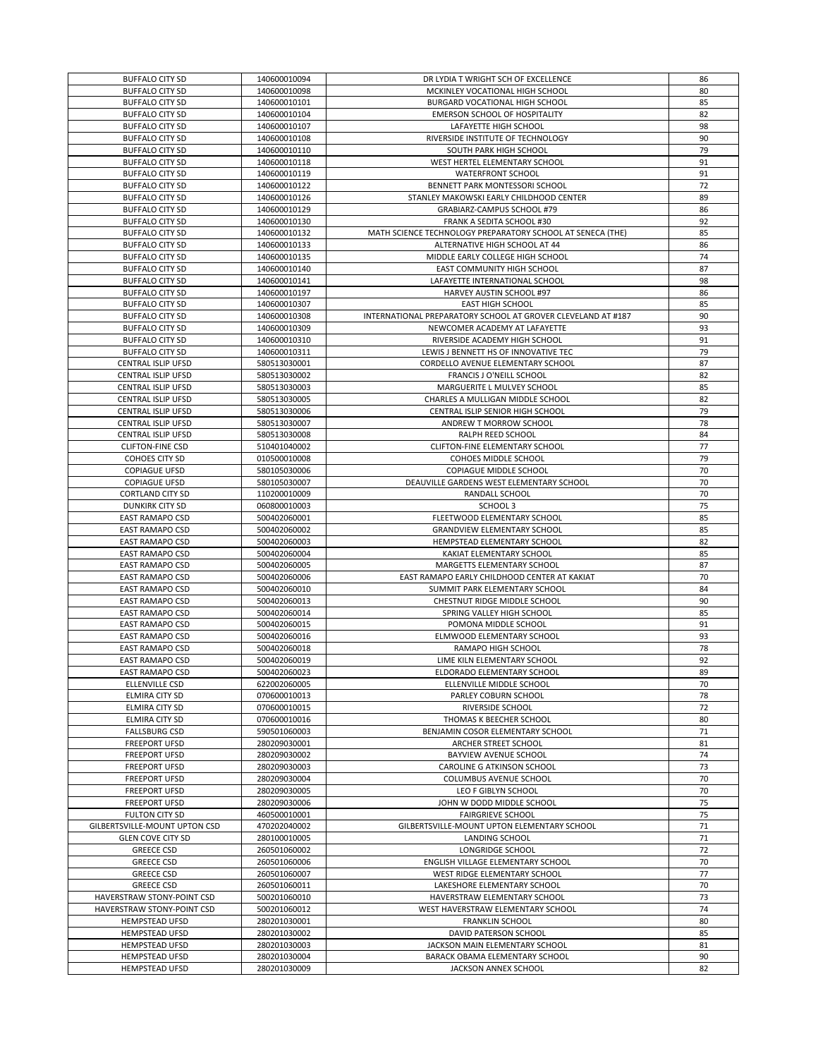| BUFFALO CITY SD | 140600010094 | DR LYDIA T WRIGHT SCH OF EXCELLENCE | 86 |
|---|---|---|---|
| BUFFALO CITY SD | 140600010098 | MCKINLEY VOCATIONAL HIGH SCHOOL | 80 |
| BUFFALO CITY SD | 140600010101 | BURGARD VOCATIONAL HIGH SCHOOL | 85 |
| BUFFALO CITY SD | 140600010104 | EMERSON SCHOOL OF HOSPITALITY | 82 |
| BUFFALO CITY SD | 140600010107 | LAFAYETTE HIGH SCHOOL | 98 |
| BUFFALO CITY SD | 140600010108 | RIVERSIDE INSTITUTE OF TECHNOLOGY | 90 |
| BUFFALO CITY SD | 140600010110 | SOUTH PARK HIGH SCHOOL | 79 |
| BUFFALO CITY SD | 140600010118 | WEST HERTEL ELEMENTARY SCHOOL | 91 |
| BUFFALO CITY SD | 140600010119 | WATERFRONT SCHOOL | 91 |
| BUFFALO CITY SD | 140600010122 | BENNETT PARK MONTESSORI SCHOOL | 72 |
| BUFFALO CITY SD | 140600010126 | STANLEY MAKOWSKI EARLY CHILDHOOD CENTER | 89 |
| BUFFALO CITY SD | 140600010129 | GRABIARZ-CAMPUS SCHOOL #79 | 86 |
| BUFFALO CITY SD | 140600010130 | FRANK A SEDITA SCHOOL #30 | 92 |
| BUFFALO CITY SD | 140600010132 | MATH SCIENCE TECHNOLOGY PREPARATORY SCHOOL AT SENECA (THE) | 85 |
| BUFFALO CITY SD | 140600010133 | ALTERNATIVE HIGH SCHOOL AT 44 | 86 |
| BUFFALO CITY SD | 140600010135 | MIDDLE EARLY COLLEGE HIGH SCHOOL | 74 |
| BUFFALO CITY SD | 140600010140 | EAST COMMUNITY HIGH SCHOOL | 87 |
| BUFFALO CITY SD | 140600010141 | LAFAYETTE INTERNATIONAL SCHOOL | 98 |
| BUFFALO CITY SD | 140600010197 | HARVEY AUSTIN SCHOOL #97 | 86 |
| BUFFALO CITY SD | 140600010307 | EAST HIGH SCHOOL | 85 |
| BUFFALO CITY SD | 140600010308 | INTERNATIONAL PREPARATORY SCHOOL AT GROVER CLEVELAND AT #187 | 90 |
| BUFFALO CITY SD | 140600010309 | NEWCOMER ACADEMY AT LAFAYETTE | 93 |
| BUFFALO CITY SD | 140600010310 | RIVERSIDE ACADEMY HIGH SCHOOL | 91 |
| BUFFALO CITY SD | 140600010311 | LEWIS J BENNETT HS OF INNOVATIVE TEC | 79 |
| CENTRAL ISLIP UFSD | 580513030001 | CORDELLO AVENUE ELEMENTARY SCHOOL | 87 |
| CENTRAL ISLIP UFSD | 580513030002 | FRANCIS J O'NEILL SCHOOL | 82 |
| CENTRAL ISLIP UFSD | 580513030003 | MARGUERITE L MULVEY SCHOOL | 85 |
| CENTRAL ISLIP UFSD | 580513030005 | CHARLES A MULLIGAN MIDDLE SCHOOL | 82 |
| CENTRAL ISLIP UFSD | 580513030006 | CENTRAL ISLIP SENIOR HIGH SCHOOL | 79 |
| CENTRAL ISLIP UFSD | 580513030007 | ANDREW T MORROW SCHOOL | 78 |
| CENTRAL ISLIP UFSD | 580513030008 | RALPH REED SCHOOL | 84 |
| CLIFTON-FINE CSD | 510401040002 | CLIFTON-FINE ELEMENTARY SCHOOL | 77 |
| COHOES CITY SD | 010500010008 | COHOES MIDDLE SCHOOL | 79 |
| COPIAGUE UFSD | 580105030006 | COPIAGUE MIDDLE SCHOOL | 70 |
| COPIAGUE UFSD | 580105030007 | DEAUVILLE GARDENS WEST ELEMENTARY SCHOOL | 70 |
| CORTLAND CITY SD | 110200010009 | RANDALL SCHOOL | 70 |
| DUNKIRK CITY SD | 060800010003 | SCHOOL 3 | 75 |
| EAST RAMAPO CSD | 500402060001 | FLEETWOOD ELEMENTARY SCHOOL | 85 |
| EAST RAMAPO CSD | 500402060002 | GRANDVIEW ELEMENTARY SCHOOL | 85 |
| EAST RAMAPO CSD | 500402060003 | HEMPSTEAD ELEMENTARY SCHOOL | 82 |
| EAST RAMAPO CSD | 500402060004 | KAKIAT ELEMENTARY SCHOOL | 85 |
| EAST RAMAPO CSD | 500402060005 | MARGETTS ELEMENTARY SCHOOL | 87 |
| EAST RAMAPO CSD | 500402060006 | EAST RAMAPO EARLY CHILDHOOD CENTER AT KAKIAT | 70 |
| EAST RAMAPO CSD | 500402060010 | SUMMIT PARK ELEMENTARY SCHOOL | 84 |
| EAST RAMAPO CSD | 500402060013 | CHESTNUT RIDGE MIDDLE SCHOOL | 90 |
| EAST RAMAPO CSD | 500402060014 | SPRING VALLEY HIGH SCHOOL | 85 |
| EAST RAMAPO CSD | 500402060015 | POMONA MIDDLE SCHOOL | 91 |
| EAST RAMAPO CSD | 500402060016 | ELMWOOD ELEMENTARY SCHOOL | 93 |
| EAST RAMAPO CSD | 500402060018 | RAMAPO HIGH SCHOOL | 78 |
| EAST RAMAPO CSD | 500402060019 | LIME KILN ELEMENTARY SCHOOL | 92 |
| EAST RAMAPO CSD | 500402060023 | ELDORADO ELEMENTARY SCHOOL | 89 |
| ELLENVILLE CSD | 622002060005 | ELLENVILLE MIDDLE SCHOOL | 70 |
| ELMIRA CITY SD | 070600010013 | PARLEY COBURN SCHOOL | 78 |
| ELMIRA CITY SD | 070600010015 | RIVERSIDE SCHOOL | 72 |
| ELMIRA CITY SD | 070600010016 | THOMAS K BEECHER SCHOOL | 80 |
| FALLSBURG CSD | 590501060003 | BENJAMIN COSOR ELEMENTARY SCHOOL | 71 |
| FREEPORT UFSD | 280209030001 | ARCHER STREET SCHOOL | 81 |
| FREEPORT UFSD | 280209030002 | BAYVIEW AVENUE SCHOOL | 74 |
| FREEPORT UFSD | 280209030003 | CAROLINE G ATKINSON SCHOOL | 73 |
| FREEPORT UFSD | 280209030004 | COLUMBUS AVENUE SCHOOL | 70 |
| FREEPORT UFSD | 280209030005 | LEO F GIBLYN SCHOOL | 70 |
| FREEPORT UFSD | 280209030006 | JOHN W DODD MIDDLE SCHOOL | 75 |
| FULTON CITY SD | 460500010001 | FAIRGRIEVE SCHOOL | 75 |
| GILBERTSVILLE-MOUNT UPTON CSD | 470202040002 | GILBERTSVILLE-MOUNT UPTON ELEMENTARY SCHOOL | 71 |
| GLEN COVE CITY SD | 280100010005 | LANDING SCHOOL | 71 |
| GREECE CSD | 260501060002 | LONGRIDGE SCHOOL | 72 |
| GREECE CSD | 260501060006 | ENGLISH VILLAGE ELEMENTARY SCHOOL | 70 |
| GREECE CSD | 260501060007 | WEST RIDGE ELEMENTARY SCHOOL | 77 |
| GREECE CSD | 260501060011 | LAKESHORE ELEMENTARY SCHOOL | 70 |
| HAVERSTRAW STONY-POINT CSD | 500201060010 | HAVERSTRAW ELEMENTARY SCHOOL | 73 |
| HAVERSTRAW STONY-POINT CSD | 500201060012 | WEST HAVERSTRAW ELEMENTARY SCHOOL | 74 |
| HEMPSTEAD UFSD | 280201030001 | FRANKLIN SCHOOL | 80 |
| HEMPSTEAD UFSD | 280201030002 | DAVID PATERSON SCHOOL | 85 |
| HEMPSTEAD UFSD | 280201030003 | JACKSON MAIN ELEMENTARY SCHOOL | 81 |
| HEMPSTEAD UFSD | 280201030004 | BARACK OBAMA ELEMENTARY SCHOOL | 90 |
| HEMPSTEAD UFSD | 280201030009 | JACKSON ANNEX SCHOOL | 82 |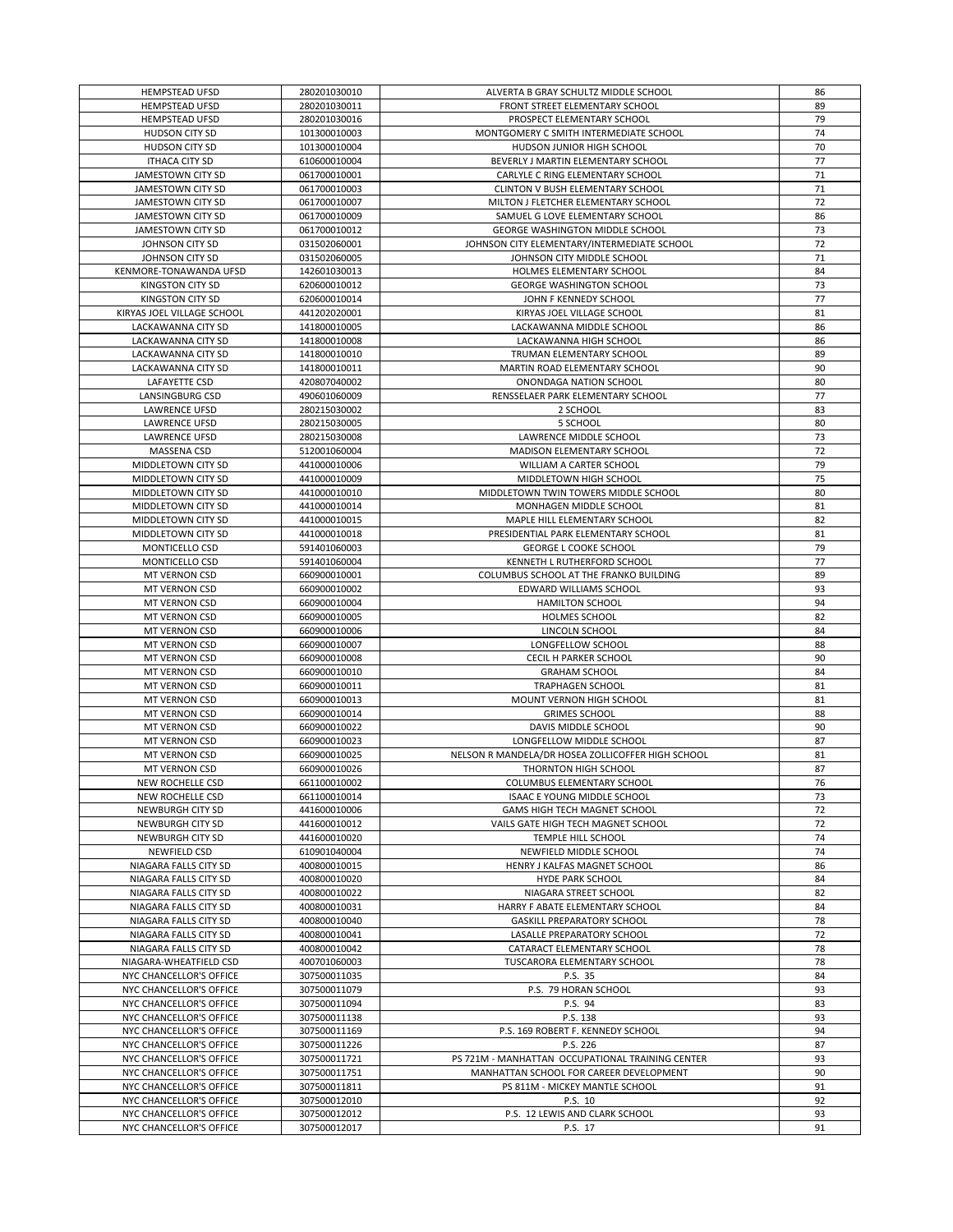| | | | |
|---|---|---|---|
| HEMPSTEAD UFSD | 280201030010 | ALVERTA B GRAY SCHULTZ MIDDLE SCHOOL | 86 |
| HEMPSTEAD UFSD | 280201030011 | FRONT STREET ELEMENTARY SCHOOL | 89 |
| HEMPSTEAD UFSD | 280201030016 | PROSPECT ELEMENTARY SCHOOL | 79 |
| HUDSON CITY SD | 101300010003 | MONTGOMERY C SMITH INTERMEDIATE SCHOOL | 74 |
| HUDSON CITY SD | 101300010004 | HUDSON JUNIOR HIGH SCHOOL | 70 |
| ITHACA CITY SD | 610600010004 | BEVERLY J MARTIN ELEMENTARY SCHOOL | 77 |
| JAMESTOWN CITY SD | 061700010001 | CARLYLE C RING ELEMENTARY SCHOOL | 71 |
| JAMESTOWN CITY SD | 061700010003 | CLINTON V BUSH ELEMENTARY SCHOOL | 71 |
| JAMESTOWN CITY SD | 061700010007 | MILTON J FLETCHER ELEMENTARY SCHOOL | 72 |
| JAMESTOWN CITY SD | 061700010009 | SAMUEL G LOVE ELEMENTARY SCHOOL | 86 |
| JAMESTOWN CITY SD | 061700010012 | GEORGE WASHINGTON MIDDLE SCHOOL | 73 |
| JOHNSON CITY SD | 031502060001 | JOHNSON CITY ELEMENTARY/INTERMEDIATE SCHOOL | 72 |
| JOHNSON CITY SD | 031502060005 | JOHNSON CITY MIDDLE SCHOOL | 71 |
| KENMORE-TONAWANDA UFSD | 142601030013 | HOLMES ELEMENTARY SCHOOL | 84 |
| KINGSTON CITY SD | 620600010012 | GEORGE WASHINGTON SCHOOL | 73 |
| KINGSTON CITY SD | 620600010014 | JOHN F KENNEDY SCHOOL | 77 |
| KIRYAS JOEL VILLAGE SCHOOL | 441202020001 | KIRYAS JOEL VILLAGE SCHOOL | 81 |
| LACKAWANNA CITY SD | 141800010005 | LACKAWANNA MIDDLE SCHOOL | 86 |
| LACKAWANNA CITY SD | 141800010008 | LACKAWANNA HIGH SCHOOL | 86 |
| LACKAWANNA CITY SD | 141800010010 | TRUMAN ELEMENTARY SCHOOL | 89 |
| LACKAWANNA CITY SD | 141800010011 | MARTIN ROAD ELEMENTARY SCHOOL | 90 |
| LAFAYETTE CSD | 420807040002 | ONONDAGA NATION SCHOOL | 80 |
| LANSINGBURG CSD | 490601060009 | RENSSELAER PARK ELEMENTARY SCHOOL | 77 |
| LAWRENCE UFSD | 280215030002 | 2 SCHOOL | 83 |
| LAWRENCE UFSD | 280215030005 | 5 SCHOOL | 80 |
| LAWRENCE UFSD | 280215030008 | LAWRENCE MIDDLE SCHOOL | 73 |
| MASSENA CSD | 512001060004 | MADISON ELEMENTARY SCHOOL | 72 |
| MIDDLETOWN CITY SD | 441000010006 | WILLIAM A CARTER SCHOOL | 79 |
| MIDDLETOWN CITY SD | 441000010009 | MIDDLETOWN HIGH SCHOOL | 75 |
| MIDDLETOWN CITY SD | 441000010010 | MIDDLETOWN TWIN TOWERS MIDDLE SCHOOL | 80 |
| MIDDLETOWN CITY SD | 441000010014 | MONHAGEN MIDDLE SCHOOL | 81 |
| MIDDLETOWN CITY SD | 441000010015 | MAPLE HILL ELEMENTARY SCHOOL | 82 |
| MIDDLETOWN CITY SD | 441000010018 | PRESIDENTIAL PARK ELEMENTARY SCHOOL | 81 |
| MONTICELLO CSD | 591401060003 | GEORGE L COOKE SCHOOL | 79 |
| MONTICELLO CSD | 591401060004 | KENNETH L RUTHERFORD SCHOOL | 77 |
| MT VERNON CSD | 660900010001 | COLUMBUS SCHOOL AT THE FRANKO BUILDING | 89 |
| MT VERNON CSD | 660900010002 | EDWARD WILLIAMS SCHOOL | 93 |
| MT VERNON CSD | 660900010004 | HAMILTON SCHOOL | 94 |
| MT VERNON CSD | 660900010005 | HOLMES SCHOOL | 82 |
| MT VERNON CSD | 660900010006 | LINCOLN SCHOOL | 84 |
| MT VERNON CSD | 660900010007 | LONGFELLOW SCHOOL | 88 |
| MT VERNON CSD | 660900010008 | CECIL H PARKER SCHOOL | 90 |
| MT VERNON CSD | 660900010010 | GRAHAM SCHOOL | 84 |
| MT VERNON CSD | 660900010011 | TRAPHAGEN SCHOOL | 81 |
| MT VERNON CSD | 660900010013 | MOUNT VERNON HIGH SCHOOL | 81 |
| MT VERNON CSD | 660900010014 | GRIMES SCHOOL | 88 |
| MT VERNON CSD | 660900010022 | DAVIS MIDDLE SCHOOL | 90 |
| MT VERNON CSD | 660900010023 | LONGFELLOW MIDDLE SCHOOL | 87 |
| MT VERNON CSD | 660900010025 | NELSON R MANDELA/DR HOSEA ZOLLICOFFER HIGH SCHOOL | 81 |
| MT VERNON CSD | 660900010026 | THORNTON HIGH SCHOOL | 87 |
| NEW ROCHELLE CSD | 661100010002 | COLUMBUS ELEMENTARY SCHOOL | 76 |
| NEW ROCHELLE CSD | 661100010014 | ISAAC E YOUNG MIDDLE SCHOOL | 73 |
| NEWBURGH CITY SD | 441600010006 | GAMS HIGH TECH MAGNET SCHOOL | 72 |
| NEWBURGH CITY SD | 441600010012 | VAILS GATE HIGH TECH MAGNET SCHOOL | 72 |
| NEWBURGH CITY SD | 441600010020 | TEMPLE HILL SCHOOL | 74 |
| NEWFIELD CSD | 610901040004 | NEWFIELD MIDDLE SCHOOL | 74 |
| NIAGARA FALLS CITY SD | 400800010015 | HENRY J KALFAS MAGNET SCHOOL | 86 |
| NIAGARA FALLS CITY SD | 400800010020 | HYDE PARK SCHOOL | 84 |
| NIAGARA FALLS CITY SD | 400800010022 | NIAGARA STREET SCHOOL | 82 |
| NIAGARA FALLS CITY SD | 400800010031 | HARRY F ABATE ELEMENTARY SCHOOL | 84 |
| NIAGARA FALLS CITY SD | 400800010040 | GASKILL PREPARATORY SCHOOL | 78 |
| NIAGARA FALLS CITY SD | 400800010041 | LASALLE PREPARATORY SCHOOL | 72 |
| NIAGARA FALLS CITY SD | 400800010042 | CATARACT ELEMENTARY SCHOOL | 78 |
| NIAGARA-WHEATFIELD CSD | 400701060003 | TUSCARORA ELEMENTARY SCHOOL | 78 |
| NYC CHANCELLOR'S OFFICE | 307500011035 | P.S. 35 | 84 |
| NYC CHANCELLOR'S OFFICE | 307500011079 | P.S. 79 HORAN SCHOOL | 93 |
| NYC CHANCELLOR'S OFFICE | 307500011094 | P.S. 94 | 83 |
| NYC CHANCELLOR'S OFFICE | 307500011138 | P.S. 138 | 93 |
| NYC CHANCELLOR'S OFFICE | 307500011169 | P.S. 169 ROBERT F. KENNEDY SCHOOL | 94 |
| NYC CHANCELLOR'S OFFICE | 307500011226 | P.S. 226 | 87 |
| NYC CHANCELLOR'S OFFICE | 307500011721 | PS 721M - MANHATTAN OCCUPATIONAL TRAINING CENTER | 93 |
| NYC CHANCELLOR'S OFFICE | 307500011751 | MANHATTAN SCHOOL FOR CAREER DEVELOPMENT | 90 |
| NYC CHANCELLOR'S OFFICE | 307500011811 | PS 811M - MICKEY MANTLE SCHOOL | 91 |
| NYC CHANCELLOR'S OFFICE | 307500012010 | P.S. 10 | 92 |
| NYC CHANCELLOR'S OFFICE | 307500012012 | P.S. 12 LEWIS AND CLARK SCHOOL | 93 |
| NYC CHANCELLOR'S OFFICE | 307500012017 | P.S. 17 | 91 |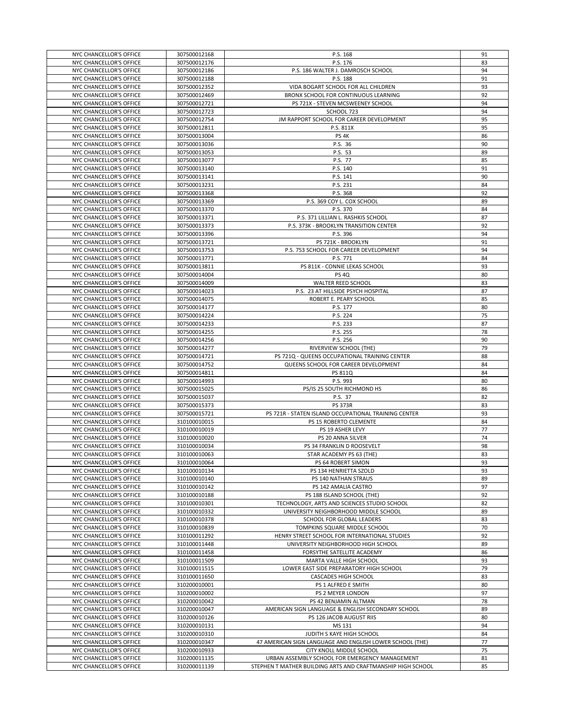| NYC CHANCELLOR'S OFFICE | 307500012168 | P.S. 168 | 91 |
|---|---|---|---|
| NYC CHANCELLOR'S OFFICE | 307500012176 | P.S. 176 | 83 |
| NYC CHANCELLOR'S OFFICE | 307500012186 | P.S. 186 WALTER J. DAMROSCH SCHOOL | 94 |
| NYC CHANCELLOR'S OFFICE | 307500012188 | P.S. 188 | 91 |
| NYC CHANCELLOR'S OFFICE | 307500012352 | VIDA BOGART SCHOOL FOR ALL CHILDREN | 93 |
| NYC CHANCELLOR'S OFFICE | 307500012469 | BRONX SCHOOL FOR CONTINUOUS LEARNING | 92 |
| NYC CHANCELLOR'S OFFICE | 307500012721 | PS 721X - STEVEN MCSWEENEY SCHOOL | 94 |
| NYC CHANCELLOR'S OFFICE | 307500012723 | SCHOOL 723 | 94 |
| NYC CHANCELLOR'S OFFICE | 307500012754 | JM RAPPORT SCHOOL FOR CAREER DEVELOPMENT | 95 |
| NYC CHANCELLOR'S OFFICE | 307500012811 | P.S. 811X | 95 |
| NYC CHANCELLOR'S OFFICE | 307500013004 | PS 4K | 86 |
| NYC CHANCELLOR'S OFFICE | 307500013036 | P.S. 36 | 90 |
| NYC CHANCELLOR'S OFFICE | 307500013053 | P.S. 53 | 89 |
| NYC CHANCELLOR'S OFFICE | 307500013077 | P.S. 77 | 85 |
| NYC CHANCELLOR'S OFFICE | 307500013140 | P.S. 140 | 91 |
| NYC CHANCELLOR'S OFFICE | 307500013141 | P.S. 141 | 90 |
| NYC CHANCELLOR'S OFFICE | 307500013231 | P.S. 231 | 84 |
| NYC CHANCELLOR'S OFFICE | 307500013368 | P.S. 368 | 92 |
| NYC CHANCELLOR'S OFFICE | 307500013369 | P.S. 369 COY L. COX SCHOOL | 89 |
| NYC CHANCELLOR'S OFFICE | 307500013370 | P.S. 370 | 84 |
| NYC CHANCELLOR'S OFFICE | 307500013371 | P.S. 371 LILLIAN L. RASHKIS SCHOOL | 87 |
| NYC CHANCELLOR'S OFFICE | 307500013373 | P.S. 373K - BROOKLYN TRANSITION CENTER | 92 |
| NYC CHANCELLOR'S OFFICE | 307500013396 | P.S. 396 | 94 |
| NYC CHANCELLOR'S OFFICE | 307500013721 | PS 721K - BROOKLYN | 91 |
| NYC CHANCELLOR'S OFFICE | 307500013753 | P.S. 753 SCHOOL FOR CAREER DEVELOPMENT | 94 |
| NYC CHANCELLOR'S OFFICE | 307500013771 | P.S. 771 | 84 |
| NYC CHANCELLOR'S OFFICE | 307500013811 | PS 811K - CONNIE LEKAS SCHOOL | 93 |
| NYC CHANCELLOR'S OFFICE | 307500014004 | PS 4Q | 80 |
| NYC CHANCELLOR'S OFFICE | 307500014009 | WALTER REED SCHOOL | 83 |
| NYC CHANCELLOR'S OFFICE | 307500014023 | P.S. 23 AT HILLSIDE PSYCH HOSPITAL | 87 |
| NYC CHANCELLOR'S OFFICE | 307500014075 | ROBERT E. PEARY SCHOOL | 85 |
| NYC CHANCELLOR'S OFFICE | 307500014177 | P.S. 177 | 80 |
| NYC CHANCELLOR'S OFFICE | 307500014224 | P.S. 224 | 75 |
| NYC CHANCELLOR'S OFFICE | 307500014233 | P.S. 233 | 87 |
| NYC CHANCELLOR'S OFFICE | 307500014255 | P.S. 255 | 78 |
| NYC CHANCELLOR'S OFFICE | 307500014256 | P.S. 256 | 90 |
| NYC CHANCELLOR'S OFFICE | 307500014277 | RIVERVIEW SCHOOL (THE) | 79 |
| NYC CHANCELLOR'S OFFICE | 307500014721 | PS 721Q - QUEENS OCCUPATIONAL TRAINING CENTER | 88 |
| NYC CHANCELLOR'S OFFICE | 307500014752 | QUEENS SCHOOL FOR CAREER DEVELOPMENT | 84 |
| NYC CHANCELLOR'S OFFICE | 307500014811 | PS 811Q | 84 |
| NYC CHANCELLOR'S OFFICE | 307500014993 | P.S. 993 | 80 |
| NYC CHANCELLOR'S OFFICE | 307500015025 | PS/IS 25 SOUTH RICHMOND HS | 86 |
| NYC CHANCELLOR'S OFFICE | 307500015037 | P.S. 37 | 82 |
| NYC CHANCELLOR'S OFFICE | 307500015373 | PS 373R | 83 |
| NYC CHANCELLOR'S OFFICE | 307500015721 | PS 721R - STATEN ISLAND OCCUPATIONAL TRAINING CENTER | 93 |
| NYC CHANCELLOR'S OFFICE | 310100010015 | PS 15 ROBERTO CLEMENTE | 84 |
| NYC CHANCELLOR'S OFFICE | 310100010019 | PS 19 ASHER LEVY | 77 |
| NYC CHANCELLOR'S OFFICE | 310100010020 | PS 20 ANNA SILVER | 74 |
| NYC CHANCELLOR'S OFFICE | 310100010034 | PS 34 FRANKLIN D ROOSEVELT | 98 |
| NYC CHANCELLOR'S OFFICE | 310100010063 | STAR ACADEMY PS 63 (THE) | 83 |
| NYC CHANCELLOR'S OFFICE | 310100010064 | PS 64 ROBERT SIMON | 93 |
| NYC CHANCELLOR'S OFFICE | 310100010134 | PS 134 HENRIETTA SZOLD | 93 |
| NYC CHANCELLOR'S OFFICE | 310100010140 | PS 140 NATHAN STRAUS | 89 |
| NYC CHANCELLOR'S OFFICE | 310100010142 | PS 142 AMALIA CASTRO | 97 |
| NYC CHANCELLOR'S OFFICE | 310100010188 | PS 188 ISLAND SCHOOL (THE) | 92 |
| NYC CHANCELLOR'S OFFICE | 310100010301 | TECHNOLOGY, ARTS AND SCIENCES STUDIO SCHOOL | 82 |
| NYC CHANCELLOR'S OFFICE | 310100010332 | UNIVERSITY NEIGHBORHOOD MIDDLE SCHOOL | 89 |
| NYC CHANCELLOR'S OFFICE | 310100010378 | SCHOOL FOR GLOBAL LEADERS | 83 |
| NYC CHANCELLOR'S OFFICE | 310100010839 | TOMPKINS SQUARE MIDDLE SCHOOL | 70 |
| NYC CHANCELLOR'S OFFICE | 310100011292 | HENRY STREET SCHOOL FOR INTERNATIONAL STUDIES | 92 |
| NYC CHANCELLOR'S OFFICE | 310100011448 | UNIVERSITY NEIGHBORHOOD HIGH SCHOOL | 89 |
| NYC CHANCELLOR'S OFFICE | 310100011458 | FORSYTHE SATELLITE ACADEMY | 86 |
| NYC CHANCELLOR'S OFFICE | 310100011509 | MARTA VALLE HIGH SCHOOL | 93 |
| NYC CHANCELLOR'S OFFICE | 310100011515 | LOWER EAST SIDE PREPARATORY HIGH SCHOOL | 79 |
| NYC CHANCELLOR'S OFFICE | 310100011650 | CASCADES HIGH SCHOOL | 83 |
| NYC CHANCELLOR'S OFFICE | 310200010001 | PS 1 ALFRED E SMITH | 80 |
| NYC CHANCELLOR'S OFFICE | 310200010002 | PS 2 MEYER LONDON | 97 |
| NYC CHANCELLOR'S OFFICE | 310200010042 | PS 42 BENJAMIN ALTMAN | 78 |
| NYC CHANCELLOR'S OFFICE | 310200010047 | AMERICAN SIGN LANGUAGE & ENGLISH SECONDARY SCHOOL | 89 |
| NYC CHANCELLOR'S OFFICE | 310200010126 | PS 126 JACOB AUGUST RIIS | 80 |
| NYC CHANCELLOR'S OFFICE | 310200010131 | MS 131 | 94 |
| NYC CHANCELLOR'S OFFICE | 310200010310 | JUDITH S KAYE HIGH SCHOOL | 84 |
| NYC CHANCELLOR'S OFFICE | 310200010347 | 47 AMERICAN SIGN LANGUAGE AND ENGLISH LOWER SCHOOL (THE) | 77 |
| NYC CHANCELLOR'S OFFICE | 310200010933 | CITY KNOLL MIDDLE SCHOOL | 75 |
| NYC CHANCELLOR'S OFFICE | 310200011135 | URBAN ASSEMBLY SCHOOL FOR EMERGENCY MANAGEMENT | 81 |
| NYC CHANCELLOR'S OFFICE | 310200011139 | STEPHEN T MATHER BUILDING ARTS AND CRAFTMANSHIP HIGH SCHOOL | 85 |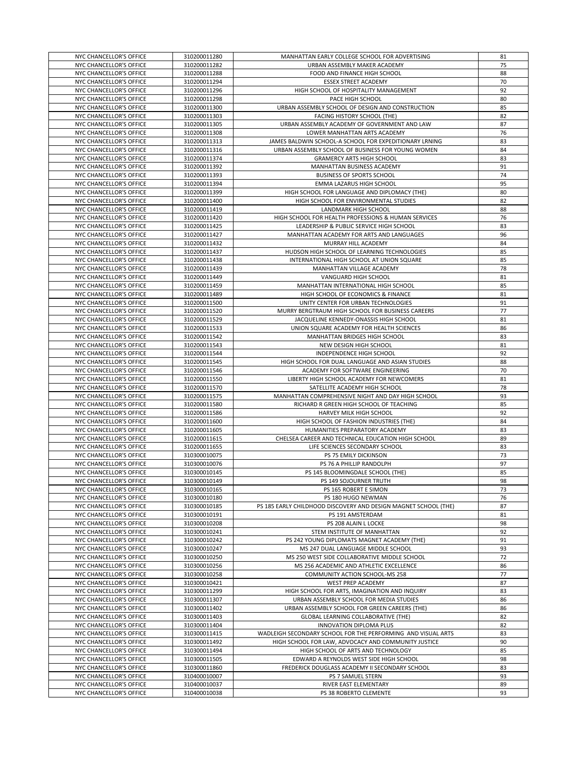| NYC CHANCELLOR'S OFFICE | 310200011280 | MANHATTAN EARLY COLLEGE SCHOOL FOR ADVERTISING | 81 |
|---|---|---|---|
| NYC CHANCELLOR'S OFFICE | 310200011282 | URBAN ASSEMBLY MAKER ACADEMY | 75 |
| NYC CHANCELLOR'S OFFICE | 310200011288 | FOOD AND FINANCE HIGH SCHOOL | 88 |
| NYC CHANCELLOR'S OFFICE | 310200011294 | ESSEX STREET ACADEMY | 70 |
| NYC CHANCELLOR'S OFFICE | 310200011296 | HIGH SCHOOL OF HOSPITALITY MANAGEMENT | 92 |
| NYC CHANCELLOR'S OFFICE | 310200011298 | PACE HIGH SCHOOL | 80 |
| NYC CHANCELLOR'S OFFICE | 310200011300 | URBAN ASSEMBLY SCHOOL OF DESIGN AND CONSTRUCTION | 85 |
| NYC CHANCELLOR'S OFFICE | 310200011303 | FACING HISTORY SCHOOL (THE) | 82 |
| NYC CHANCELLOR'S OFFICE | 310200011305 | URBAN ASSEMBLY ACADEMY OF GOVERNMENT AND LAW | 87 |
| NYC CHANCELLOR'S OFFICE | 310200011308 | LOWER MANHATTAN ARTS ACADEMY | 76 |
| NYC CHANCELLOR'S OFFICE | 310200011313 | JAMES BALDWIN SCHOOL-A SCHOOL FOR EXPEDITIONARY LRNING | 83 |
| NYC CHANCELLOR'S OFFICE | 310200011316 | URBAN ASSEMBLY SCHOOL OF BUSINESS FOR YOUNG WOMEN | 84 |
| NYC CHANCELLOR'S OFFICE | 310200011374 | GRAMERCY ARTS HIGH SCHOOL | 83 |
| NYC CHANCELLOR'S OFFICE | 310200011392 | MANHATTAN BUSINESS ACADEMY | 91 |
| NYC CHANCELLOR'S OFFICE | 310200011393 | BUSINESS OF SPORTS SCHOOL | 74 |
| NYC CHANCELLOR'S OFFICE | 310200011394 | EMMA LAZARUS HIGH SCHOOL | 95 |
| NYC CHANCELLOR'S OFFICE | 310200011399 | HIGH SCHOOL FOR LANGUAGE AND DIPLOMACY (THE) | 80 |
| NYC CHANCELLOR'S OFFICE | 310200011400 | HIGH SCHOOL FOR ENVIRONMENTAL STUDIES | 82 |
| NYC CHANCELLOR'S OFFICE | 310200011419 | LANDMARK HIGH SCHOOL | 88 |
| NYC CHANCELLOR'S OFFICE | 310200011420 | HIGH SCHOOL FOR HEALTH PROFESSIONS & HUMAN SERVICES | 76 |
| NYC CHANCELLOR'S OFFICE | 310200011425 | LEADERSHIP & PUBLIC SERVICE HIGH SCHOOL | 83 |
| NYC CHANCELLOR'S OFFICE | 310200011427 | MANHATTAN ACADEMY FOR ARTS AND LANGUAGES | 96 |
| NYC CHANCELLOR'S OFFICE | 310200011432 | MURRAY HILL ACADEMY | 84 |
| NYC CHANCELLOR'S OFFICE | 310200011437 | HUDSON HIGH SCHOOL OF LEARNING TECHNOLOGIES | 85 |
| NYC CHANCELLOR'S OFFICE | 310200011438 | INTERNATIONAL HIGH SCHOOL AT UNION SQUARE | 85 |
| NYC CHANCELLOR'S OFFICE | 310200011439 | MANHATTAN VILLAGE ACADEMY | 78 |
| NYC CHANCELLOR'S OFFICE | 310200011449 | VANGUARD HIGH SCHOOL | 81 |
| NYC CHANCELLOR'S OFFICE | 310200011459 | MANHATTAN INTERNATIONAL HIGH SCHOOL | 85 |
| NYC CHANCELLOR'S OFFICE | 310200011489 | HIGH SCHOOL OF ECONOMICS & FINANCE | 81 |
| NYC CHANCELLOR'S OFFICE | 310200011500 | UNITY CENTER FOR URBAN TECHNOLOGIES | 91 |
| NYC CHANCELLOR'S OFFICE | 310200011520 | MURRY BERGTRAUM HIGH SCHOOL FOR BUSINESS CAREERS | 77 |
| NYC CHANCELLOR'S OFFICE | 310200011529 | JACQUELINE KENNEDY-ONASSIS HIGH SCHOOL | 81 |
| NYC CHANCELLOR'S OFFICE | 310200011533 | UNION SQUARE ACADEMY FOR HEALTH SCIENCES | 86 |
| NYC CHANCELLOR'S OFFICE | 310200011542 | MANHATTAN BRIDGES HIGH SCHOOL | 83 |
| NYC CHANCELLOR'S OFFICE | 310200011543 | NEW DESIGN HIGH SCHOOL | 81 |
| NYC CHANCELLOR'S OFFICE | 310200011544 | INDEPENDENCE HIGH SCHOOL | 92 |
| NYC CHANCELLOR'S OFFICE | 310200011545 | HIGH SCHOOL FOR DUAL LANGUAGE AND ASIAN STUDIES | 88 |
| NYC CHANCELLOR'S OFFICE | 310200011546 | ACADEMY FOR SOFTWARE ENGINEERING | 70 |
| NYC CHANCELLOR'S OFFICE | 310200011550 | LIBERTY HIGH SCHOOL ACADEMY FOR NEWCOMERS | 81 |
| NYC CHANCELLOR'S OFFICE | 310200011570 | SATELLITE ACADEMY HIGH SCHOOL | 78 |
| NYC CHANCELLOR'S OFFICE | 310200011575 | MANHATTAN COMPREHENSIVE NIGHT AND DAY HIGH SCHOOL | 93 |
| NYC CHANCELLOR'S OFFICE | 310200011580 | RICHARD R GREEN HIGH SCHOOL OF TEACHING | 85 |
| NYC CHANCELLOR'S OFFICE | 310200011586 | HARVEY MILK HIGH SCHOOL | 92 |
| NYC CHANCELLOR'S OFFICE | 310200011600 | HIGH SCHOOL OF FASHION INDUSTRIES (THE) | 84 |
| NYC CHANCELLOR'S OFFICE | 310200011605 | HUMANITIES PREPARATORY ACADEMY | 83 |
| NYC CHANCELLOR'S OFFICE | 310200011615 | CHELSEA CAREER AND TECHNICAL EDUCATION HIGH SCHOOL | 89 |
| NYC CHANCELLOR'S OFFICE | 310200011655 | LIFE SCIENCES SECONDARY SCHOOL | 83 |
| NYC CHANCELLOR'S OFFICE | 310300010075 | PS 75 EMILY DICKINSON | 73 |
| NYC CHANCELLOR'S OFFICE | 310300010076 | PS 76 A PHILLIP RANDOLPH | 97 |
| NYC CHANCELLOR'S OFFICE | 310300010145 | PS 145 BLOOMINGDALE SCHOOL (THE) | 85 |
| NYC CHANCELLOR'S OFFICE | 310300010149 | PS 149 SOJOURNER TRUTH | 98 |
| NYC CHANCELLOR'S OFFICE | 310300010165 | PS 165 ROBERT E SIMON | 73 |
| NYC CHANCELLOR'S OFFICE | 310300010180 | PS 180 HUGO NEWMAN | 76 |
| NYC CHANCELLOR'S OFFICE | 310300010185 | PS 185 EARLY CHILDHOOD DISCOVERY AND DESIGN MAGNET SCHOOL (THE) | 87 |
| NYC CHANCELLOR'S OFFICE | 310300010191 | PS 191 AMSTERDAM | 81 |
| NYC CHANCELLOR'S OFFICE | 310300010208 | PS 208 ALAIN L LOCKE | 98 |
| NYC CHANCELLOR'S OFFICE | 310300010241 | STEM INSTITUTE OF MANHATTAN | 92 |
| NYC CHANCELLOR'S OFFICE | 310300010242 | PS 242 YOUNG DIPLOMATS MAGNET ACADEMY (THE) | 91 |
| NYC CHANCELLOR'S OFFICE | 310300010247 | MS 247 DUAL LANGUAGE MIDDLE SCHOOL | 93 |
| NYC CHANCELLOR'S OFFICE | 310300010250 | MS 250 WEST SIDE COLLABORATIVE MIDDLE SCHOOL | 72 |
| NYC CHANCELLOR'S OFFICE | 310300010256 | MS 256 ACADEMIC AND ATHLETIC EXCELLENCE | 86 |
| NYC CHANCELLOR'S OFFICE | 310300010258 | COMMUNITY ACTION SCHOOL-MS 258 | 77 |
| NYC CHANCELLOR'S OFFICE | 310300010421 | WEST PREP ACADEMY | 87 |
| NYC CHANCELLOR'S OFFICE | 310300011299 | HIGH SCHOOL FOR ARTS, IMAGINATION AND INQUIRY | 83 |
| NYC CHANCELLOR'S OFFICE | 310300011307 | URBAN ASSEMBLY SCHOOL FOR MEDIA STUDIES | 86 |
| NYC CHANCELLOR'S OFFICE | 310300011402 | URBAN ASSEMBLY SCHOOL FOR GREEN CAREERS (THE) | 86 |
| NYC CHANCELLOR'S OFFICE | 310300011403 | GLOBAL LEARNING COLLABORATIVE (THE) | 82 |
| NYC CHANCELLOR'S OFFICE | 310300011404 | INNOVATION DIPLOMA PLUS | 82 |
| NYC CHANCELLOR'S OFFICE | 310300011415 | WADLEIGH SECONDARY SCHOOL FOR THE PERFORMING AND VISUAL ARTS | 83 |
| NYC CHANCELLOR'S OFFICE | 310300011492 | HIGH SCHOOL FOR LAW, ADVOCACY AND COMMUNITY JUSTICE | 90 |
| NYC CHANCELLOR'S OFFICE | 310300011494 | HIGH SCHOOL OF ARTS AND TECHNOLOGY | 85 |
| NYC CHANCELLOR'S OFFICE | 310300011505 | EDWARD A REYNOLDS WEST SIDE HIGH SCHOOL | 98 |
| NYC CHANCELLOR'S OFFICE | 310300011860 | FREDERICK DOUGLASS ACADEMY II SECONDARY SCHOOL | 83 |
| NYC CHANCELLOR'S OFFICE | 310400010007 | PS 7 SAMUEL STERN | 93 |
| NYC CHANCELLOR'S OFFICE | 310400010037 | RIVER EAST ELEMENTARY | 89 |
| NYC CHANCELLOR'S OFFICE | 310400010038 | PS 38 ROBERTO CLEMENTE | 93 |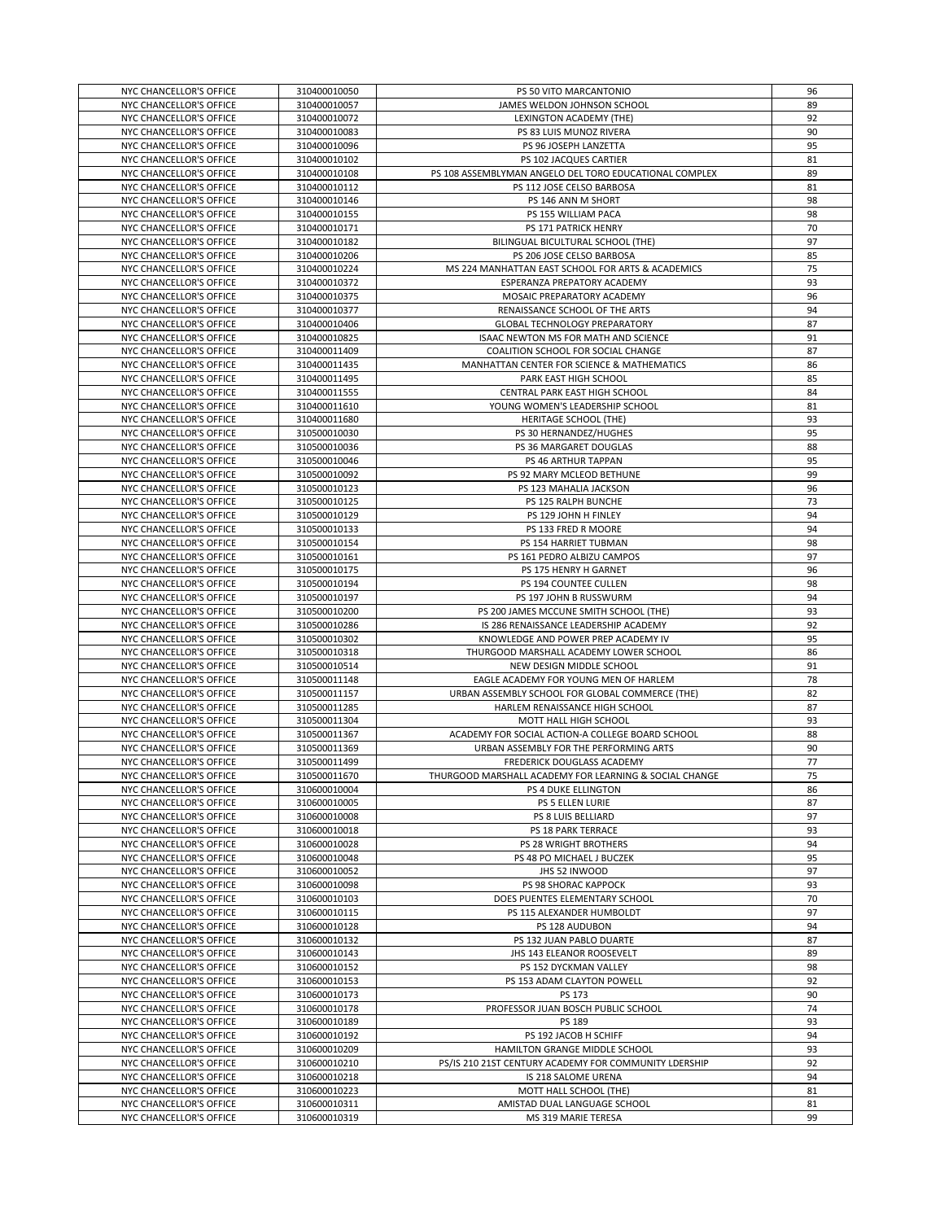| | | | |
|---|---|---|---|
| NYC CHANCELLOR'S OFFICE | 310400010050 | PS 50 VITO MARCANTONIO | 96 |
| NYC CHANCELLOR'S OFFICE | 310400010057 | JAMES WELDON JOHNSON SCHOOL | 89 |
| NYC CHANCELLOR'S OFFICE | 310400010072 | LEXINGTON ACADEMY (THE) | 92 |
| NYC CHANCELLOR'S OFFICE | 310400010083 | PS 83 LUIS MUNOZ RIVERA | 90 |
| NYC CHANCELLOR'S OFFICE | 310400010096 | PS 96 JOSEPH LANZETTA | 95 |
| NYC CHANCELLOR'S OFFICE | 310400010102 | PS 102 JACQUES CARTIER | 81 |
| NYC CHANCELLOR'S OFFICE | 310400010108 | PS 108 ASSEMBLYMAN ANGELO DEL TORO EDUCATIONAL COMPLEX | 89 |
| NYC CHANCELLOR'S OFFICE | 310400010112 | PS 112 JOSE CELSO BARBOSA | 81 |
| NYC CHANCELLOR'S OFFICE | 310400010146 | PS 146 ANN M SHORT | 98 |
| NYC CHANCELLOR'S OFFICE | 310400010155 | PS 155 WILLIAM PACA | 98 |
| NYC CHANCELLOR'S OFFICE | 310400010171 | PS 171 PATRICK HENRY | 70 |
| NYC CHANCELLOR'S OFFICE | 310400010182 | BILINGUAL BICULTURAL SCHOOL (THE) | 97 |
| NYC CHANCELLOR'S OFFICE | 310400010206 | PS 206 JOSE CELSO BARBOSA | 85 |
| NYC CHANCELLOR'S OFFICE | 310400010224 | MS 224 MANHATTAN EAST SCHOOL FOR ARTS & ACADEMICS | 75 |
| NYC CHANCELLOR'S OFFICE | 310400010372 | ESPERANZA PREPATORY ACADEMY | 93 |
| NYC CHANCELLOR'S OFFICE | 310400010375 | MOSAIC PREPARATORY ACADEMY | 96 |
| NYC CHANCELLOR'S OFFICE | 310400010377 | RENAISSANCE SCHOOL OF THE ARTS | 94 |
| NYC CHANCELLOR'S OFFICE | 310400010406 | GLOBAL TECHNOLOGY PREPARATORY | 87 |
| NYC CHANCELLOR'S OFFICE | 310400010825 | ISAAC NEWTON MS FOR MATH AND SCIENCE | 91 |
| NYC CHANCELLOR'S OFFICE | 310400011409 | COALITION SCHOOL FOR SOCIAL CHANGE | 87 |
| NYC CHANCELLOR'S OFFICE | 310400011435 | MANHATTAN CENTER FOR SCIENCE & MATHEMATICS | 86 |
| NYC CHANCELLOR'S OFFICE | 310400011495 | PARK EAST HIGH SCHOOL | 85 |
| NYC CHANCELLOR'S OFFICE | 310400011555 | CENTRAL PARK EAST HIGH SCHOOL | 84 |
| NYC CHANCELLOR'S OFFICE | 310400011610 | YOUNG WOMEN'S LEADERSHIP SCHOOL | 81 |
| NYC CHANCELLOR'S OFFICE | 310400011680 | HERITAGE SCHOOL (THE) | 93 |
| NYC CHANCELLOR'S OFFICE | 310500010030 | PS 30 HERNANDEZ/HUGHES | 95 |
| NYC CHANCELLOR'S OFFICE | 310500010036 | PS 36 MARGARET DOUGLAS | 88 |
| NYC CHANCELLOR'S OFFICE | 310500010046 | PS 46 ARTHUR TAPPAN | 95 |
| NYC CHANCELLOR'S OFFICE | 310500010092 | PS 92 MARY MCLEOD BETHUNE | 99 |
| NYC CHANCELLOR'S OFFICE | 310500010123 | PS 123 MAHALIA JACKSON | 96 |
| NYC CHANCELLOR'S OFFICE | 310500010125 | PS 125 RALPH BUNCHE | 73 |
| NYC CHANCELLOR'S OFFICE | 310500010129 | PS 129 JOHN H FINLEY | 94 |
| NYC CHANCELLOR'S OFFICE | 310500010133 | PS 133 FRED R MOORE | 94 |
| NYC CHANCELLOR'S OFFICE | 310500010154 | PS 154 HARRIET TUBMAN | 98 |
| NYC CHANCELLOR'S OFFICE | 310500010161 | PS 161 PEDRO ALBIZU CAMPOS | 97 |
| NYC CHANCELLOR'S OFFICE | 310500010175 | PS 175 HENRY H GARNET | 96 |
| NYC CHANCELLOR'S OFFICE | 310500010194 | PS 194 COUNTEE CULLEN | 98 |
| NYC CHANCELLOR'S OFFICE | 310500010197 | PS 197 JOHN B RUSSWURM | 94 |
| NYC CHANCELLOR'S OFFICE | 310500010200 | PS 200 JAMES MCCUNE SMITH SCHOOL (THE) | 93 |
| NYC CHANCELLOR'S OFFICE | 310500010286 | IS 286 RENAISSANCE LEADERSHIP ACADEMY | 92 |
| NYC CHANCELLOR'S OFFICE | 310500010302 | KNOWLEDGE AND POWER PREP ACADEMY IV | 95 |
| NYC CHANCELLOR'S OFFICE | 310500010318 | THURGOOD MARSHALL ACADEMY LOWER SCHOOL | 86 |
| NYC CHANCELLOR'S OFFICE | 310500010514 | NEW DESIGN MIDDLE SCHOOL | 91 |
| NYC CHANCELLOR'S OFFICE | 310500011148 | EAGLE ACADEMY FOR YOUNG MEN OF HARLEM | 78 |
| NYC CHANCELLOR'S OFFICE | 310500011157 | URBAN ASSEMBLY SCHOOL FOR GLOBAL COMMERCE (THE) | 82 |
| NYC CHANCELLOR'S OFFICE | 310500011285 | HARLEM RENAISSANCE HIGH SCHOOL | 87 |
| NYC CHANCELLOR'S OFFICE | 310500011304 | MOTT HALL HIGH SCHOOL | 93 |
| NYC CHANCELLOR'S OFFICE | 310500011367 | ACADEMY FOR SOCIAL ACTION-A COLLEGE BOARD SCHOOL | 88 |
| NYC CHANCELLOR'S OFFICE | 310500011369 | URBAN ASSEMBLY FOR THE PERFORMING ARTS | 90 |
| NYC CHANCELLOR'S OFFICE | 310500011499 | FREDERICK DOUGLASS ACADEMY | 77 |
| NYC CHANCELLOR'S OFFICE | 310500011670 | THURGOOD MARSHALL ACADEMY FOR LEARNING & SOCIAL CHANGE | 75 |
| NYC CHANCELLOR'S OFFICE | 310600010004 | PS 4 DUKE ELLINGTON | 86 |
| NYC CHANCELLOR'S OFFICE | 310600010005 | PS 5 ELLEN LURIE | 87 |
| NYC CHANCELLOR'S OFFICE | 310600010008 | PS 8 LUIS BELLIARD | 97 |
| NYC CHANCELLOR'S OFFICE | 310600010018 | PS 18 PARK TERRACE | 93 |
| NYC CHANCELLOR'S OFFICE | 310600010028 | PS 28 WRIGHT BROTHERS | 94 |
| NYC CHANCELLOR'S OFFICE | 310600010048 | PS 48 PO MICHAEL J BUCZEK | 95 |
| NYC CHANCELLOR'S OFFICE | 310600010052 | JHS 52 INWOOD | 97 |
| NYC CHANCELLOR'S OFFICE | 310600010098 | PS 98 SHORAC KAPPOCK | 93 |
| NYC CHANCELLOR'S OFFICE | 310600010103 | DOES PUENTES ELEMENTARY SCHOOL | 70 |
| NYC CHANCELLOR'S OFFICE | 310600010115 | PS 115 ALEXANDER HUMBOLDT | 97 |
| NYC CHANCELLOR'S OFFICE | 310600010128 | PS 128 AUDUBON | 94 |
| NYC CHANCELLOR'S OFFICE | 310600010132 | PS 132 JUAN PABLO DUARTE | 87 |
| NYC CHANCELLOR'S OFFICE | 310600010143 | JHS 143 ELEANOR ROOSEVELT | 89 |
| NYC CHANCELLOR'S OFFICE | 310600010152 | PS 152 DYCKMAN VALLEY | 98 |
| NYC CHANCELLOR'S OFFICE | 310600010153 | PS 153 ADAM CLAYTON POWELL | 92 |
| NYC CHANCELLOR'S OFFICE | 310600010173 | PS 173 | 90 |
| NYC CHANCELLOR'S OFFICE | 310600010178 | PROFESSOR JUAN BOSCH PUBLIC SCHOOL | 74 |
| NYC CHANCELLOR'S OFFICE | 310600010189 | PS 189 | 93 |
| NYC CHANCELLOR'S OFFICE | 310600010192 | PS 192 JACOB H SCHIFF | 94 |
| NYC CHANCELLOR'S OFFICE | 310600010209 | HAMILTON GRANGE MIDDLE SCHOOL | 93 |
| NYC CHANCELLOR'S OFFICE | 310600010210 | PS/IS 210 21ST CENTURY ACADEMY FOR COMMUNITY LDERSHIP | 92 |
| NYC CHANCELLOR'S OFFICE | 310600010218 | IS 218 SALOME URENA | 94 |
| NYC CHANCELLOR'S OFFICE | 310600010223 | MOTT HALL SCHOOL (THE) | 81 |
| NYC CHANCELLOR'S OFFICE | 310600010311 | AMISTAD DUAL LANGUAGE SCHOOL | 81 |
| NYC CHANCELLOR'S OFFICE | 310600010319 | MS 319 MARIE TERESA | 99 |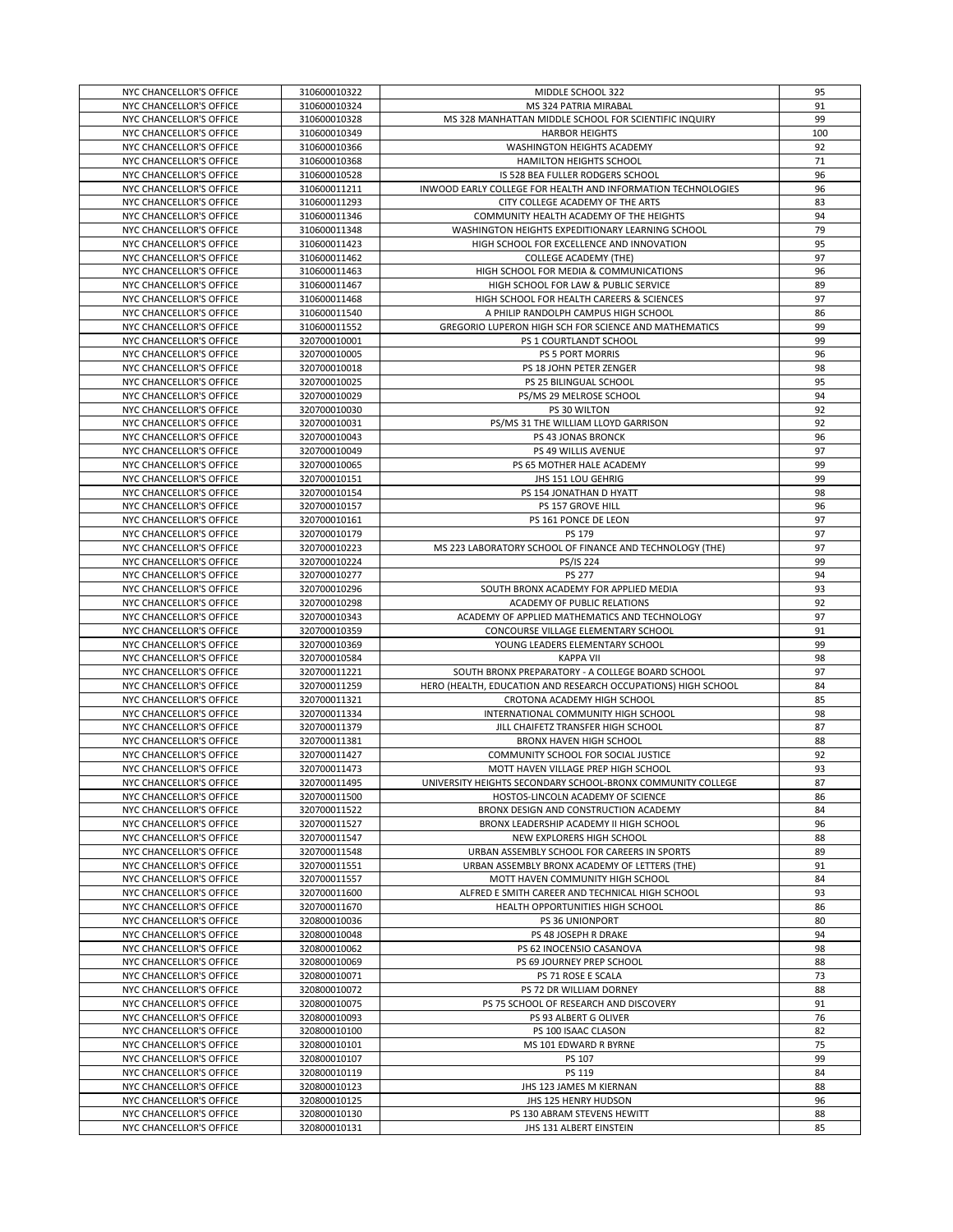| | | | |
|---|---|---|---|
| NYC CHANCELLOR'S OFFICE | 310600010322 | MIDDLE SCHOOL 322 | 95 |
| NYC CHANCELLOR'S OFFICE | 310600010324 | MS 324 PATRIA MIRABAL | 91 |
| NYC CHANCELLOR'S OFFICE | 310600010328 | MS 328 MANHATTAN MIDDLE SCHOOL FOR SCIENTIFIC INQUIRY | 99 |
| NYC CHANCELLOR'S OFFICE | 310600010349 | HARBOR HEIGHTS | 100 |
| NYC CHANCELLOR'S OFFICE | 310600010366 | WASHINGTON HEIGHTS ACADEMY | 92 |
| NYC CHANCELLOR'S OFFICE | 310600010368 | HAMILTON HEIGHTS SCHOOL | 71 |
| NYC CHANCELLOR'S OFFICE | 310600010528 | IS 528 BEA FULLER RODGERS SCHOOL | 96 |
| NYC CHANCELLOR'S OFFICE | 310600011211 | INWOOD EARLY COLLEGE FOR HEALTH AND INFORMATION TECHNOLOGIES | 96 |
| NYC CHANCELLOR'S OFFICE | 310600011293 | CITY COLLEGE ACADEMY OF THE ARTS | 83 |
| NYC CHANCELLOR'S OFFICE | 310600011346 | COMMUNITY HEALTH ACADEMY OF THE HEIGHTS | 94 |
| NYC CHANCELLOR'S OFFICE | 310600011348 | WASHINGTON HEIGHTS EXPEDITIONARY LEARNING SCHOOL | 79 |
| NYC CHANCELLOR'S OFFICE | 310600011423 | HIGH SCHOOL FOR EXCELLENCE AND INNOVATION | 95 |
| NYC CHANCELLOR'S OFFICE | 310600011462 | COLLEGE ACADEMY (THE) | 97 |
| NYC CHANCELLOR'S OFFICE | 310600011463 | HIGH SCHOOL FOR MEDIA & COMMUNICATIONS | 96 |
| NYC CHANCELLOR'S OFFICE | 310600011467 | HIGH SCHOOL FOR LAW & PUBLIC SERVICE | 89 |
| NYC CHANCELLOR'S OFFICE | 310600011468 | HIGH SCHOOL FOR HEALTH CAREERS & SCIENCES | 97 |
| NYC CHANCELLOR'S OFFICE | 310600011540 | A PHILIP RANDOLPH CAMPUS HIGH SCHOOL | 86 |
| NYC CHANCELLOR'S OFFICE | 310600011552 | GREGORIO LUPERON HIGH SCH FOR SCIENCE AND MATHEMATICS | 99 |
| NYC CHANCELLOR'S OFFICE | 320700010001 | PS 1 COURTLANDT SCHOOL | 99 |
| NYC CHANCELLOR'S OFFICE | 320700010005 | PS 5 PORT MORRIS | 96 |
| NYC CHANCELLOR'S OFFICE | 320700010018 | PS 18 JOHN PETER ZENGER | 98 |
| NYC CHANCELLOR'S OFFICE | 320700010025 | PS 25 BILINGUAL SCHOOL | 95 |
| NYC CHANCELLOR'S OFFICE | 320700010029 | PS/MS 29 MELROSE SCHOOL | 94 |
| NYC CHANCELLOR'S OFFICE | 320700010030 | PS 30 WILTON | 92 |
| NYC CHANCELLOR'S OFFICE | 320700010031 | PS/MS 31 THE WILLIAM LLOYD GARRISON | 92 |
| NYC CHANCELLOR'S OFFICE | 320700010043 | PS 43 JONAS BRONCK | 96 |
| NYC CHANCELLOR'S OFFICE | 320700010049 | PS 49 WILLIS AVENUE | 97 |
| NYC CHANCELLOR'S OFFICE | 320700010065 | PS 65 MOTHER HALE ACADEMY | 99 |
| NYC CHANCELLOR'S OFFICE | 320700010151 | JHS 151 LOU GEHRIG | 99 |
| NYC CHANCELLOR'S OFFICE | 320700010154 | PS 154 JONATHAN D HYATT | 98 |
| NYC CHANCELLOR'S OFFICE | 320700010157 | PS 157 GROVE HILL | 96 |
| NYC CHANCELLOR'S OFFICE | 320700010161 | PS 161 PONCE DE LEON | 97 |
| NYC CHANCELLOR'S OFFICE | 320700010179 | PS 179 | 97 |
| NYC CHANCELLOR'S OFFICE | 320700010223 | MS 223 LABORATORY SCHOOL OF FINANCE AND TECHNOLOGY (THE) | 97 |
| NYC CHANCELLOR'S OFFICE | 320700010224 | PS/IS 224 | 99 |
| NYC CHANCELLOR'S OFFICE | 320700010277 | PS 277 | 94 |
| NYC CHANCELLOR'S OFFICE | 320700010296 | SOUTH BRONX ACADEMY FOR APPLIED MEDIA | 93 |
| NYC CHANCELLOR'S OFFICE | 320700010298 | ACADEMY OF PUBLIC RELATIONS | 92 |
| NYC CHANCELLOR'S OFFICE | 320700010343 | ACADEMY OF APPLIED MATHEMATICS AND TECHNOLOGY | 97 |
| NYC CHANCELLOR'S OFFICE | 320700010359 | CONCOURSE VILLAGE ELEMENTARY SCHOOL | 91 |
| NYC CHANCELLOR'S OFFICE | 320700010369 | YOUNG LEADERS ELEMENTARY SCHOOL | 99 |
| NYC CHANCELLOR'S OFFICE | 320700010584 | KAPPA VII | 98 |
| NYC CHANCELLOR'S OFFICE | 320700011221 | SOUTH BRONX PREPARATORY - A COLLEGE BOARD SCHOOL | 97 |
| NYC CHANCELLOR'S OFFICE | 320700011259 | HERO (HEALTH, EDUCATION AND RESEARCH OCCUPATIONS) HIGH SCHOOL | 84 |
| NYC CHANCELLOR'S OFFICE | 320700011321 | CROTONA ACADEMY HIGH SCHOOL | 85 |
| NYC CHANCELLOR'S OFFICE | 320700011334 | INTERNATIONAL COMMUNITY HIGH SCHOOL | 98 |
| NYC CHANCELLOR'S OFFICE | 320700011379 | JILL CHAIFETZ TRANSFER HIGH SCHOOL | 87 |
| NYC CHANCELLOR'S OFFICE | 320700011381 | BRONX HAVEN HIGH SCHOOL | 88 |
| NYC CHANCELLOR'S OFFICE | 320700011427 | COMMUNITY SCHOOL FOR SOCIAL JUSTICE | 92 |
| NYC CHANCELLOR'S OFFICE | 320700011473 | MOTT HAVEN VILLAGE PREP HIGH SCHOOL | 93 |
| NYC CHANCELLOR'S OFFICE | 320700011495 | UNIVERSITY HEIGHTS SECONDARY SCHOOL-BRONX COMMUNITY COLLEGE | 87 |
| NYC CHANCELLOR'S OFFICE | 320700011500 | HOSTOS-LINCOLN ACADEMY OF SCIENCE | 86 |
| NYC CHANCELLOR'S OFFICE | 320700011522 | BRONX DESIGN AND CONSTRUCTION ACADEMY | 84 |
| NYC CHANCELLOR'S OFFICE | 320700011527 | BRONX LEADERSHIP ACADEMY II HIGH SCHOOL | 96 |
| NYC CHANCELLOR'S OFFICE | 320700011547 | NEW EXPLORERS HIGH SCHOOL | 88 |
| NYC CHANCELLOR'S OFFICE | 320700011548 | URBAN ASSEMBLY SCHOOL FOR CAREERS IN SPORTS | 89 |
| NYC CHANCELLOR'S OFFICE | 320700011551 | URBAN ASSEMBLY BRONX ACADEMY OF LETTERS (THE) | 91 |
| NYC CHANCELLOR'S OFFICE | 320700011557 | MOTT HAVEN COMMUNITY HIGH SCHOOL | 84 |
| NYC CHANCELLOR'S OFFICE | 320700011600 | ALFRED E SMITH CAREER AND TECHNICAL HIGH SCHOOL | 93 |
| NYC CHANCELLOR'S OFFICE | 320700011670 | HEALTH OPPORTUNITIES HIGH SCHOOL | 86 |
| NYC CHANCELLOR'S OFFICE | 320800010036 | PS 36 UNIONPORT | 80 |
| NYC CHANCELLOR'S OFFICE | 320800010048 | PS 48 JOSEPH R DRAKE | 94 |
| NYC CHANCELLOR'S OFFICE | 320800010062 | PS 62 INOCENSIO CASANOVA | 98 |
| NYC CHANCELLOR'S OFFICE | 320800010069 | PS 69 JOURNEY PREP SCHOOL | 88 |
| NYC CHANCELLOR'S OFFICE | 320800010071 | PS 71 ROSE E SCALA | 73 |
| NYC CHANCELLOR'S OFFICE | 320800010072 | PS 72 DR WILLIAM DORNEY | 88 |
| NYC CHANCELLOR'S OFFICE | 320800010075 | PS 75 SCHOOL OF RESEARCH AND DISCOVERY | 91 |
| NYC CHANCELLOR'S OFFICE | 320800010093 | PS 93 ALBERT G OLIVER | 76 |
| NYC CHANCELLOR'S OFFICE | 320800010100 | PS 100 ISAAC CLASON | 82 |
| NYC CHANCELLOR'S OFFICE | 320800010101 | MS 101 EDWARD R BYRNE | 75 |
| NYC CHANCELLOR'S OFFICE | 320800010107 | PS 107 | 99 |
| NYC CHANCELLOR'S OFFICE | 320800010119 | PS 119 | 84 |
| NYC CHANCELLOR'S OFFICE | 320800010123 | JHS 123 JAMES M KIERNAN | 88 |
| NYC CHANCELLOR'S OFFICE | 320800010125 | JHS 125 HENRY HUDSON | 96 |
| NYC CHANCELLOR'S OFFICE | 320800010130 | PS 130 ABRAM STEVENS HEWITT | 88 |
| NYC CHANCELLOR'S OFFICE | 320800010131 | JHS 131 ALBERT EINSTEIN | 85 |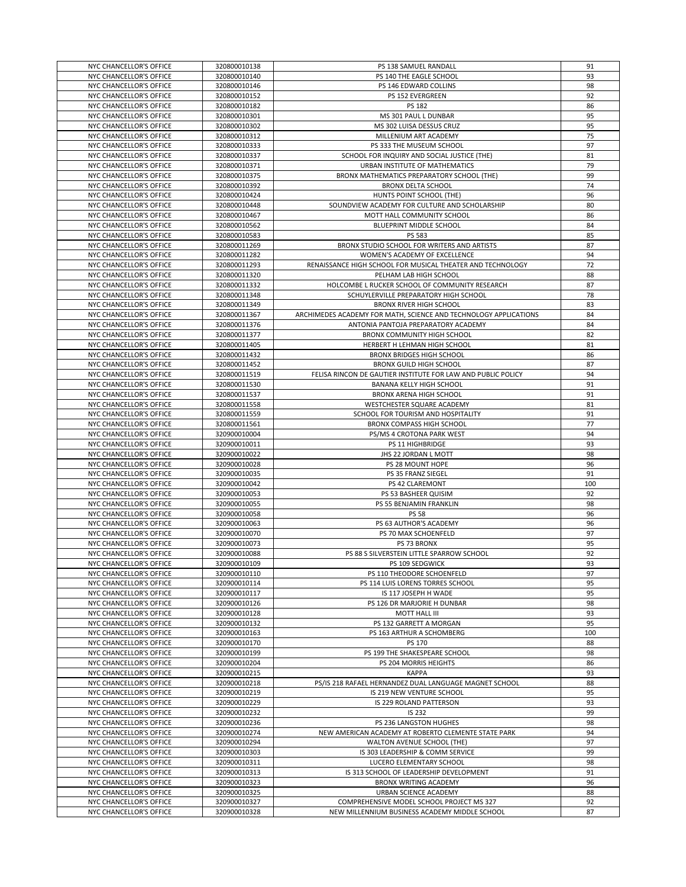| NYC CHANCELLOR'S OFFICE | 320800010138 | PS 138 SAMUEL RANDALL | 91 |
|---|---|---|---|
| NYC CHANCELLOR'S OFFICE | 320800010140 | PS 140 THE EAGLE SCHOOL | 93 |
| NYC CHANCELLOR'S OFFICE | 320800010146 | PS 146 EDWARD COLLINS | 98 |
| NYC CHANCELLOR'S OFFICE | 320800010152 | PS 152 EVERGREEN | 92 |
| NYC CHANCELLOR'S OFFICE | 320800010182 | PS 182 | 86 |
| NYC CHANCELLOR'S OFFICE | 320800010301 | MS 301 PAUL L DUNBAR | 95 |
| NYC CHANCELLOR'S OFFICE | 320800010302 | MS 302 LUISA DESSUS CRUZ | 95 |
| NYC CHANCELLOR'S OFFICE | 320800010312 | MILLENIUM ART ACADEMY | 75 |
| NYC CHANCELLOR'S OFFICE | 320800010333 | PS 333 THE MUSEUM SCHOOL | 97 |
| NYC CHANCELLOR'S OFFICE | 320800010337 | SCHOOL FOR INQUIRY AND SOCIAL JUSTICE (THE) | 81 |
| NYC CHANCELLOR'S OFFICE | 320800010371 | URBAN INSTITUTE OF MATHEMATICS | 79 |
| NYC CHANCELLOR'S OFFICE | 320800010375 | BRONX MATHEMATICS PREPARATORY SCHOOL (THE) | 99 |
| NYC CHANCELLOR'S OFFICE | 320800010392 | BRONX DELTA SCHOOL | 74 |
| NYC CHANCELLOR'S OFFICE | 320800010424 | HUNTS POINT SCHOOL (THE) | 96 |
| NYC CHANCELLOR'S OFFICE | 320800010448 | SOUNDVIEW ACADEMY FOR CULTURE AND SCHOLARSHIP | 80 |
| NYC CHANCELLOR'S OFFICE | 320800010467 | MOTT HALL COMMUNITY SCHOOL | 86 |
| NYC CHANCELLOR'S OFFICE | 320800010562 | BLUEPRINT MIDDLE SCHOOL | 84 |
| NYC CHANCELLOR'S OFFICE | 320800010583 | PS 583 | 85 |
| NYC CHANCELLOR'S OFFICE | 320800011269 | BRONX STUDIO SCHOOL FOR WRITERS AND ARTISTS | 87 |
| NYC CHANCELLOR'S OFFICE | 320800011282 | WOMEN'S ACADEMY OF EXCELLENCE | 94 |
| NYC CHANCELLOR'S OFFICE | 320800011293 | RENAISSANCE HIGH SCHOOL FOR MUSICAL THEATER AND TECHNOLOGY | 72 |
| NYC CHANCELLOR'S OFFICE | 320800011320 | PELHAM LAB HIGH SCHOOL | 88 |
| NYC CHANCELLOR'S OFFICE | 320800011332 | HOLCOMBE L RUCKER SCHOOL OF COMMUNITY RESEARCH | 87 |
| NYC CHANCELLOR'S OFFICE | 320800011348 | SCHUYLERVILLE PREPARATORY HIGH SCHOOL | 78 |
| NYC CHANCELLOR'S OFFICE | 320800011349 | BRONX RIVER HIGH SCHOOL | 83 |
| NYC CHANCELLOR'S OFFICE | 320800011367 | ARCHIMEDES ACADEMY FOR MATH, SCIENCE AND TECHNOLOGY APPLICATIONS | 84 |
| NYC CHANCELLOR'S OFFICE | 320800011376 | ANTONIA PANTOJA PREPARATORY ACADEMY | 84 |
| NYC CHANCELLOR'S OFFICE | 320800011377 | BRONX COMMUNITY HIGH SCHOOL | 82 |
| NYC CHANCELLOR'S OFFICE | 320800011405 | HERBERT H LEHMAN HIGH SCHOOL | 81 |
| NYC CHANCELLOR'S OFFICE | 320800011432 | BRONX BRIDGES HIGH SCHOOL | 86 |
| NYC CHANCELLOR'S OFFICE | 320800011452 | BRONX GUILD HIGH SCHOOL | 87 |
| NYC CHANCELLOR'S OFFICE | 320800011519 | FELISA RINCON DE GAUTIER INSTITUTE FOR LAW AND PUBLIC POLICY | 94 |
| NYC CHANCELLOR'S OFFICE | 320800011530 | BANANA KELLY HIGH SCHOOL | 91 |
| NYC CHANCELLOR'S OFFICE | 320800011537 | BRONX ARENA HIGH SCHOOL | 91 |
| NYC CHANCELLOR'S OFFICE | 320800011558 | WESTCHESTER SQUARE ACADEMY | 81 |
| NYC CHANCELLOR'S OFFICE | 320800011559 | SCHOOL FOR TOURISM AND HOSPITALITY | 91 |
| NYC CHANCELLOR'S OFFICE | 320800011561 | BRONX COMPASS HIGH SCHOOL | 77 |
| NYC CHANCELLOR'S OFFICE | 320900010004 | PS/MS 4 CROTONA PARK WEST | 94 |
| NYC CHANCELLOR'S OFFICE | 320900010011 | PS 11 HIGHBRIDGE | 93 |
| NYC CHANCELLOR'S OFFICE | 320900010022 | JHS 22 JORDAN L MOTT | 98 |
| NYC CHANCELLOR'S OFFICE | 320900010028 | PS 28 MOUNT HOPE | 96 |
| NYC CHANCELLOR'S OFFICE | 320900010035 | PS 35 FRANZ SIEGEL | 91 |
| NYC CHANCELLOR'S OFFICE | 320900010042 | PS 42 CLAREMONT | 100 |
| NYC CHANCELLOR'S OFFICE | 320900010053 | PS 53 BASHEER QUISIM | 92 |
| NYC CHANCELLOR'S OFFICE | 320900010055 | PS 55 BENJAMIN FRANKLIN | 98 |
| NYC CHANCELLOR'S OFFICE | 320900010058 | PS 58 | 96 |
| NYC CHANCELLOR'S OFFICE | 320900010063 | PS 63 AUTHOR'S ACADEMY | 96 |
| NYC CHANCELLOR'S OFFICE | 320900010070 | PS 70 MAX SCHOENFELD | 97 |
| NYC CHANCELLOR'S OFFICE | 320900010073 | PS 73 BRONX | 95 |
| NYC CHANCELLOR'S OFFICE | 320900010088 | PS 88 S SILVERSTEIN LITTLE SPARROW SCHOOL | 92 |
| NYC CHANCELLOR'S OFFICE | 320900010109 | PS 109 SEDGWICK | 93 |
| NYC CHANCELLOR'S OFFICE | 320900010110 | PS 110 THEODORE SCHOENFELD | 97 |
| NYC CHANCELLOR'S OFFICE | 320900010114 | PS 114 LUIS LORENS TORRES SCHOOL | 95 |
| NYC CHANCELLOR'S OFFICE | 320900010117 | IS 117 JOSEPH H WADE | 95 |
| NYC CHANCELLOR'S OFFICE | 320900010126 | PS 126 DR MARJORIE H DUNBAR | 98 |
| NYC CHANCELLOR'S OFFICE | 320900010128 | MOTT HALL III | 93 |
| NYC CHANCELLOR'S OFFICE | 320900010132 | PS 132 GARRETT A MORGAN | 95 |
| NYC CHANCELLOR'S OFFICE | 320900010163 | PS 163 ARTHUR A SCHOMBERG | 100 |
| NYC CHANCELLOR'S OFFICE | 320900010170 | PS 170 | 88 |
| NYC CHANCELLOR'S OFFICE | 320900010199 | PS 199 THE SHAKESPEARE SCHOOL | 98 |
| NYC CHANCELLOR'S OFFICE | 320900010204 | PS 204 MORRIS HEIGHTS | 86 |
| NYC CHANCELLOR'S OFFICE | 320900010215 | KAPPA | 93 |
| NYC CHANCELLOR'S OFFICE | 320900010218 | PS/IS 218 RAFAEL HERNANDEZ DUAL LANGUAGE MAGNET SCHOOL | 88 |
| NYC CHANCELLOR'S OFFICE | 320900010219 | IS 219 NEW VENTURE SCHOOL | 95 |
| NYC CHANCELLOR'S OFFICE | 320900010229 | IS 229 ROLAND PATTERSON | 93 |
| NYC CHANCELLOR'S OFFICE | 320900010232 | IS 232 | 99 |
| NYC CHANCELLOR'S OFFICE | 320900010236 | PS 236 LANGSTON HUGHES | 98 |
| NYC CHANCELLOR'S OFFICE | 320900010274 | NEW AMERICAN ACADEMY AT ROBERTO CLEMENTE STATE PARK | 94 |
| NYC CHANCELLOR'S OFFICE | 320900010294 | WALTON AVENUE SCHOOL (THE) | 97 |
| NYC CHANCELLOR'S OFFICE | 320900010303 | IS 303 LEADERSHIP & COMM SERVICE | 99 |
| NYC CHANCELLOR'S OFFICE | 320900010311 | LUCERO ELEMENTARY SCHOOL | 98 |
| NYC CHANCELLOR'S OFFICE | 320900010313 | IS 313 SCHOOL OF LEADERSHIP DEVELOPMENT | 91 |
| NYC CHANCELLOR'S OFFICE | 320900010323 | BRONX WRITING ACADEMY | 96 |
| NYC CHANCELLOR'S OFFICE | 320900010325 | URBAN SCIENCE ACADEMY | 88 |
| NYC CHANCELLOR'S OFFICE | 320900010327 | COMPREHENSIVE MODEL SCHOOL PROJECT MS 327 | 92 |
| NYC CHANCELLOR'S OFFICE | 320900010328 | NEW MILLENNIUM BUSINESS ACADEMY MIDDLE SCHOOL | 87 |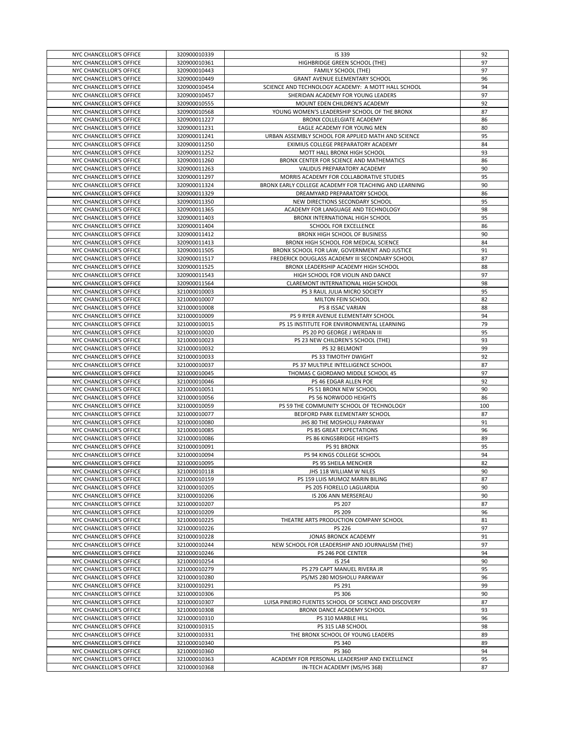| | | | |
|---|---|---|---|
| NYC CHANCELLOR'S OFFICE | 320900010339 | IS 339 | 92 |
| NYC CHANCELLOR'S OFFICE | 320900010361 | HIGHBRIDGE GREEN SCHOOL (THE) | 97 |
| NYC CHANCELLOR'S OFFICE | 320900010443 | FAMILY SCHOOL (THE) | 97 |
| NYC CHANCELLOR'S OFFICE | 320900010449 | GRANT AVENUE ELEMENTARY SCHOOL | 96 |
| NYC CHANCELLOR'S OFFICE | 320900010454 | SCIENCE AND TECHNOLOGY ACADEMY: A MOTT HALL SCHOOL | 94 |
| NYC CHANCELLOR'S OFFICE | 320900010457 | SHERIDAN ACADEMY FOR YOUNG LEADERS | 97 |
| NYC CHANCELLOR'S OFFICE | 320900010555 | MOUNT EDEN CHILDREN'S ACADEMY | 92 |
| NYC CHANCELLOR'S OFFICE | 320900010568 | YOUNG WOMEN'S LEADERSHIP SCHOOL OF THE BRONX | 87 |
| NYC CHANCELLOR'S OFFICE | 320900011227 | BRONX COLLELGIATE ACADEMY | 86 |
| NYC CHANCELLOR'S OFFICE | 320900011231 | EAGLE ACADEMY FOR YOUNG MEN | 80 |
| NYC CHANCELLOR'S OFFICE | 320900011241 | URBAN ASSEMBLY SCHOOL FOR APPLIED MATH AND SCIENCE | 95 |
| NYC CHANCELLOR'S OFFICE | 320900011250 | EXIMIUS COLLEGE PREPARATORY ACADEMY | 84 |
| NYC CHANCELLOR'S OFFICE | 320900011252 | MOTT HALL BRONX HIGH SCHOOL | 93 |
| NYC CHANCELLOR'S OFFICE | 320900011260 | BRONX CENTER FOR SCIENCE AND MATHEMATICS | 86 |
| NYC CHANCELLOR'S OFFICE | 320900011263 | VALIDUS PREPARATORY ACADEMY | 90 |
| NYC CHANCELLOR'S OFFICE | 320900011297 | MORRIS ACADEMY FOR COLLABORATIVE STUDIES | 95 |
| NYC CHANCELLOR'S OFFICE | 320900011324 | BRONX EARLY COLLEGE ACADEMY FOR TEACHING AND LEARNING | 90 |
| NYC CHANCELLOR'S OFFICE | 320900011329 | DREAMYARD PREPARATORY SCHOOL | 86 |
| NYC CHANCELLOR'S OFFICE | 320900011350 | NEW DIRECTIONS SECONDARY SCHOOL | 95 |
| NYC CHANCELLOR'S OFFICE | 320900011365 | ACADEMY FOR LANGUAGE AND TECHNOLOGY | 98 |
| NYC CHANCELLOR'S OFFICE | 320900011403 | BRONX INTERNATIONAL HIGH SCHOOL | 95 |
| NYC CHANCELLOR'S OFFICE | 320900011404 | SCHOOL FOR EXCELLENCE | 86 |
| NYC CHANCELLOR'S OFFICE | 320900011412 | BRONX HIGH SCHOOL OF BUSINESS | 90 |
| NYC CHANCELLOR'S OFFICE | 320900011413 | BRONX HIGH SCHOOL FOR MEDICAL SCIENCE | 84 |
| NYC CHANCELLOR'S OFFICE | 320900011505 | BRONX SCHOOL FOR LAW, GOVERNMENT AND JUSTICE | 91 |
| NYC CHANCELLOR'S OFFICE | 320900011517 | FREDERICK DOUGLASS ACADEMY III SECONDARY SCHOOL | 87 |
| NYC CHANCELLOR'S OFFICE | 320900011525 | BRONX LEADERSHIP ACADEMY HIGH SCHOOL | 88 |
| NYC CHANCELLOR'S OFFICE | 320900011543 | HIGH SCHOOL FOR VIOLIN AND DANCE | 97 |
| NYC CHANCELLOR'S OFFICE | 320900011564 | CLAREMONT INTERNATIONAL HIGH SCHOOL | 98 |
| NYC CHANCELLOR'S OFFICE | 321000010003 | PS 3 RAUL JULIA MICRO SOCIETY | 95 |
| NYC CHANCELLOR'S OFFICE | 321000010007 | MILTON FEIN SCHOOL | 82 |
| NYC CHANCELLOR'S OFFICE | 321000010008 | PS 8 ISSAC VARIAN | 88 |
| NYC CHANCELLOR'S OFFICE | 321000010009 | PS 9 RYER AVENUE ELEMENTARY SCHOOL | 94 |
| NYC CHANCELLOR'S OFFICE | 321000010015 | PS 15 INSTITUTE FOR ENVIRONMENTAL LEARNING | 79 |
| NYC CHANCELLOR'S OFFICE | 321000010020 | PS 20 PO GEORGE J WERDAN III | 95 |
| NYC CHANCELLOR'S OFFICE | 321000010023 | PS 23 NEW CHILDREN'S SCHOOL (THE) | 93 |
| NYC CHANCELLOR'S OFFICE | 321000010032 | PS 32 BELMONT | 99 |
| NYC CHANCELLOR'S OFFICE | 321000010033 | PS 33 TIMOTHY DWIGHT | 92 |
| NYC CHANCELLOR'S OFFICE | 321000010037 | PS 37 MULTIPLE INTELLIGENCE SCHOOL | 87 |
| NYC CHANCELLOR'S OFFICE | 321000010045 | THOMAS C GIORDANO MIDDLE SCHOOL 45 | 97 |
| NYC CHANCELLOR'S OFFICE | 321000010046 | PS 46 EDGAR ALLEN POE | 92 |
| NYC CHANCELLOR'S OFFICE | 321000010051 | PS 51 BRONX NEW SCHOOL | 90 |
| NYC CHANCELLOR'S OFFICE | 321000010056 | PS 56 NORWOOD HEIGHTS | 86 |
| NYC CHANCELLOR'S OFFICE | 321000010059 | PS 59 THE COMMUNITY SCHOOL OF TECHNOLOGY | 100 |
| NYC CHANCELLOR'S OFFICE | 321000010077 | BEDFORD PARK ELEMENTARY SCHOOL | 87 |
| NYC CHANCELLOR'S OFFICE | 321000010080 | JHS 80 THE MOSHOLU PARKWAY | 91 |
| NYC CHANCELLOR'S OFFICE | 321000010085 | PS 85 GREAT EXPECTATIONS | 96 |
| NYC CHANCELLOR'S OFFICE | 321000010086 | PS 86 KINGSBRIDGE HEIGHTS | 89 |
| NYC CHANCELLOR'S OFFICE | 321000010091 | PS 91 BRONX | 95 |
| NYC CHANCELLOR'S OFFICE | 321000010094 | PS 94 KINGS COLLEGE SCHOOL | 94 |
| NYC CHANCELLOR'S OFFICE | 321000010095 | PS 95 SHEILA MENCHER | 82 |
| NYC CHANCELLOR'S OFFICE | 321000010118 | JHS 118 WILLIAM W NILES | 90 |
| NYC CHANCELLOR'S OFFICE | 321000010159 | PS 159 LUIS MUMOZ MARIN BILING | 87 |
| NYC CHANCELLOR'S OFFICE | 321000010205 | PS 205 FIORELLO LAGUARDIA | 90 |
| NYC CHANCELLOR'S OFFICE | 321000010206 | IS 206 ANN MERSEREAU | 90 |
| NYC CHANCELLOR'S OFFICE | 321000010207 | PS 207 | 87 |
| NYC CHANCELLOR'S OFFICE | 321000010209 | PS 209 | 96 |
| NYC CHANCELLOR'S OFFICE | 321000010225 | THEATRE ARTS PRODUCTION COMPANY SCHOOL | 81 |
| NYC CHANCELLOR'S OFFICE | 321000010226 | PS 226 | 97 |
| NYC CHANCELLOR'S OFFICE | 321000010228 | JONAS BRONCK ACADEMY | 91 |
| NYC CHANCELLOR'S OFFICE | 321000010244 | NEW SCHOOL FOR LEADERSHIP AND JOURNALISM (THE) | 97 |
| NYC CHANCELLOR'S OFFICE | 321000010246 | PS 246 POE CENTER | 94 |
| NYC CHANCELLOR'S OFFICE | 321000010254 | IS 254 | 90 |
| NYC CHANCELLOR'S OFFICE | 321000010279 | PS 279 CAPT MANUEL RIVERA JR | 95 |
| NYC CHANCELLOR'S OFFICE | 321000010280 | PS/MS 280 MOSHOLU PARKWAY | 96 |
| NYC CHANCELLOR'S OFFICE | 321000010291 | PS 291 | 99 |
| NYC CHANCELLOR'S OFFICE | 321000010306 | PS 306 | 90 |
| NYC CHANCELLOR'S OFFICE | 321000010307 | LUISA PINEIRO FUENTES SCHOOL OF SCIENCE AND DISCOVERY | 87 |
| NYC CHANCELLOR'S OFFICE | 321000010308 | BRONX DANCE ACADEMY SCHOOL | 93 |
| NYC CHANCELLOR'S OFFICE | 321000010310 | PS 310 MARBLE HILL | 96 |
| NYC CHANCELLOR'S OFFICE | 321000010315 | PS 315 LAB SCHOOL | 98 |
| NYC CHANCELLOR'S OFFICE | 321000010331 | THE BRONX SCHOOL OF YOUNG LEADERS | 89 |
| NYC CHANCELLOR'S OFFICE | 321000010340 | PS 340 | 89 |
| NYC CHANCELLOR'S OFFICE | 321000010360 | PS 360 | 94 |
| NYC CHANCELLOR'S OFFICE | 321000010363 | ACADEMY FOR PERSONAL LEADERSHIP AND EXCELLENCE | 95 |
| NYC CHANCELLOR'S OFFICE | 321000010368 | IN-TECH ACADEMY (MS/HS 368) | 87 |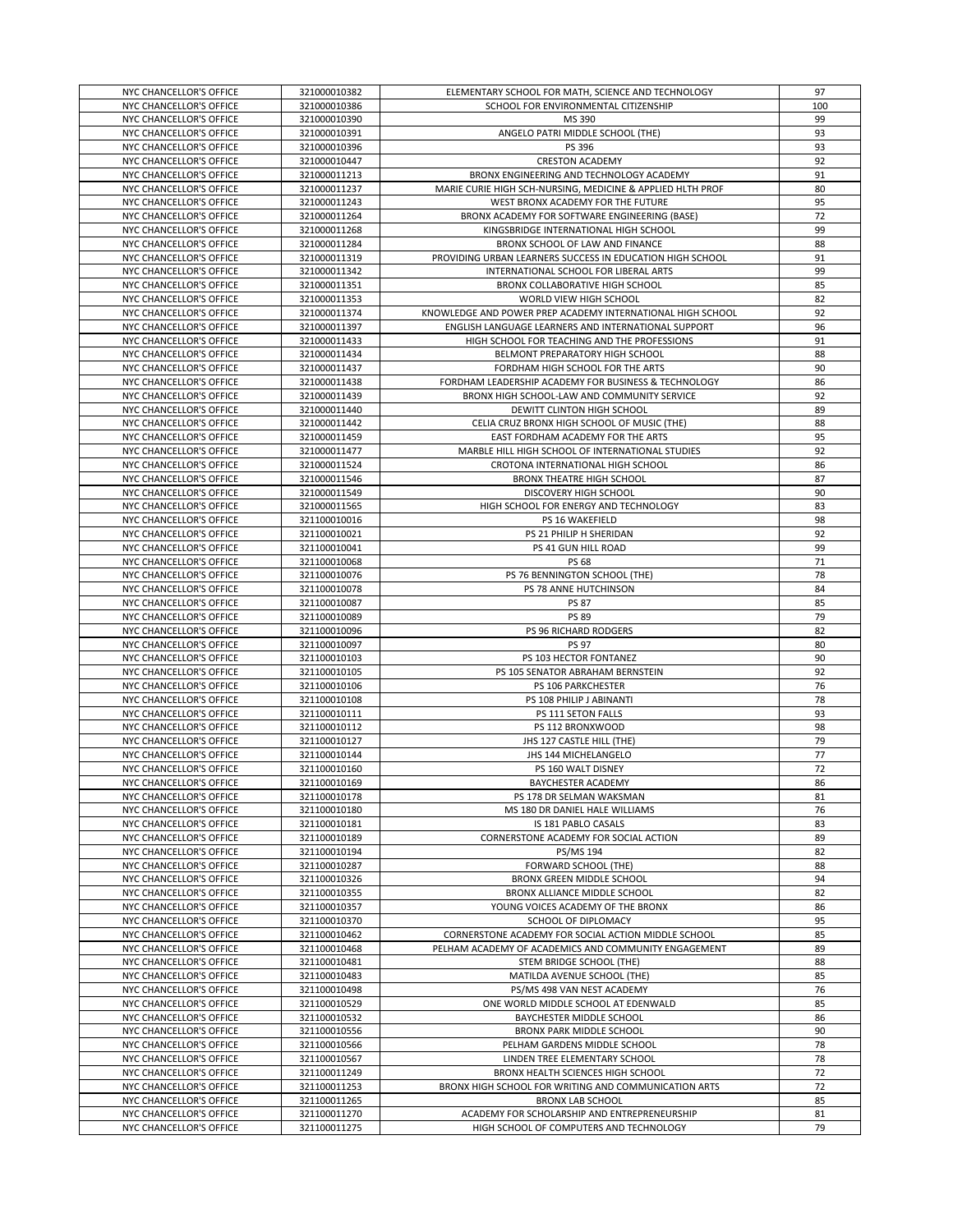| | | | |
|---|---|---|---|
| NYC CHANCELLOR'S OFFICE | 321000010382 | ELEMENTARY SCHOOL FOR MATH, SCIENCE AND TECHNOLOGY | 97 |
| NYC CHANCELLOR'S OFFICE | 321000010386 | SCHOOL FOR ENVIRONMENTAL CITIZENSHIP | 100 |
| NYC CHANCELLOR'S OFFICE | 321000010390 | MS 390 | 99 |
| NYC CHANCELLOR'S OFFICE | 321000010391 | ANGELO PATRI MIDDLE SCHOOL (THE) | 93 |
| NYC CHANCELLOR'S OFFICE | 321000010396 | PS 396 | 93 |
| NYC CHANCELLOR'S OFFICE | 321000010447 | CRESTON ACADEMY | 92 |
| NYC CHANCELLOR'S OFFICE | 321000011213 | BRONX ENGINEERING AND TECHNOLOGY ACADEMY | 91 |
| NYC CHANCELLOR'S OFFICE | 321000011237 | MARIE CURIE HIGH SCH-NURSING, MEDICINE & APPLIED HLTH PROF | 80 |
| NYC CHANCELLOR'S OFFICE | 321000011243 | WEST BRONX ACADEMY FOR THE FUTURE | 95 |
| NYC CHANCELLOR'S OFFICE | 321000011264 | BRONX ACADEMY FOR SOFTWARE ENGINEERING (BASE) | 72 |
| NYC CHANCELLOR'S OFFICE | 321000011268 | KINGSBRIDGE INTERNATIONAL HIGH SCHOOL | 99 |
| NYC CHANCELLOR'S OFFICE | 321000011284 | BRONX SCHOOL OF LAW AND FINANCE | 88 |
| NYC CHANCELLOR'S OFFICE | 321000011319 | PROVIDING URBAN LEARNERS SUCCESS IN EDUCATION HIGH SCHOOL | 91 |
| NYC CHANCELLOR'S OFFICE | 321000011342 | INTERNATIONAL SCHOOL FOR LIBERAL ARTS | 99 |
| NYC CHANCELLOR'S OFFICE | 321000011351 | BRONX COLLABORATIVE HIGH SCHOOL | 85 |
| NYC CHANCELLOR'S OFFICE | 321000011353 | WORLD VIEW HIGH SCHOOL | 82 |
| NYC CHANCELLOR'S OFFICE | 321000011374 | KNOWLEDGE AND POWER PREP ACADEMY INTERNATIONAL HIGH SCHOOL | 92 |
| NYC CHANCELLOR'S OFFICE | 321000011397 | ENGLISH LANGUAGE LEARNERS AND INTERNATIONAL SUPPORT | 96 |
| NYC CHANCELLOR'S OFFICE | 321000011433 | HIGH SCHOOL FOR TEACHING AND THE PROFESSIONS | 91 |
| NYC CHANCELLOR'S OFFICE | 321000011434 | BELMONT PREPARATORY HIGH SCHOOL | 88 |
| NYC CHANCELLOR'S OFFICE | 321000011437 | FORDHAM HIGH SCHOOL FOR THE ARTS | 90 |
| NYC CHANCELLOR'S OFFICE | 321000011438 | FORDHAM LEADERSHIP ACADEMY FOR BUSINESS & TECHNOLOGY | 86 |
| NYC CHANCELLOR'S OFFICE | 321000011439 | BRONX HIGH SCHOOL-LAW AND COMMUNITY SERVICE | 92 |
| NYC CHANCELLOR'S OFFICE | 321000011440 | DEWITT CLINTON HIGH SCHOOL | 89 |
| NYC CHANCELLOR'S OFFICE | 321000011442 | CELIA CRUZ BRONX HIGH SCHOOL OF MUSIC (THE) | 88 |
| NYC CHANCELLOR'S OFFICE | 321000011459 | EAST FORDHAM ACADEMY FOR THE ARTS | 95 |
| NYC CHANCELLOR'S OFFICE | 321000011477 | MARBLE HILL HIGH SCHOOL OF INTERNATIONAL STUDIES | 92 |
| NYC CHANCELLOR'S OFFICE | 321000011524 | CROTONA INTERNATIONAL HIGH SCHOOL | 86 |
| NYC CHANCELLOR'S OFFICE | 321000011546 | BRONX THEATRE HIGH SCHOOL | 87 |
| NYC CHANCELLOR'S OFFICE | 321000011549 | DISCOVERY HIGH SCHOOL | 90 |
| NYC CHANCELLOR'S OFFICE | 321000011565 | HIGH SCHOOL FOR ENERGY AND TECHNOLOGY | 83 |
| NYC CHANCELLOR'S OFFICE | 321100010016 | PS 16 WAKEFIELD | 98 |
| NYC CHANCELLOR'S OFFICE | 321100010021 | PS 21 PHILIP H SHERIDAN | 92 |
| NYC CHANCELLOR'S OFFICE | 321100010041 | PS 41 GUN HILL ROAD | 99 |
| NYC CHANCELLOR'S OFFICE | 321100010068 | PS 68 | 71 |
| NYC CHANCELLOR'S OFFICE | 321100010076 | PS 76 BENNINGTON SCHOOL (THE) | 78 |
| NYC CHANCELLOR'S OFFICE | 321100010078 | PS 78 ANNE HUTCHINSON | 84 |
| NYC CHANCELLOR'S OFFICE | 321100010087 | PS 87 | 85 |
| NYC CHANCELLOR'S OFFICE | 321100010089 | PS 89 | 79 |
| NYC CHANCELLOR'S OFFICE | 321100010096 | PS 96 RICHARD RODGERS | 82 |
| NYC CHANCELLOR'S OFFICE | 321100010097 | PS 97 | 80 |
| NYC CHANCELLOR'S OFFICE | 321100010103 | PS 103 HECTOR FONTANEZ | 90 |
| NYC CHANCELLOR'S OFFICE | 321100010105 | PS 105 SENATOR ABRAHAM BERNSTEIN | 92 |
| NYC CHANCELLOR'S OFFICE | 321100010106 | PS 106 PARKCHESTER | 76 |
| NYC CHANCELLOR'S OFFICE | 321100010108 | PS 108 PHILIP J ABINANTI | 78 |
| NYC CHANCELLOR'S OFFICE | 321100010111 | PS 111 SETON FALLS | 93 |
| NYC CHANCELLOR'S OFFICE | 321100010112 | PS 112 BRONXWOOD | 98 |
| NYC CHANCELLOR'S OFFICE | 321100010127 | JHS 127 CASTLE HILL (THE) | 79 |
| NYC CHANCELLOR'S OFFICE | 321100010144 | JHS 144 MICHELANGELO | 77 |
| NYC CHANCELLOR'S OFFICE | 321100010160 | PS 160 WALT DISNEY | 72 |
| NYC CHANCELLOR'S OFFICE | 321100010169 | BAYCHESTER ACADEMY | 86 |
| NYC CHANCELLOR'S OFFICE | 321100010178 | PS 178 DR SELMAN WAKSMAN | 81 |
| NYC CHANCELLOR'S OFFICE | 321100010180 | MS 180 DR DANIEL HALE WILLIAMS | 76 |
| NYC CHANCELLOR'S OFFICE | 321100010181 | IS 181 PABLO CASALS | 83 |
| NYC CHANCELLOR'S OFFICE | 321100010189 | CORNERSTONE ACADEMY FOR SOCIAL ACTION | 89 |
| NYC CHANCELLOR'S OFFICE | 321100010194 | PS/MS 194 | 82 |
| NYC CHANCELLOR'S OFFICE | 321100010287 | FORWARD SCHOOL (THE) | 88 |
| NYC CHANCELLOR'S OFFICE | 321100010326 | BRONX GREEN MIDDLE SCHOOL | 94 |
| NYC CHANCELLOR'S OFFICE | 321100010355 | BRONX ALLIANCE MIDDLE SCHOOL | 82 |
| NYC CHANCELLOR'S OFFICE | 321100010357 | YOUNG VOICES ACADEMY OF THE BRONX | 86 |
| NYC CHANCELLOR'S OFFICE | 321100010370 | SCHOOL OF DIPLOMACY | 95 |
| NYC CHANCELLOR'S OFFICE | 321100010462 | CORNERSTONE ACADEMY FOR SOCIAL ACTION MIDDLE SCHOOL | 85 |
| NYC CHANCELLOR'S OFFICE | 321100010468 | PELHAM ACADEMY OF ACADEMICS AND COMMUNITY ENGAGEMENT | 89 |
| NYC CHANCELLOR'S OFFICE | 321100010481 | STEM BRIDGE SCHOOL (THE) | 88 |
| NYC CHANCELLOR'S OFFICE | 321100010483 | MATILDA AVENUE SCHOOL (THE) | 85 |
| NYC CHANCELLOR'S OFFICE | 321100010498 | PS/MS 498 VAN NEST ACADEMY | 76 |
| NYC CHANCELLOR'S OFFICE | 321100010529 | ONE WORLD MIDDLE SCHOOL AT EDENWALD | 85 |
| NYC CHANCELLOR'S OFFICE | 321100010532 | BAYCHESTER MIDDLE SCHOOL | 86 |
| NYC CHANCELLOR'S OFFICE | 321100010556 | BRONX PARK MIDDLE SCHOOL | 90 |
| NYC CHANCELLOR'S OFFICE | 321100010566 | PELHAM GARDENS MIDDLE SCHOOL | 78 |
| NYC CHANCELLOR'S OFFICE | 321100010567 | LINDEN TREE ELEMENTARY SCHOOL | 78 |
| NYC CHANCELLOR'S OFFICE | 321100011249 | BRONX HEALTH SCIENCES HIGH SCHOOL | 72 |
| NYC CHANCELLOR'S OFFICE | 321100011253 | BRONX HIGH SCHOOL FOR WRITING AND COMMUNICATION ARTS | 72 |
| NYC CHANCELLOR'S OFFICE | 321100011265 | BRONX LAB SCHOOL | 85 |
| NYC CHANCELLOR'S OFFICE | 321100011270 | ACADEMY FOR SCHOLARSHIP AND ENTREPRENEURSHIP | 81 |
| NYC CHANCELLOR'S OFFICE | 321100011275 | HIGH SCHOOL OF COMPUTERS AND TECHNOLOGY | 79 |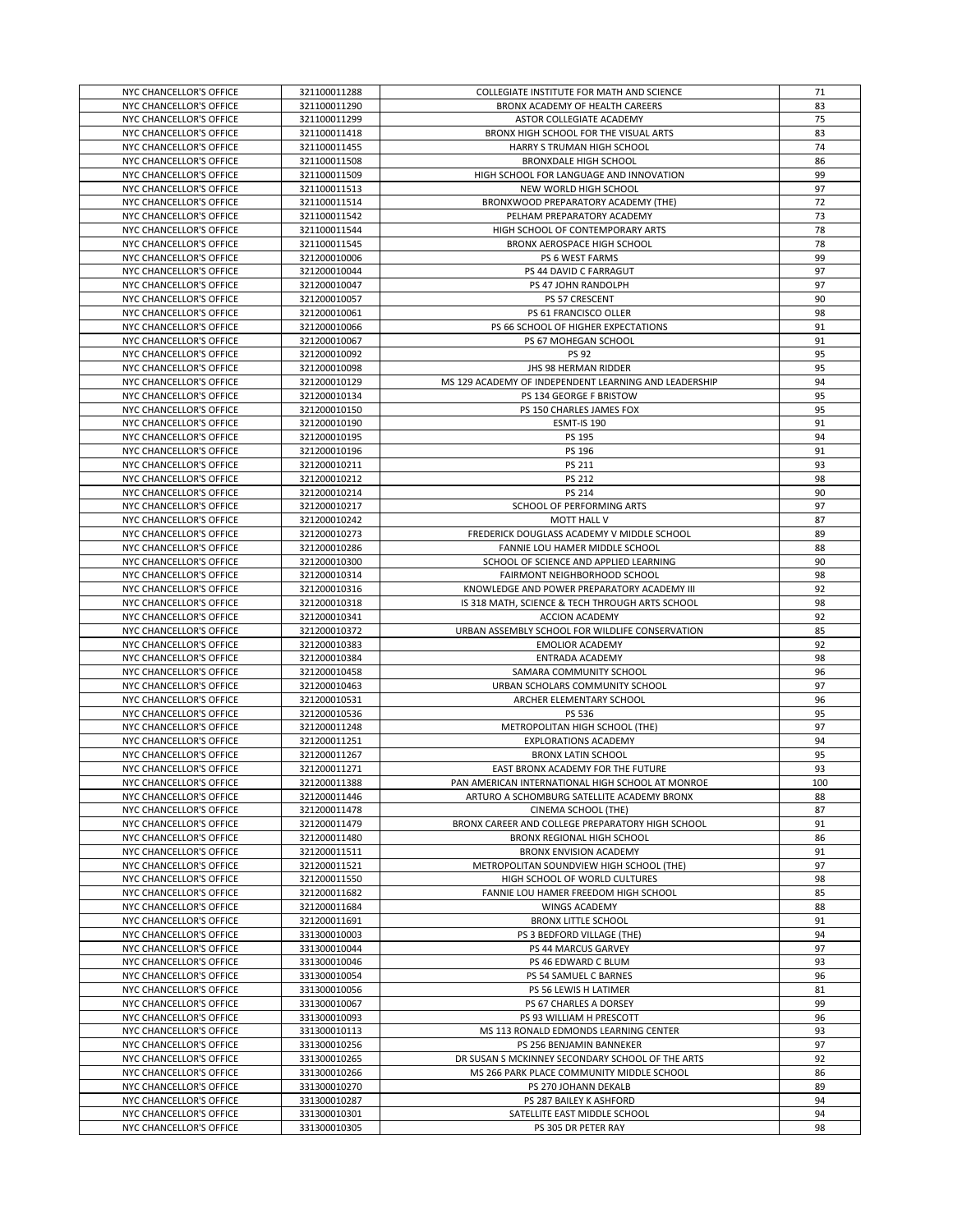| NYC CHANCELLOR'S OFFICE | 321100011288 | COLLEGIATE INSTITUTE FOR MATH AND SCIENCE | 71 |
|---|---|---|---|
| NYC CHANCELLOR'S OFFICE | 321100011290 | BRONX ACADEMY OF HEALTH CAREERS | 83 |
| NYC CHANCELLOR'S OFFICE | 321100011299 | ASTOR COLLEGIATE ACADEMY | 75 |
| NYC CHANCELLOR'S OFFICE | 321100011418 | BRONX HIGH SCHOOL FOR THE VISUAL ARTS | 83 |
| NYC CHANCELLOR'S OFFICE | 321100011455 | HARRY S TRUMAN HIGH SCHOOL | 74 |
| NYC CHANCELLOR'S OFFICE | 321100011508 | BRONXDALE HIGH SCHOOL | 86 |
| NYC CHANCELLOR'S OFFICE | 321100011509 | HIGH SCHOOL FOR LANGUAGE AND INNOVATION | 99 |
| NYC CHANCELLOR'S OFFICE | 321100011513 | NEW WORLD HIGH SCHOOL | 97 |
| NYC CHANCELLOR'S OFFICE | 321100011514 | BRONXWOOD PREPARATORY ACADEMY (THE) | 72 |
| NYC CHANCELLOR'S OFFICE | 321100011542 | PELHAM PREPARATORY ACADEMY | 73 |
| NYC CHANCELLOR'S OFFICE | 321100011544 | HIGH SCHOOL OF CONTEMPORARY ARTS | 78 |
| NYC CHANCELLOR'S OFFICE | 321100011545 | BRONX AEROSPACE HIGH SCHOOL | 78 |
| NYC CHANCELLOR'S OFFICE | 321200010006 | PS 6 WEST FARMS | 99 |
| NYC CHANCELLOR'S OFFICE | 321200010044 | PS 44 DAVID C FARRAGUT | 97 |
| NYC CHANCELLOR'S OFFICE | 321200010047 | PS 47 JOHN RANDOLPH | 97 |
| NYC CHANCELLOR'S OFFICE | 321200010057 | PS 57 CRESCENT | 90 |
| NYC CHANCELLOR'S OFFICE | 321200010061 | PS 61 FRANCISCO OLLER | 98 |
| NYC CHANCELLOR'S OFFICE | 321200010066 | PS 66 SCHOOL OF HIGHER EXPECTATIONS | 91 |
| NYC CHANCELLOR'S OFFICE | 321200010067 | PS 67 MOHEGAN SCHOOL | 91 |
| NYC CHANCELLOR'S OFFICE | 321200010092 | PS 92 | 95 |
| NYC CHANCELLOR'S OFFICE | 321200010098 | JHS 98 HERMAN RIDDER | 95 |
| NYC CHANCELLOR'S OFFICE | 321200010129 | MS 129 ACADEMY OF INDEPENDENT LEARNING AND LEADERSHIP | 94 |
| NYC CHANCELLOR'S OFFICE | 321200010134 | PS 134 GEORGE F BRISTOW | 95 |
| NYC CHANCELLOR'S OFFICE | 321200010150 | PS 150 CHARLES JAMES FOX | 95 |
| NYC CHANCELLOR'S OFFICE | 321200010190 | ESMT-IS 190 | 91 |
| NYC CHANCELLOR'S OFFICE | 321200010195 | PS 195 | 94 |
| NYC CHANCELLOR'S OFFICE | 321200010196 | PS 196 | 91 |
| NYC CHANCELLOR'S OFFICE | 321200010211 | PS 211 | 93 |
| NYC CHANCELLOR'S OFFICE | 321200010212 | PS 212 | 98 |
| NYC CHANCELLOR'S OFFICE | 321200010214 | PS 214 | 90 |
| NYC CHANCELLOR'S OFFICE | 321200010217 | SCHOOL OF PERFORMING ARTS | 97 |
| NYC CHANCELLOR'S OFFICE | 321200010242 | MOTT HALL V | 87 |
| NYC CHANCELLOR'S OFFICE | 321200010273 | FREDERICK DOUGLASS ACADEMY V MIDDLE SCHOOL | 89 |
| NYC CHANCELLOR'S OFFICE | 321200010286 | FANNIE LOU HAMER MIDDLE SCHOOL | 88 |
| NYC CHANCELLOR'S OFFICE | 321200010300 | SCHOOL OF SCIENCE AND APPLIED LEARNING | 90 |
| NYC CHANCELLOR'S OFFICE | 321200010314 | FAIRMONT NEIGHBORHOOD SCHOOL | 98 |
| NYC CHANCELLOR'S OFFICE | 321200010316 | KNOWLEDGE AND POWER PREPARATORY ACADEMY III | 92 |
| NYC CHANCELLOR'S OFFICE | 321200010318 | IS 318 MATH, SCIENCE & TECH THROUGH ARTS SCHOOL | 98 |
| NYC CHANCELLOR'S OFFICE | 321200010341 | ACCION ACADEMY | 92 |
| NYC CHANCELLOR'S OFFICE | 321200010372 | URBAN ASSEMBLY SCHOOL FOR WILDLIFE CONSERVATION | 85 |
| NYC CHANCELLOR'S OFFICE | 321200010383 | EMOLIOR ACADEMY | 92 |
| NYC CHANCELLOR'S OFFICE | 321200010384 | ENTRADA ACADEMY | 98 |
| NYC CHANCELLOR'S OFFICE | 321200010458 | SAMARA COMMUNITY SCHOOL | 96 |
| NYC CHANCELLOR'S OFFICE | 321200010463 | URBAN SCHOLARS COMMUNITY SCHOOL | 97 |
| NYC CHANCELLOR'S OFFICE | 321200010531 | ARCHER ELEMENTARY SCHOOL | 96 |
| NYC CHANCELLOR'S OFFICE | 321200010536 | PS 536 | 95 |
| NYC CHANCELLOR'S OFFICE | 321200011248 | METROPOLITAN HIGH SCHOOL (THE) | 97 |
| NYC CHANCELLOR'S OFFICE | 321200011251 | EXPLORATIONS ACADEMY | 94 |
| NYC CHANCELLOR'S OFFICE | 321200011267 | BRONX LATIN SCHOOL | 95 |
| NYC CHANCELLOR'S OFFICE | 321200011271 | EAST BRONX ACADEMY FOR THE FUTURE | 93 |
| NYC CHANCELLOR'S OFFICE | 321200011388 | PAN AMERICAN INTERNATIONAL HIGH SCHOOL AT MONROE | 100 |
| NYC CHANCELLOR'S OFFICE | 321200011446 | ARTURO A SCHOMBURG SATELLITE ACADEMY BRONX | 88 |
| NYC CHANCELLOR'S OFFICE | 321200011478 | CINEMA SCHOOL (THE) | 87 |
| NYC CHANCELLOR'S OFFICE | 321200011479 | BRONX CAREER AND COLLEGE PREPARATORY HIGH SCHOOL | 91 |
| NYC CHANCELLOR'S OFFICE | 321200011480 | BRONX REGIONAL HIGH SCHOOL | 86 |
| NYC CHANCELLOR'S OFFICE | 321200011511 | BRONX ENVISION ACADEMY | 91 |
| NYC CHANCELLOR'S OFFICE | 321200011521 | METROPOLITAN SOUNDVIEW HIGH SCHOOL (THE) | 97 |
| NYC CHANCELLOR'S OFFICE | 321200011550 | HIGH SCHOOL OF WORLD CULTURES | 98 |
| NYC CHANCELLOR'S OFFICE | 321200011682 | FANNIE LOU HAMER FREEDOM HIGH SCHOOL | 85 |
| NYC CHANCELLOR'S OFFICE | 321200011684 | WINGS ACADEMY | 88 |
| NYC CHANCELLOR'S OFFICE | 321200011691 | BRONX LITTLE SCHOOL | 91 |
| NYC CHANCELLOR'S OFFICE | 331300010003 | PS 3 BEDFORD VILLAGE (THE) | 94 |
| NYC CHANCELLOR'S OFFICE | 331300010044 | PS 44 MARCUS GARVEY | 97 |
| NYC CHANCELLOR'S OFFICE | 331300010046 | PS 46 EDWARD C BLUM | 93 |
| NYC CHANCELLOR'S OFFICE | 331300010054 | PS 54 SAMUEL C BARNES | 96 |
| NYC CHANCELLOR'S OFFICE | 331300010056 | PS 56 LEWIS H LATIMER | 81 |
| NYC CHANCELLOR'S OFFICE | 331300010067 | PS 67 CHARLES A DORSEY | 99 |
| NYC CHANCELLOR'S OFFICE | 331300010093 | PS 93 WILLIAM H PRESCOTT | 96 |
| NYC CHANCELLOR'S OFFICE | 331300010113 | MS 113 RONALD EDMONDS LEARNING CENTER | 93 |
| NYC CHANCELLOR'S OFFICE | 331300010256 | PS 256 BENJAMIN BANNEKER | 97 |
| NYC CHANCELLOR'S OFFICE | 331300010265 | DR SUSAN S MCKINNEY SECONDARY SCHOOL OF THE ARTS | 92 |
| NYC CHANCELLOR'S OFFICE | 331300010266 | MS 266 PARK PLACE COMMUNITY MIDDLE SCHOOL | 86 |
| NYC CHANCELLOR'S OFFICE | 331300010270 | PS 270 JOHANN DEKALB | 89 |
| NYC CHANCELLOR'S OFFICE | 331300010287 | PS 287 BAILEY K ASHFORD | 94 |
| NYC CHANCELLOR'S OFFICE | 331300010301 | SATELLITE EAST MIDDLE SCHOOL | 94 |
| NYC CHANCELLOR'S OFFICE | 331300010305 | PS 305 DR PETER RAY | 98 |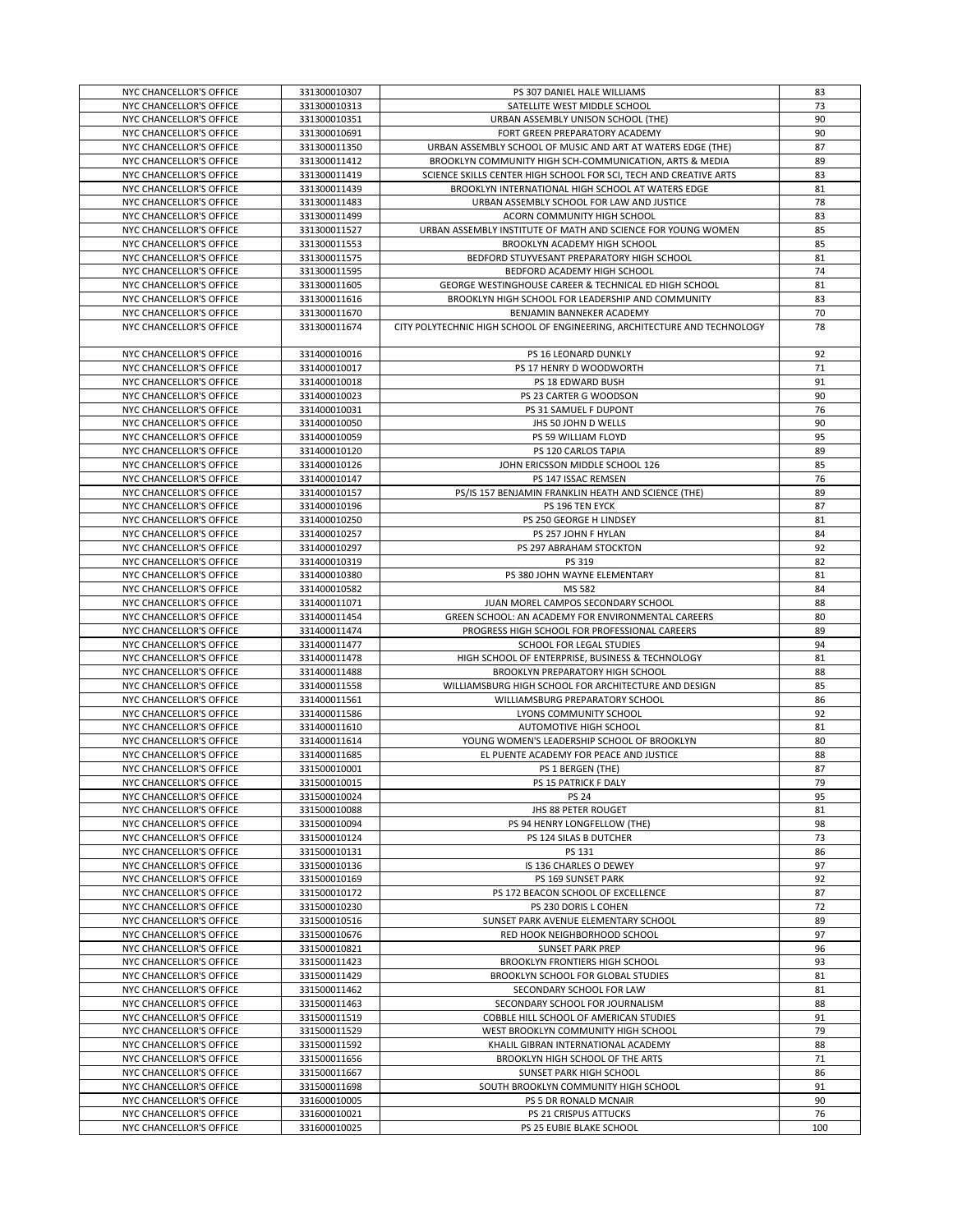| NYC CHANCELLOR'S OFFICE | 331300010307 | PS 307 DANIEL HALE WILLIAMS | 83 |
|---|---|---|---|
| NYC CHANCELLOR'S OFFICE | 331300010313 | SATELLITE WEST MIDDLE SCHOOL | 73 |
| NYC CHANCELLOR'S OFFICE | 331300010351 | URBAN ASSEMBLY UNISON SCHOOL (THE) | 90 |
| NYC CHANCELLOR'S OFFICE | 331300010691 | FORT GREEN PREPARATORY ACADEMY | 90 |
| NYC CHANCELLOR'S OFFICE | 331300011350 | URBAN ASSEMBLY SCHOOL OF MUSIC AND ART AT WATERS EDGE (THE) | 87 |
| NYC CHANCELLOR'S OFFICE | 331300011412 | BROOKLYN COMMUNITY HIGH SCH-COMMUNICATION, ARTS & MEDIA | 89 |
| NYC CHANCELLOR'S OFFICE | 331300011419 | SCIENCE SKILLS CENTER HIGH SCHOOL FOR SCI, TECH AND CREATIVE ARTS | 83 |
| NYC CHANCELLOR'S OFFICE | 331300011439 | BROOKLYN INTERNATIONAL HIGH SCHOOL AT WATERS EDGE | 81 |
| NYC CHANCELLOR'S OFFICE | 331300011483 | URBAN ASSEMBLY SCHOOL FOR LAW AND JUSTICE | 78 |
| NYC CHANCELLOR'S OFFICE | 331300011499 | ACORN COMMUNITY HIGH SCHOOL | 83 |
| NYC CHANCELLOR'S OFFICE | 331300011527 | URBAN ASSEMBLY INSTITUTE OF MATH AND SCIENCE FOR YOUNG WOMEN | 85 |
| NYC CHANCELLOR'S OFFICE | 331300011553 | BROOKLYN ACADEMY HIGH SCHOOL | 85 |
| NYC CHANCELLOR'S OFFICE | 331300011575 | BEDFORD STUYVESANT PREPARATORY HIGH SCHOOL | 81 |
| NYC CHANCELLOR'S OFFICE | 331300011595 | BEDFORD ACADEMY HIGH SCHOOL | 74 |
| NYC CHANCELLOR'S OFFICE | 331300011605 | GEORGE WESTINGHOUSE CAREER & TECHNICAL ED HIGH SCHOOL | 81 |
| NYC CHANCELLOR'S OFFICE | 331300011616 | BROOKLYN HIGH SCHOOL FOR LEADERSHIP AND COMMUNITY | 83 |
| NYC CHANCELLOR'S OFFICE | 331300011670 | BENJAMIN BANNEKER ACADEMY | 70 |
| NYC CHANCELLOR'S OFFICE | 331300011674 | CITY POLYTECHNIC HIGH SCHOOL OF ENGINEERING, ARCHITECTURE AND TECHNOLOGY | 78 |
| NYC CHANCELLOR'S OFFICE | 331400010016 | PS 16 LEONARD DUNKLY | 92 |
| NYC CHANCELLOR'S OFFICE | 331400010017 | PS 17 HENRY D WOODWORTH | 71 |
| NYC CHANCELLOR'S OFFICE | 331400010018 | PS 18 EDWARD BUSH | 91 |
| NYC CHANCELLOR'S OFFICE | 331400010023 | PS 23 CARTER G WOODSON | 90 |
| NYC CHANCELLOR'S OFFICE | 331400010031 | PS 31 SAMUEL F DUPONT | 76 |
| NYC CHANCELLOR'S OFFICE | 331400010050 | JHS 50 JOHN D WELLS | 90 |
| NYC CHANCELLOR'S OFFICE | 331400010059 | PS 59 WILLIAM FLOYD | 95 |
| NYC CHANCELLOR'S OFFICE | 331400010120 | PS 120 CARLOS TAPIA | 89 |
| NYC CHANCELLOR'S OFFICE | 331400010126 | JOHN ERICSSON MIDDLE SCHOOL 126 | 85 |
| NYC CHANCELLOR'S OFFICE | 331400010147 | PS 147 ISSAC REMSEN | 76 |
| NYC CHANCELLOR'S OFFICE | 331400010157 | PS/IS 157 BENJAMIN FRANKLIN HEATH AND SCIENCE (THE) | 89 |
| NYC CHANCELLOR'S OFFICE | 331400010196 | PS 196 TEN EYCK | 87 |
| NYC CHANCELLOR'S OFFICE | 331400010250 | PS 250 GEORGE H LINDSEY | 81 |
| NYC CHANCELLOR'S OFFICE | 331400010257 | PS 257 JOHN F HYLAN | 84 |
| NYC CHANCELLOR'S OFFICE | 331400010297 | PS 297 ABRAHAM STOCKTON | 92 |
| NYC CHANCELLOR'S OFFICE | 331400010319 | PS 319 | 82 |
| NYC CHANCELLOR'S OFFICE | 331400010380 | PS 380 JOHN WAYNE ELEMENTARY | 81 |
| NYC CHANCELLOR'S OFFICE | 331400010582 | MS 582 | 84 |
| NYC CHANCELLOR'S OFFICE | 331400011071 | JUAN MOREL CAMPOS SECONDARY SCHOOL | 88 |
| NYC CHANCELLOR'S OFFICE | 331400011454 | GREEN SCHOOL: AN ACADEMY FOR ENVIRONMENTAL CAREERS | 80 |
| NYC CHANCELLOR'S OFFICE | 331400011474 | PROGRESS HIGH SCHOOL FOR PROFESSIONAL CAREERS | 89 |
| NYC CHANCELLOR'S OFFICE | 331400011477 | SCHOOL FOR LEGAL STUDIES | 94 |
| NYC CHANCELLOR'S OFFICE | 331400011478 | HIGH SCHOOL OF ENTERPRISE, BUSINESS & TECHNOLOGY | 81 |
| NYC CHANCELLOR'S OFFICE | 331400011488 | BROOKLYN PREPARATORY HIGH SCHOOL | 88 |
| NYC CHANCELLOR'S OFFICE | 331400011558 | WILLIAMSBURG HIGH SCHOOL FOR ARCHITECTURE AND DESIGN | 85 |
| NYC CHANCELLOR'S OFFICE | 331400011561 | WILLIAMSBURG PREPARATORY SCHOOL | 86 |
| NYC CHANCELLOR'S OFFICE | 331400011586 | LYONS COMMUNITY SCHOOL | 92 |
| NYC CHANCELLOR'S OFFICE | 331400011610 | AUTOMOTIVE HIGH SCHOOL | 81 |
| NYC CHANCELLOR'S OFFICE | 331400011614 | YOUNG WOMEN'S LEADERSHIP SCHOOL OF BROOKLYN | 80 |
| NYC CHANCELLOR'S OFFICE | 331400011685 | EL PUENTE ACADEMY FOR PEACE AND JUSTICE | 88 |
| NYC CHANCELLOR'S OFFICE | 331500010001 | PS 1 BERGEN (THE) | 87 |
| NYC CHANCELLOR'S OFFICE | 331500010015 | PS 15 PATRICK F DALY | 79 |
| NYC CHANCELLOR'S OFFICE | 331500010024 | PS 24 | 95 |
| NYC CHANCELLOR'S OFFICE | 331500010088 | JHS 88 PETER ROUGET | 81 |
| NYC CHANCELLOR'S OFFICE | 331500010094 | PS 94 HENRY LONGFELLOW (THE) | 98 |
| NYC CHANCELLOR'S OFFICE | 331500010124 | PS 124 SILAS B DUTCHER | 73 |
| NYC CHANCELLOR'S OFFICE | 331500010131 | PS 131 | 86 |
| NYC CHANCELLOR'S OFFICE | 331500010136 | IS 136 CHARLES O DEWEY | 97 |
| NYC CHANCELLOR'S OFFICE | 331500010169 | PS 169 SUNSET PARK | 92 |
| NYC CHANCELLOR'S OFFICE | 331500010172 | PS 172 BEACON SCHOOL OF EXCELLENCE | 87 |
| NYC CHANCELLOR'S OFFICE | 331500010230 | PS 230 DORIS L COHEN | 72 |
| NYC CHANCELLOR'S OFFICE | 331500010516 | SUNSET PARK AVENUE ELEMENTARY SCHOOL | 89 |
| NYC CHANCELLOR'S OFFICE | 331500010676 | RED HOOK NEIGHBORHOOD SCHOOL | 97 |
| NYC CHANCELLOR'S OFFICE | 331500010821 | SUNSET PARK PREP | 96 |
| NYC CHANCELLOR'S OFFICE | 331500011423 | BROOKLYN FRONTIERS HIGH SCHOOL | 93 |
| NYC CHANCELLOR'S OFFICE | 331500011429 | BROOKLYN SCHOOL FOR GLOBAL STUDIES | 81 |
| NYC CHANCELLOR'S OFFICE | 331500011462 | SECONDARY SCHOOL FOR LAW | 81 |
| NYC CHANCELLOR'S OFFICE | 331500011463 | SECONDARY SCHOOL FOR JOURNALISM | 88 |
| NYC CHANCELLOR'S OFFICE | 331500011519 | COBBLE HILL SCHOOL OF AMERICAN STUDIES | 91 |
| NYC CHANCELLOR'S OFFICE | 331500011529 | WEST BROOKLYN COMMUNITY HIGH SCHOOL | 79 |
| NYC CHANCELLOR'S OFFICE | 331500011592 | KHALIL GIBRAN INTERNATIONAL ACADEMY | 88 |
| NYC CHANCELLOR'S OFFICE | 331500011656 | BROOKLYN HIGH SCHOOL OF THE ARTS | 71 |
| NYC CHANCELLOR'S OFFICE | 331500011667 | SUNSET PARK HIGH SCHOOL | 86 |
| NYC CHANCELLOR'S OFFICE | 331500011698 | SOUTH BROOKLYN COMMUNITY HIGH SCHOOL | 91 |
| NYC CHANCELLOR'S OFFICE | 331600010005 | PS 5 DR RONALD MCNAIR | 90 |
| NYC CHANCELLOR'S OFFICE | 331600010021 | PS 21 CRISPUS ATTUCKS | 76 |
| NYC CHANCELLOR'S OFFICE | 331600010025 | PS 25 EUBIE BLAKE SCHOOL | 100 |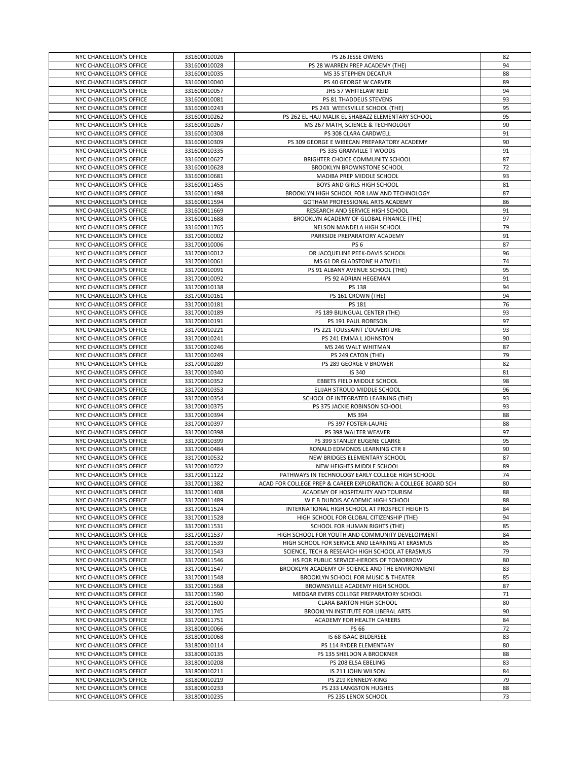| | | | |
|---|---|---|---|
| NYC CHANCELLOR'S OFFICE | 331600010026 | PS 26 JESSE OWENS | 82 |
| NYC CHANCELLOR'S OFFICE | 331600010028 | PS 28 WARREN PREP ACADEMY (THE) | 94 |
| NYC CHANCELLOR'S OFFICE | 331600010035 | MS 35 STEPHEN DECATUR | 88 |
| NYC CHANCELLOR'S OFFICE | 331600010040 | PS 40 GEORGE W CARVER | 89 |
| NYC CHANCELLOR'S OFFICE | 331600010057 | JHS 57 WHITELAW REID | 94 |
| NYC CHANCELLOR'S OFFICE | 331600010081 | PS 81 THADDEUS STEVENS | 93 |
| NYC CHANCELLOR'S OFFICE | 331600010243 | PS 243 WEEKSVILLE SCHOOL (THE) | 95 |
| NYC CHANCELLOR'S OFFICE | 331600010262 | PS 262 EL HAJJ MALIK EL SHABAZZ ELEMENTARY SCHOOL | 95 |
| NYC CHANCELLOR'S OFFICE | 331600010267 | MS 267 MATH, SCIENCE & TECHNOLOGY | 90 |
| NYC CHANCELLOR'S OFFICE | 331600010308 | PS 308 CLARA CARDWELL | 91 |
| NYC CHANCELLOR'S OFFICE | 331600010309 | PS 309 GEORGE E WIBECAN PREPARATORY ACADEMY | 90 |
| NYC CHANCELLOR'S OFFICE | 331600010335 | PS 335 GRANVILLE T WOODS | 91 |
| NYC CHANCELLOR'S OFFICE | 331600010627 | BRIGHTER CHOICE COMMUNITY SCHOOL | 87 |
| NYC CHANCELLOR'S OFFICE | 331600010628 | BROOKLYN BROWNSTONE SCHOOL | 72 |
| NYC CHANCELLOR'S OFFICE | 331600010681 | MADIBA PREP MIDDLE SCHOOL | 93 |
| NYC CHANCELLOR'S OFFICE | 331600011455 | BOYS AND GIRLS HIGH SCHOOL | 81 |
| NYC CHANCELLOR'S OFFICE | 331600011498 | BROOKLYN HIGH SCHOOL FOR LAW AND TECHNOLOGY | 87 |
| NYC CHANCELLOR'S OFFICE | 331600011594 | GOTHAM PROFESSIONAL ARTS ACADEMY | 86 |
| NYC CHANCELLOR'S OFFICE | 331600011669 | RESEARCH AND SERVICE HIGH SCHOOL | 91 |
| NYC CHANCELLOR'S OFFICE | 331600011688 | BROOKLYN ACADEMY OF GLOBAL FINANCE (THE) | 97 |
| NYC CHANCELLOR'S OFFICE | 331600011765 | NELSON MANDELA HIGH SCHOOL | 79 |
| NYC CHANCELLOR'S OFFICE | 331700010002 | PARKSIDE PREPARATORY ACADEMY | 91 |
| NYC CHANCELLOR'S OFFICE | 331700010006 | PS 6 | 87 |
| NYC CHANCELLOR'S OFFICE | 331700010012 | DR JACQUELINE PEEK-DAVIS SCHOOL | 96 |
| NYC CHANCELLOR'S OFFICE | 331700010061 | MS 61 DR GLADSTONE H ATWELL | 74 |
| NYC CHANCELLOR'S OFFICE | 331700010091 | PS 91 ALBANY AVENUE SCHOOL (THE) | 95 |
| NYC CHANCELLOR'S OFFICE | 331700010092 | PS 92 ADRIAN HEGEMAN | 91 |
| NYC CHANCELLOR'S OFFICE | 331700010138 | PS 138 | 94 |
| NYC CHANCELLOR'S OFFICE | 331700010161 | PS 161 CROWN (THE) | 94 |
| NYC CHANCELLOR'S OFFICE | 331700010181 | PS 181 | 76 |
| NYC CHANCELLOR'S OFFICE | 331700010189 | PS 189 BILINGUAL CENTER (THE) | 93 |
| NYC CHANCELLOR'S OFFICE | 331700010191 | PS 191 PAUL ROBESON | 97 |
| NYC CHANCELLOR'S OFFICE | 331700010221 | PS 221 TOUSSAINT L'OUVERTURE | 93 |
| NYC CHANCELLOR'S OFFICE | 331700010241 | PS 241 EMMA L JOHNSTON | 90 |
| NYC CHANCELLOR'S OFFICE | 331700010246 | MS 246 WALT WHITMAN | 87 |
| NYC CHANCELLOR'S OFFICE | 331700010249 | PS 249 CATON (THE) | 79 |
| NYC CHANCELLOR'S OFFICE | 331700010289 | PS 289 GEORGE V BROWER | 82 |
| NYC CHANCELLOR'S OFFICE | 331700010340 | IS 340 | 81 |
| NYC CHANCELLOR'S OFFICE | 331700010352 | EBBETS FIELD MIDDLE SCHOOL | 98 |
| NYC CHANCELLOR'S OFFICE | 331700010353 | ELIJAH STROUD MIDDLE SCHOOL | 96 |
| NYC CHANCELLOR'S OFFICE | 331700010354 | SCHOOL OF INTEGRATED LEARNING (THE) | 93 |
| NYC CHANCELLOR'S OFFICE | 331700010375 | PS 375 JACKIE ROBINSON SCHOOL | 93 |
| NYC CHANCELLOR'S OFFICE | 331700010394 | MS 394 | 88 |
| NYC CHANCELLOR'S OFFICE | 331700010397 | PS 397 FOSTER-LAURIE | 88 |
| NYC CHANCELLOR'S OFFICE | 331700010398 | PS 398 WALTER WEAVER | 97 |
| NYC CHANCELLOR'S OFFICE | 331700010399 | PS 399 STANLEY EUGENE CLARKE | 95 |
| NYC CHANCELLOR'S OFFICE | 331700010484 | RONALD EDMONDS LEARNING CTR II | 90 |
| NYC CHANCELLOR'S OFFICE | 331700010532 | NEW BRIDGES ELEMENTARY SCHOOL | 87 |
| NYC CHANCELLOR'S OFFICE | 331700010722 | NEW HEIGHTS MIDDLE SCHOOL | 89 |
| NYC CHANCELLOR'S OFFICE | 331700011122 | PATHWAYS IN TECHNOLOGY EARLY COLLEGE HIGH SCHOOL | 74 |
| NYC CHANCELLOR'S OFFICE | 331700011382 | ACAD FOR COLLEGE PREP & CAREER EXPLORATION: A COLLEGE BOARD SCH | 80 |
| NYC CHANCELLOR'S OFFICE | 331700011408 | ACADEMY OF HOSPITALITY AND TOURISM | 88 |
| NYC CHANCELLOR'S OFFICE | 331700011489 | W E B DUBOIS ACADEMIC HIGH SCHOOL | 88 |
| NYC CHANCELLOR'S OFFICE | 331700011524 | INTERNATIONAL HIGH SCHOOL AT PROSPECT HEIGHTS | 84 |
| NYC CHANCELLOR'S OFFICE | 331700011528 | HIGH SCHOOL FOR GLOBAL CITIZENSHIP (THE) | 94 |
| NYC CHANCELLOR'S OFFICE | 331700011531 | SCHOOL FOR HUMAN RIGHTS (THE) | 85 |
| NYC CHANCELLOR'S OFFICE | 331700011537 | HIGH SCHOOL FOR YOUTH AND COMMUNITY DEVELOPMENT | 84 |
| NYC CHANCELLOR'S OFFICE | 331700011539 | HIGH SCHOOL FOR SERVICE AND LEARNING AT ERASMUS | 85 |
| NYC CHANCELLOR'S OFFICE | 331700011543 | SCIENCE, TECH & RESEARCH HIGH SCHOOL AT ERASMUS | 79 |
| NYC CHANCELLOR'S OFFICE | 331700011546 | HS FOR PUBLIC SERVICE-HEROES OF TOMORROW | 80 |
| NYC CHANCELLOR'S OFFICE | 331700011547 | BROOKLYN ACADEMY OF SCIENCE AND THE ENVIRONMENT | 83 |
| NYC CHANCELLOR'S OFFICE | 331700011548 | BROOKLYN SCHOOL FOR MUSIC & THEATER | 85 |
| NYC CHANCELLOR'S OFFICE | 331700011568 | BROWNSVILLE ACADEMY HIGH SCHOOL | 87 |
| NYC CHANCELLOR'S OFFICE | 331700011590 | MEDGAR EVERS COLLEGE PREPARATORY SCHOOL | 71 |
| NYC CHANCELLOR'S OFFICE | 331700011600 | CLARA BARTON HIGH SCHOOL | 80 |
| NYC CHANCELLOR'S OFFICE | 331700011745 | BROOKLYN INSTITUTE FOR LIBERAL ARTS | 90 |
| NYC CHANCELLOR'S OFFICE | 331700011751 | ACADEMY FOR HEALTH CAREERS | 84 |
| NYC CHANCELLOR'S OFFICE | 331800010066 | PS 66 | 72 |
| NYC CHANCELLOR'S OFFICE | 331800010068 | IS 68 ISAAC BILDERSEE | 83 |
| NYC CHANCELLOR'S OFFICE | 331800010114 | PS 114 RYDER ELEMENTARY | 80 |
| NYC CHANCELLOR'S OFFICE | 331800010135 | PS 135 SHELDON A BROOKNER | 88 |
| NYC CHANCELLOR'S OFFICE | 331800010208 | PS 208 ELSA EBELING | 83 |
| NYC CHANCELLOR'S OFFICE | 331800010211 | IS 211 JOHN WILSON | 84 |
| NYC CHANCELLOR'S OFFICE | 331800010219 | PS 219 KENNEDY-KING | 79 |
| NYC CHANCELLOR'S OFFICE | 331800010233 | PS 233 LANGSTON HUGHES | 88 |
| NYC CHANCELLOR'S OFFICE | 331800010235 | PS 235 LENOX SCHOOL | 73 |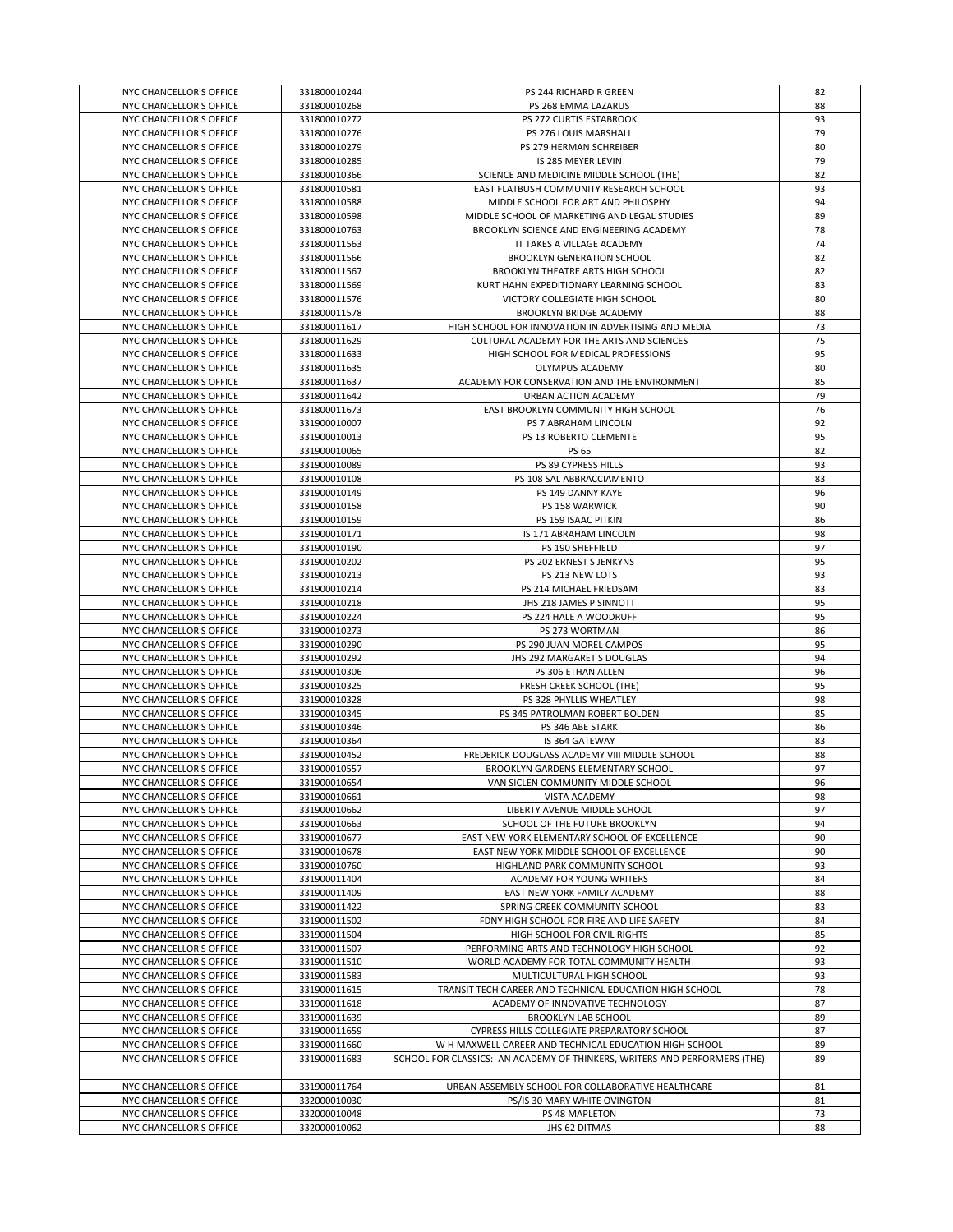| NYC CHANCELLOR'S OFFICE | 331800010244 | PS 244 RICHARD R GREEN | 82 |
|---|---|---|---|
| NYC CHANCELLOR'S OFFICE | 331800010268 | PS 268 EMMA LAZARUS | 88 |
| NYC CHANCELLOR'S OFFICE | 331800010272 | PS 272 CURTIS ESTABROOK | 93 |
| NYC CHANCELLOR'S OFFICE | 331800010276 | PS 276 LOUIS MARSHALL | 79 |
| NYC CHANCELLOR'S OFFICE | 331800010279 | PS 279 HERMAN SCHREIBER | 80 |
| NYC CHANCELLOR'S OFFICE | 331800010285 | IS 285 MEYER LEVIN | 79 |
| NYC CHANCELLOR'S OFFICE | 331800010366 | SCIENCE AND MEDICINE MIDDLE SCHOOL (THE) | 82 |
| NYC CHANCELLOR'S OFFICE | 331800010581 | EAST FLATBUSH COMMUNITY RESEARCH SCHOOL | 93 |
| NYC CHANCELLOR'S OFFICE | 331800010588 | MIDDLE SCHOOL FOR ART AND PHILOSPHY | 94 |
| NYC CHANCELLOR'S OFFICE | 331800010598 | MIDDLE SCHOOL OF MARKETING AND LEGAL STUDIES | 89 |
| NYC CHANCELLOR'S OFFICE | 331800010763 | BROOKLYN SCIENCE AND ENGINEERING ACADEMY | 78 |
| NYC CHANCELLOR'S OFFICE | 331800011563 | IT TAKES A VILLAGE ACADEMY | 74 |
| NYC CHANCELLOR'S OFFICE | 331800011566 | BROOKLYN GENERATION SCHOOL | 82 |
| NYC CHANCELLOR'S OFFICE | 331800011567 | BROOKLYN THEATRE ARTS HIGH SCHOOL | 82 |
| NYC CHANCELLOR'S OFFICE | 331800011569 | KURT HAHN EXPEDITIONARY LEARNING SCHOOL | 83 |
| NYC CHANCELLOR'S OFFICE | 331800011576 | VICTORY COLLEGIATE HIGH SCHOOL | 80 |
| NYC CHANCELLOR'S OFFICE | 331800011578 | BROOKLYN BRIDGE ACADEMY | 88 |
| NYC CHANCELLOR'S OFFICE | 331800011617 | HIGH SCHOOL FOR INNOVATION IN ADVERTISING AND MEDIA | 73 |
| NYC CHANCELLOR'S OFFICE | 331800011629 | CULTURAL ACADEMY FOR THE ARTS AND SCIENCES | 75 |
| NYC CHANCELLOR'S OFFICE | 331800011633 | HIGH SCHOOL FOR MEDICAL PROFESSIONS | 95 |
| NYC CHANCELLOR'S OFFICE | 331800011635 | OLYMPUS ACADEMY | 80 |
| NYC CHANCELLOR'S OFFICE | 331800011637 | ACADEMY FOR CONSERVATION AND THE ENVIRONMENT | 85 |
| NYC CHANCELLOR'S OFFICE | 331800011642 | URBAN ACTION ACADEMY | 79 |
| NYC CHANCELLOR'S OFFICE | 331800011673 | EAST BROOKLYN COMMUNITY HIGH SCHOOL | 76 |
| NYC CHANCELLOR'S OFFICE | 331900010007 | PS 7 ABRAHAM LINCOLN | 92 |
| NYC CHANCELLOR'S OFFICE | 331900010013 | PS 13 ROBERTO CLEMENTE | 95 |
| NYC CHANCELLOR'S OFFICE | 331900010065 | PS 65 | 82 |
| NYC CHANCELLOR'S OFFICE | 331900010089 | PS 89 CYPRESS HILLS | 93 |
| NYC CHANCELLOR'S OFFICE | 331900010108 | PS 108 SAL ABBRACCIAMENTO | 83 |
| NYC CHANCELLOR'S OFFICE | 331900010149 | PS 149 DANNY KAYE | 96 |
| NYC CHANCELLOR'S OFFICE | 331900010158 | PS 158 WARWICK | 90 |
| NYC CHANCELLOR'S OFFICE | 331900010159 | PS 159 ISAAC PITKIN | 86 |
| NYC CHANCELLOR'S OFFICE | 331900010171 | IS 171 ABRAHAM LINCOLN | 98 |
| NYC CHANCELLOR'S OFFICE | 331900010190 | PS 190 SHEFFIELD | 97 |
| NYC CHANCELLOR'S OFFICE | 331900010202 | PS 202 ERNEST S JENKYNS | 95 |
| NYC CHANCELLOR'S OFFICE | 331900010213 | PS 213 NEW LOTS | 93 |
| NYC CHANCELLOR'S OFFICE | 331900010214 | PS 214 MICHAEL FRIEDSAM | 83 |
| NYC CHANCELLOR'S OFFICE | 331900010218 | JHS 218 JAMES P SINNOTT | 95 |
| NYC CHANCELLOR'S OFFICE | 331900010224 | PS 224 HALE A WOODRUFF | 95 |
| NYC CHANCELLOR'S OFFICE | 331900010273 | PS 273 WORTMAN | 86 |
| NYC CHANCELLOR'S OFFICE | 331900010290 | PS 290 JUAN MOREL CAMPOS | 95 |
| NYC CHANCELLOR'S OFFICE | 331900010292 | JHS 292 MARGARET S DOUGLAS | 94 |
| NYC CHANCELLOR'S OFFICE | 331900010306 | PS 306 ETHAN ALLEN | 96 |
| NYC CHANCELLOR'S OFFICE | 331900010325 | FRESH CREEK SCHOOL (THE) | 95 |
| NYC CHANCELLOR'S OFFICE | 331900010328 | PS 328 PHYLLIS WHEATLEY | 98 |
| NYC CHANCELLOR'S OFFICE | 331900010345 | PS 345 PATROLMAN ROBERT BOLDEN | 85 |
| NYC CHANCELLOR'S OFFICE | 331900010346 | PS 346 ABE STARK | 86 |
| NYC CHANCELLOR'S OFFICE | 331900010364 | IS 364 GATEWAY | 83 |
| NYC CHANCELLOR'S OFFICE | 331900010452 | FREDERICK DOUGLASS ACADEMY VIII MIDDLE SCHOOL | 88 |
| NYC CHANCELLOR'S OFFICE | 331900010557 | BROOKLYN GARDENS ELEMENTARY SCHOOL | 97 |
| NYC CHANCELLOR'S OFFICE | 331900010654 | VAN SICLEN COMMUNITY MIDDLE SCHOOL | 96 |
| NYC CHANCELLOR'S OFFICE | 331900010661 | VISTA ACADEMY | 98 |
| NYC CHANCELLOR'S OFFICE | 331900010662 | LIBERTY AVENUE MIDDLE SCHOOL | 97 |
| NYC CHANCELLOR'S OFFICE | 331900010663 | SCHOOL OF THE FUTURE BROOKLYN | 94 |
| NYC CHANCELLOR'S OFFICE | 331900010677 | EAST NEW YORK ELEMENTARY SCHOOL OF EXCELLENCE | 90 |
| NYC CHANCELLOR'S OFFICE | 331900010678 | EAST NEW YORK MIDDLE SCHOOL OF EXCELLENCE | 90 |
| NYC CHANCELLOR'S OFFICE | 331900010760 | HIGHLAND PARK COMMUNITY SCHOOL | 93 |
| NYC CHANCELLOR'S OFFICE | 331900011404 | ACADEMY FOR YOUNG WRITERS | 84 |
| NYC CHANCELLOR'S OFFICE | 331900011409 | EAST NEW YORK FAMILY ACADEMY | 88 |
| NYC CHANCELLOR'S OFFICE | 331900011422 | SPRING CREEK COMMUNITY SCHOOL | 83 |
| NYC CHANCELLOR'S OFFICE | 331900011502 | FDNY HIGH SCHOOL FOR FIRE AND LIFE SAFETY | 84 |
| NYC CHANCELLOR'S OFFICE | 331900011504 | HIGH SCHOOL FOR CIVIL RIGHTS | 85 |
| NYC CHANCELLOR'S OFFICE | 331900011507 | PERFORMING ARTS AND TECHNOLOGY HIGH SCHOOL | 92 |
| NYC CHANCELLOR'S OFFICE | 331900011510 | WORLD ACADEMY FOR TOTAL COMMUNITY HEALTH | 93 |
| NYC CHANCELLOR'S OFFICE | 331900011583 | MULTICULTURAL HIGH SCHOOL | 93 |
| NYC CHANCELLOR'S OFFICE | 331900011615 | TRANSIT TECH CAREER AND TECHNICAL EDUCATION HIGH SCHOOL | 78 |
| NYC CHANCELLOR'S OFFICE | 331900011618 | ACADEMY OF INNOVATIVE TECHNOLOGY | 87 |
| NYC CHANCELLOR'S OFFICE | 331900011639 | BROOKLYN LAB SCHOOL | 89 |
| NYC CHANCELLOR'S OFFICE | 331900011659 | CYPRESS HILLS COLLEGIATE PREPARATORY SCHOOL | 87 |
| NYC CHANCELLOR'S OFFICE | 331900011660 | W H MAXWELL CAREER AND TECHNICAL EDUCATION HIGH SCHOOL | 89 |
| NYC CHANCELLOR'S OFFICE | 331900011683 | SCHOOL FOR CLASSICS: AN ACADEMY OF THINKERS, WRITERS AND PERFORMERS (THE) | 89 |
| NYC CHANCELLOR'S OFFICE | 331900011764 | URBAN ASSEMBLY SCHOOL FOR COLLABORATIVE HEALTHCARE | 81 |
| NYC CHANCELLOR'S OFFICE | 332000010030 | PS/IS 30 MARY WHITE OVINGTON | 81 |
| NYC CHANCELLOR'S OFFICE | 332000010048 | PS 48 MAPLETON | 73 |
| NYC CHANCELLOR'S OFFICE | 332000010062 | JHS 62 DITMAS | 88 |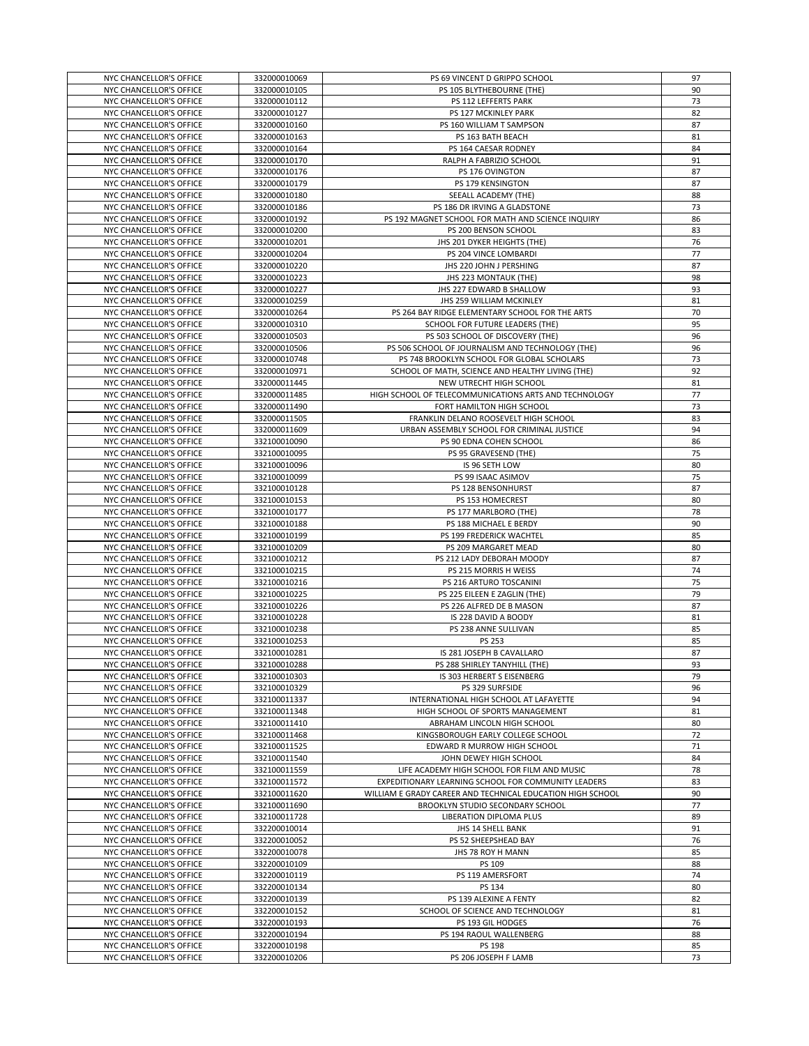| NYC CHANCELLOR'S OFFICE | 332000010069 | PS 69 VINCENT D GRIPPO SCHOOL | 97 |
|---|---|---|---|
| NYC CHANCELLOR'S OFFICE | 332000010105 | PS 105 BLYTHEBOURNE (THE) | 90 |
| NYC CHANCELLOR'S OFFICE | 332000010112 | PS 112 LEFFERTS PARK | 73 |
| NYC CHANCELLOR'S OFFICE | 332000010127 | PS 127 MCKINLEY PARK | 82 |
| NYC CHANCELLOR'S OFFICE | 332000010160 | PS 160 WILLIAM T SAMPSON | 87 |
| NYC CHANCELLOR'S OFFICE | 332000010163 | PS 163 BATH BEACH | 81 |
| NYC CHANCELLOR'S OFFICE | 332000010164 | PS 164 CAESAR RODNEY | 84 |
| NYC CHANCELLOR'S OFFICE | 332000010170 | RALPH A FABRIZIO SCHOOL | 91 |
| NYC CHANCELLOR'S OFFICE | 332000010176 | PS 176 OVINGTON | 87 |
| NYC CHANCELLOR'S OFFICE | 332000010179 | PS 179 KENSINGTON | 87 |
| NYC CHANCELLOR'S OFFICE | 332000010180 | SEEALL ACADEMY (THE) | 88 |
| NYC CHANCELLOR'S OFFICE | 332000010186 | PS 186 DR IRVING A GLADSTONE | 73 |
| NYC CHANCELLOR'S OFFICE | 332000010192 | PS 192 MAGNET SCHOOL FOR MATH AND SCIENCE INQUIRY | 86 |
| NYC CHANCELLOR'S OFFICE | 332000010200 | PS 200 BENSON SCHOOL | 83 |
| NYC CHANCELLOR'S OFFICE | 332000010201 | JHS 201 DYKER HEIGHTS (THE) | 76 |
| NYC CHANCELLOR'S OFFICE | 332000010204 | PS 204 VINCE LOMBARDI | 77 |
| NYC CHANCELLOR'S OFFICE | 332000010220 | JHS 220 JOHN J PERSHING | 87 |
| NYC CHANCELLOR'S OFFICE | 332000010223 | JHS 223 MONTAUK (THE) | 98 |
| NYC CHANCELLOR'S OFFICE | 332000010227 | JHS 227 EDWARD B SHALLOW | 93 |
| NYC CHANCELLOR'S OFFICE | 332000010259 | JHS 259 WILLIAM MCKINLEY | 81 |
| NYC CHANCELLOR'S OFFICE | 332000010264 | PS 264 BAY RIDGE ELEMENTARY SCHOOL FOR THE ARTS | 70 |
| NYC CHANCELLOR'S OFFICE | 332000010310 | SCHOOL FOR FUTURE LEADERS (THE) | 95 |
| NYC CHANCELLOR'S OFFICE | 332000010503 | PS 503 SCHOOL OF DISCOVERY (THE) | 96 |
| NYC CHANCELLOR'S OFFICE | 332000010506 | PS 506 SCHOOL OF JOURNALISM AND TECHNOLOGY (THE) | 96 |
| NYC CHANCELLOR'S OFFICE | 332000010748 | PS 748 BROOKLYN SCHOOL FOR GLOBAL SCHOLARS | 73 |
| NYC CHANCELLOR'S OFFICE | 332000010971 | SCHOOL OF MATH, SCIENCE AND HEALTHY LIVING (THE) | 92 |
| NYC CHANCELLOR'S OFFICE | 332000011445 | NEW UTRECHT HIGH SCHOOL | 81 |
| NYC CHANCELLOR'S OFFICE | 332000011485 | HIGH SCHOOL OF TELECOMMUNICATIONS ARTS AND TECHNOLOGY | 77 |
| NYC CHANCELLOR'S OFFICE | 332000011490 | FORT HAMILTON HIGH SCHOOL | 73 |
| NYC CHANCELLOR'S OFFICE | 332000011505 | FRANKLIN DELANO ROOSEVELT HIGH SCHOOL | 83 |
| NYC CHANCELLOR'S OFFICE | 332000011609 | URBAN ASSEMBLY SCHOOL FOR CRIMINAL JUSTICE | 94 |
| NYC CHANCELLOR'S OFFICE | 332100010090 | PS 90 EDNA COHEN SCHOOL | 86 |
| NYC CHANCELLOR'S OFFICE | 332100010095 | PS 95 GRAVESEND (THE) | 75 |
| NYC CHANCELLOR'S OFFICE | 332100010096 | IS 96 SETH LOW | 80 |
| NYC CHANCELLOR'S OFFICE | 332100010099 | PS 99 ISAAC ASIMOV | 75 |
| NYC CHANCELLOR'S OFFICE | 332100010128 | PS 128 BENSONHURST | 87 |
| NYC CHANCELLOR'S OFFICE | 332100010153 | PS 153 HOMECREST | 80 |
| NYC CHANCELLOR'S OFFICE | 332100010177 | PS 177 MARLBORO (THE) | 78 |
| NYC CHANCELLOR'S OFFICE | 332100010188 | PS 188 MICHAEL E BERDY | 90 |
| NYC CHANCELLOR'S OFFICE | 332100010199 | PS 199 FREDERICK WACHTEL | 85 |
| NYC CHANCELLOR'S OFFICE | 332100010209 | PS 209 MARGARET MEAD | 80 |
| NYC CHANCELLOR'S OFFICE | 332100010212 | PS 212 LADY DEBORAH MOODY | 87 |
| NYC CHANCELLOR'S OFFICE | 332100010215 | PS 215 MORRIS H WEISS | 74 |
| NYC CHANCELLOR'S OFFICE | 332100010216 | PS 216 ARTURO TOSCANINI | 75 |
| NYC CHANCELLOR'S OFFICE | 332100010225 | PS 225 EILEEN E ZAGLIN (THE) | 79 |
| NYC CHANCELLOR'S OFFICE | 332100010226 | PS 226 ALFRED DE B MASON | 87 |
| NYC CHANCELLOR'S OFFICE | 332100010228 | IS 228 DAVID A BOODY | 81 |
| NYC CHANCELLOR'S OFFICE | 332100010238 | PS 238 ANNE SULLIVAN | 85 |
| NYC CHANCELLOR'S OFFICE | 332100010253 | PS 253 | 85 |
| NYC CHANCELLOR'S OFFICE | 332100010281 | IS 281 JOSEPH B CAVALLARO | 87 |
| NYC CHANCELLOR'S OFFICE | 332100010288 | PS 288 SHIRLEY TANYHILL (THE) | 93 |
| NYC CHANCELLOR'S OFFICE | 332100010303 | IS 303 HERBERT S EISENBERG | 79 |
| NYC CHANCELLOR'S OFFICE | 332100010329 | PS 329 SURFSIDE | 96 |
| NYC CHANCELLOR'S OFFICE | 332100011337 | INTERNATIONAL HIGH SCHOOL AT LAFAYETTE | 94 |
| NYC CHANCELLOR'S OFFICE | 332100011348 | HIGH SCHOOL OF SPORTS MANAGEMENT | 81 |
| NYC CHANCELLOR'S OFFICE | 332100011410 | ABRAHAM LINCOLN HIGH SCHOOL | 80 |
| NYC CHANCELLOR'S OFFICE | 332100011468 | KINGSBOROUGH EARLY COLLEGE SCHOOL | 72 |
| NYC CHANCELLOR'S OFFICE | 332100011525 | EDWARD R MURROW HIGH SCHOOL | 71 |
| NYC CHANCELLOR'S OFFICE | 332100011540 | JOHN DEWEY HIGH SCHOOL | 84 |
| NYC CHANCELLOR'S OFFICE | 332100011559 | LIFE ACADEMY HIGH SCHOOL FOR FILM AND MUSIC | 78 |
| NYC CHANCELLOR'S OFFICE | 332100011572 | EXPEDITIONARY LEARNING SCHOOL FOR COMMUNITY LEADERS | 83 |
| NYC CHANCELLOR'S OFFICE | 332100011620 | WILLIAM E GRADY CAREER AND TECHNICAL EDUCATION HIGH SCHOOL | 90 |
| NYC CHANCELLOR'S OFFICE | 332100011690 | BROOKLYN STUDIO SECONDARY SCHOOL | 77 |
| NYC CHANCELLOR'S OFFICE | 332100011728 | LIBERATION DIPLOMA PLUS | 89 |
| NYC CHANCELLOR'S OFFICE | 332200010014 | JHS 14 SHELL BANK | 91 |
| NYC CHANCELLOR'S OFFICE | 332200010052 | PS 52 SHEEPSHEAD BAY | 76 |
| NYC CHANCELLOR'S OFFICE | 332200010078 | JHS 78 ROY H MANN | 85 |
| NYC CHANCELLOR'S OFFICE | 332200010109 | PS 109 | 88 |
| NYC CHANCELLOR'S OFFICE | 332200010119 | PS 119 AMERSFORT | 74 |
| NYC CHANCELLOR'S OFFICE | 332200010134 | PS 134 | 80 |
| NYC CHANCELLOR'S OFFICE | 332200010139 | PS 139 ALEXINE A FENTY | 82 |
| NYC CHANCELLOR'S OFFICE | 332200010152 | SCHOOL OF SCIENCE AND TECHNOLOGY | 81 |
| NYC CHANCELLOR'S OFFICE | 332200010193 | PS 193 GIL HODGES | 76 |
| NYC CHANCELLOR'S OFFICE | 332200010194 | PS 194 RAOUL WALLENBERG | 88 |
| NYC CHANCELLOR'S OFFICE | 332200010198 | PS 198 | 85 |
| NYC CHANCELLOR'S OFFICE | 332200010206 | PS 206 JOSEPH F LAMB | 73 |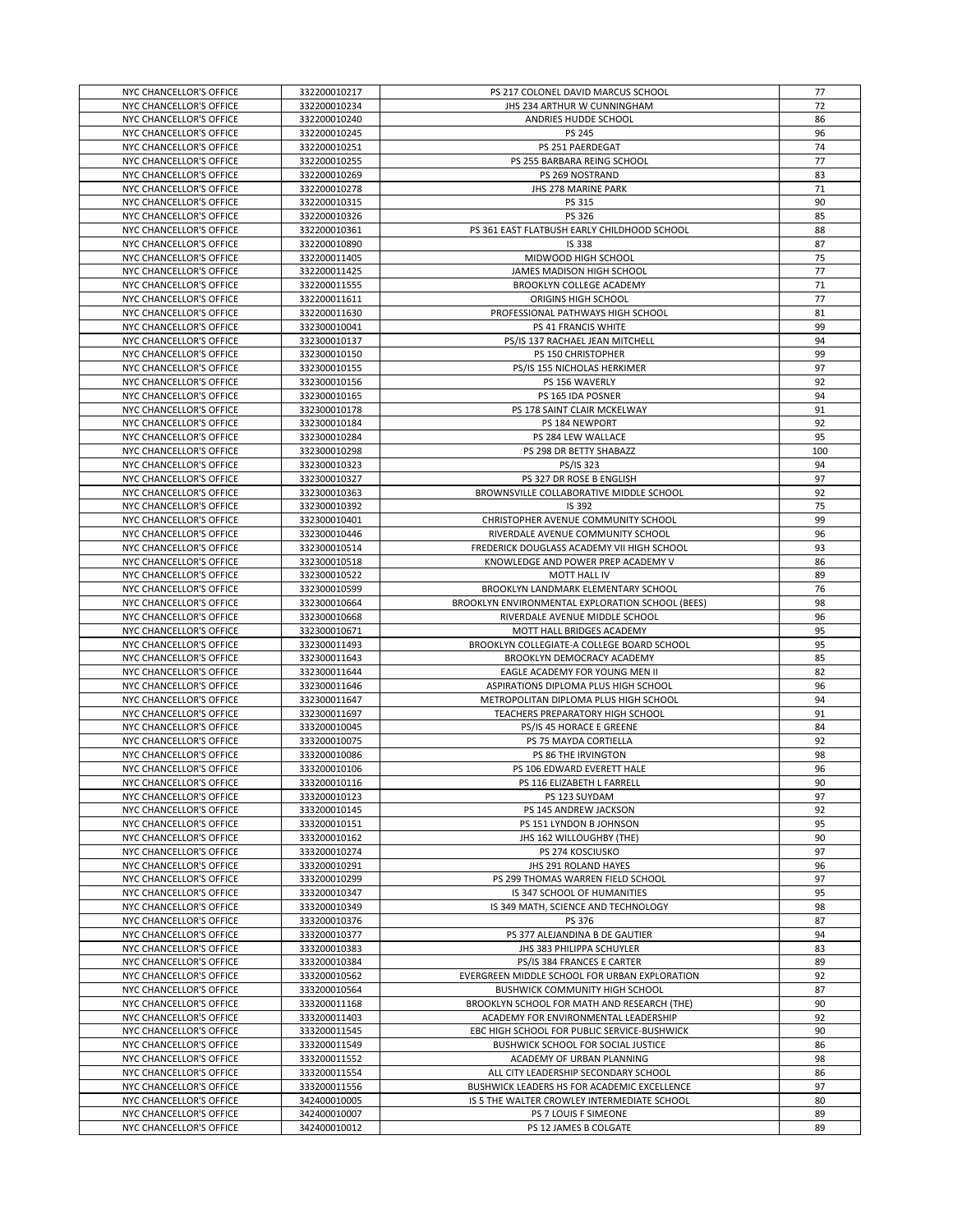| NYC CHANCELLOR'S OFFICE | 332200010217 | PS 217 COLONEL DAVID MARCUS SCHOOL | 77 |
|---|---|---|---|
| NYC CHANCELLOR'S OFFICE | 332200010234 | JHS 234 ARTHUR W CUNNINGHAM | 72 |
| NYC CHANCELLOR'S OFFICE | 332200010240 | ANDRIES HUDDE SCHOOL | 86 |
| NYC CHANCELLOR'S OFFICE | 332200010245 | PS 245 | 96 |
| NYC CHANCELLOR'S OFFICE | 332200010251 | PS 251 PAERDEGAT | 74 |
| NYC CHANCELLOR'S OFFICE | 332200010255 | PS 255 BARBARA REING SCHOOL | 77 |
| NYC CHANCELLOR'S OFFICE | 332200010269 | PS 269 NOSTRAND | 83 |
| NYC CHANCELLOR'S OFFICE | 332200010278 | JHS 278 MARINE PARK | 71 |
| NYC CHANCELLOR'S OFFICE | 332200010315 | PS 315 | 90 |
| NYC CHANCELLOR'S OFFICE | 332200010326 | PS 326 | 85 |
| NYC CHANCELLOR'S OFFICE | 332200010361 | PS 361 EAST FLATBUSH EARLY CHILDHOOD SCHOOL | 88 |
| NYC CHANCELLOR'S OFFICE | 332200010890 | IS 338 | 87 |
| NYC CHANCELLOR'S OFFICE | 332200011405 | MIDWOOD HIGH SCHOOL | 75 |
| NYC CHANCELLOR'S OFFICE | 332200011425 | JAMES MADISON HIGH SCHOOL | 77 |
| NYC CHANCELLOR'S OFFICE | 332200011555 | BROOKLYN COLLEGE ACADEMY | 71 |
| NYC CHANCELLOR'S OFFICE | 332200011611 | ORIGINS HIGH SCHOOL | 77 |
| NYC CHANCELLOR'S OFFICE | 332200011630 | PROFESSIONAL PATHWAYS HIGH SCHOOL | 81 |
| NYC CHANCELLOR'S OFFICE | 332300010041 | PS 41 FRANCIS WHITE | 99 |
| NYC CHANCELLOR'S OFFICE | 332300010137 | PS/IS 137 RACHAEL JEAN MITCHELL | 94 |
| NYC CHANCELLOR'S OFFICE | 332300010150 | PS 150 CHRISTOPHER | 99 |
| NYC CHANCELLOR'S OFFICE | 332300010155 | PS/IS 155 NICHOLAS HERKIMER | 97 |
| NYC CHANCELLOR'S OFFICE | 332300010156 | PS 156 WAVERLY | 92 |
| NYC CHANCELLOR'S OFFICE | 332300010165 | PS 165 IDA POSNER | 94 |
| NYC CHANCELLOR'S OFFICE | 332300010178 | PS 178 SAINT CLAIR MCKELWAY | 91 |
| NYC CHANCELLOR'S OFFICE | 332300010184 | PS 184 NEWPORT | 92 |
| NYC CHANCELLOR'S OFFICE | 332300010284 | PS 284 LEW WALLACE | 95 |
| NYC CHANCELLOR'S OFFICE | 332300010298 | PS 298 DR BETTY SHABAZZ | 100 |
| NYC CHANCELLOR'S OFFICE | 332300010323 | PS/IS 323 | 94 |
| NYC CHANCELLOR'S OFFICE | 332300010327 | PS 327 DR ROSE B ENGLISH | 97 |
| NYC CHANCELLOR'S OFFICE | 332300010363 | BROWNSVILLE COLLABORATIVE MIDDLE SCHOOL | 92 |
| NYC CHANCELLOR'S OFFICE | 332300010392 | IS 392 | 75 |
| NYC CHANCELLOR'S OFFICE | 332300010401 | CHRISTOPHER AVENUE COMMUNITY SCHOOL | 99 |
| NYC CHANCELLOR'S OFFICE | 332300010446 | RIVERDALE AVENUE COMMUNITY SCHOOL | 96 |
| NYC CHANCELLOR'S OFFICE | 332300010514 | FREDERICK DOUGLASS ACADEMY VII HIGH SCHOOL | 93 |
| NYC CHANCELLOR'S OFFICE | 332300010518 | KNOWLEDGE AND POWER PREP ACADEMY V | 86 |
| NYC CHANCELLOR'S OFFICE | 332300010522 | MOTT HALL IV | 89 |
| NYC CHANCELLOR'S OFFICE | 332300010599 | BROOKLYN LANDMARK ELEMENTARY SCHOOL | 76 |
| NYC CHANCELLOR'S OFFICE | 332300010664 | BROOKLYN ENVIRONMENTAL EXPLORATION SCHOOL (BEES) | 98 |
| NYC CHANCELLOR'S OFFICE | 332300010668 | RIVERDALE AVENUE MIDDLE SCHOOL | 96 |
| NYC CHANCELLOR'S OFFICE | 332300010671 | MOTT HALL BRIDGES ACADEMY | 95 |
| NYC CHANCELLOR'S OFFICE | 332300011493 | BROOKLYN COLLEGIATE-A COLLEGE BOARD SCHOOL | 95 |
| NYC CHANCELLOR'S OFFICE | 332300011643 | BROOKLYN DEMOCRACY ACADEMY | 85 |
| NYC CHANCELLOR'S OFFICE | 332300011644 | EAGLE ACADEMY FOR YOUNG MEN II | 82 |
| NYC CHANCELLOR'S OFFICE | 332300011646 | ASPIRATIONS DIPLOMA PLUS HIGH SCHOOL | 96 |
| NYC CHANCELLOR'S OFFICE | 332300011647 | METROPOLITAN DIPLOMA PLUS HIGH SCHOOL | 94 |
| NYC CHANCELLOR'S OFFICE | 332300011697 | TEACHERS PREPARATORY HIGH SCHOOL | 91 |
| NYC CHANCELLOR'S OFFICE | 333200010045 | PS/IS 45 HORACE E GREENE | 84 |
| NYC CHANCELLOR'S OFFICE | 333200010075 | PS 75 MAYDA CORTIELLA | 92 |
| NYC CHANCELLOR'S OFFICE | 333200010086 | PS 86 THE IRVINGTON | 98 |
| NYC CHANCELLOR'S OFFICE | 333200010106 | PS 106 EDWARD EVERETT HALE | 96 |
| NYC CHANCELLOR'S OFFICE | 333200010116 | PS 116 ELIZABETH L FARRELL | 90 |
| NYC CHANCELLOR'S OFFICE | 333200010123 | PS 123 SUYDAM | 97 |
| NYC CHANCELLOR'S OFFICE | 333200010145 | PS 145 ANDREW JACKSON | 92 |
| NYC CHANCELLOR'S OFFICE | 333200010151 | PS 151 LYNDON B JOHNSON | 95 |
| NYC CHANCELLOR'S OFFICE | 333200010162 | JHS 162 WILLOUGHBY (THE) | 90 |
| NYC CHANCELLOR'S OFFICE | 333200010274 | PS 274 KOSCIUSKO | 97 |
| NYC CHANCELLOR'S OFFICE | 333200010291 | JHS 291 ROLAND HAYES | 96 |
| NYC CHANCELLOR'S OFFICE | 333200010299 | PS 299 THOMAS WARREN FIELD SCHOOL | 97 |
| NYC CHANCELLOR'S OFFICE | 333200010347 | IS 347 SCHOOL OF HUMANITIES | 95 |
| NYC CHANCELLOR'S OFFICE | 333200010349 | IS 349 MATH, SCIENCE AND TECHNOLOGY | 98 |
| NYC CHANCELLOR'S OFFICE | 333200010376 | PS 376 | 87 |
| NYC CHANCELLOR'S OFFICE | 333200010377 | PS 377 ALEJANDINA B DE GAUTIER | 94 |
| NYC CHANCELLOR'S OFFICE | 333200010383 | JHS 383 PHILIPPA SCHUYLER | 83 |
| NYC CHANCELLOR'S OFFICE | 333200010384 | PS/IS 384 FRANCES E CARTER | 89 |
| NYC CHANCELLOR'S OFFICE | 333200010562 | EVERGREEN MIDDLE SCHOOL FOR URBAN EXPLORATION | 92 |
| NYC CHANCELLOR'S OFFICE | 333200010564 | BUSHWICK COMMUNITY HIGH SCHOOL | 87 |
| NYC CHANCELLOR'S OFFICE | 333200011168 | BROOKLYN SCHOOL FOR MATH AND RESEARCH (THE) | 90 |
| NYC CHANCELLOR'S OFFICE | 333200011403 | ACADEMY FOR ENVIRONMENTAL LEADERSHIP | 92 |
| NYC CHANCELLOR'S OFFICE | 333200011545 | EBC HIGH SCHOOL FOR PUBLIC SERVICE-BUSHWICK | 90 |
| NYC CHANCELLOR'S OFFICE | 333200011549 | BUSHWICK SCHOOL FOR SOCIAL JUSTICE | 86 |
| NYC CHANCELLOR'S OFFICE | 333200011552 | ACADEMY OF URBAN PLANNING | 98 |
| NYC CHANCELLOR'S OFFICE | 333200011554 | ALL CITY LEADERSHIP SECONDARY SCHOOL | 86 |
| NYC CHANCELLOR'S OFFICE | 333200011556 | BUSHWICK LEADERS HS FOR ACADEMIC EXCELLENCE | 97 |
| NYC CHANCELLOR'S OFFICE | 342400010005 | IS 5 THE WALTER CROWLEY INTERMEDIATE SCHOOL | 80 |
| NYC CHANCELLOR'S OFFICE | 342400010007 | PS 7 LOUIS F SIMEONE | 89 |
| NYC CHANCELLOR'S OFFICE | 342400010012 | PS 12 JAMES B COLGATE | 89 |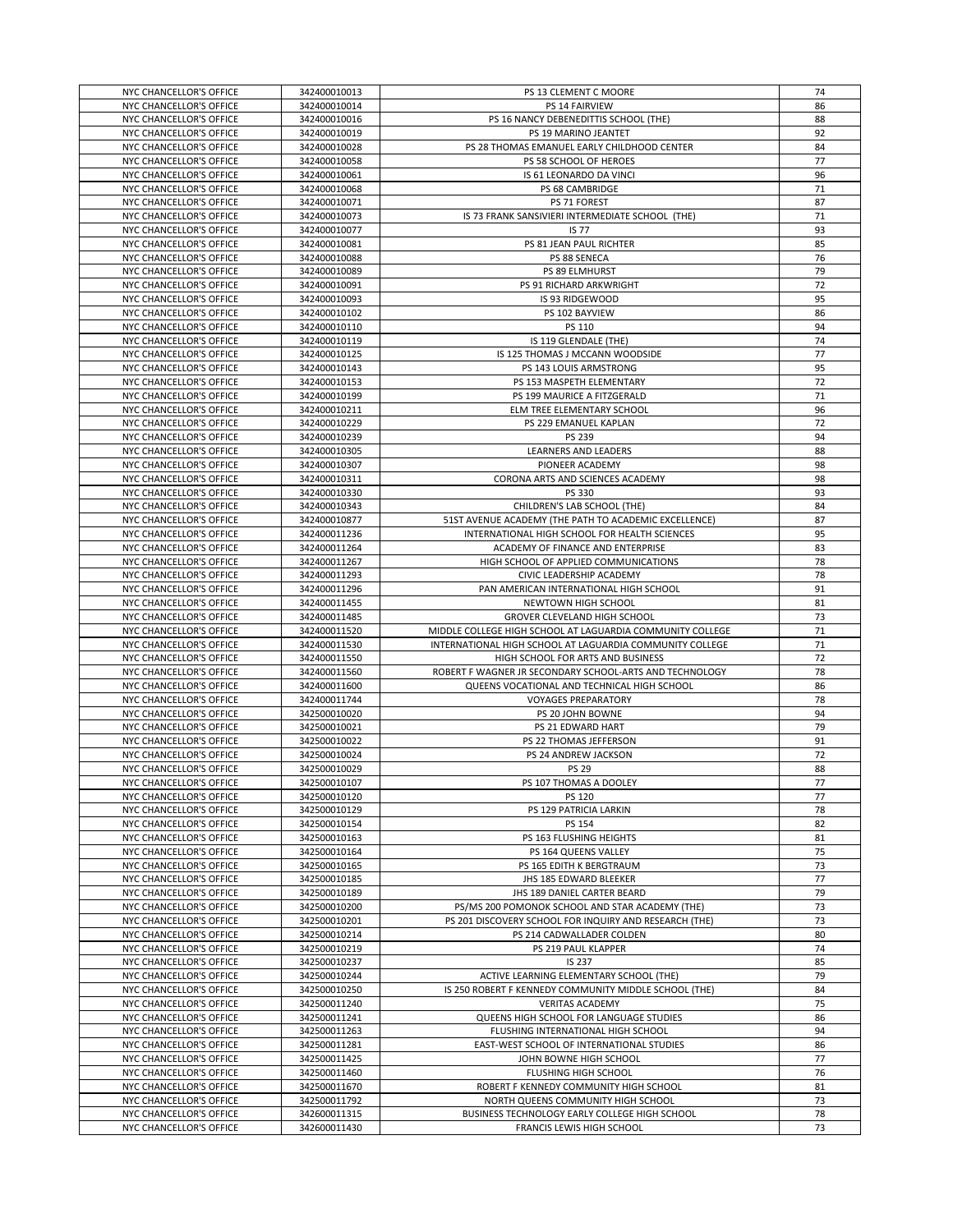| NYC CHANCELLOR'S OFFICE | 342400010013 | PS 13 CLEMENT C MOORE | 74 |
|---|---|---|---|
| NYC CHANCELLOR'S OFFICE | 342400010014 | PS 14 FAIRVIEW | 86 |
| NYC CHANCELLOR'S OFFICE | 342400010016 | PS 16 NANCY DEBENEDITTIS SCHOOL (THE) | 88 |
| NYC CHANCELLOR'S OFFICE | 342400010019 | PS 19 MARINO JEANTET | 92 |
| NYC CHANCELLOR'S OFFICE | 342400010028 | PS 28 THOMAS EMANUEL EARLY CHILDHOOD CENTER | 84 |
| NYC CHANCELLOR'S OFFICE | 342400010058 | PS 58 SCHOOL OF HEROES | 77 |
| NYC CHANCELLOR'S OFFICE | 342400010061 | IS 61 LEONARDO DA VINCI | 96 |
| NYC CHANCELLOR'S OFFICE | 342400010068 | PS 68 CAMBRIDGE | 71 |
| NYC CHANCELLOR'S OFFICE | 342400010071 | PS 71 FOREST | 87 |
| NYC CHANCELLOR'S OFFICE | 342400010073 | IS 73 FRANK SANSIVIERI INTERMEDIATE SCHOOL (THE) | 71 |
| NYC CHANCELLOR'S OFFICE | 342400010077 | IS 77 | 93 |
| NYC CHANCELLOR'S OFFICE | 342400010081 | PS 81 JEAN PAUL RICHTER | 85 |
| NYC CHANCELLOR'S OFFICE | 342400010088 | PS 88 SENECA | 76 |
| NYC CHANCELLOR'S OFFICE | 342400010089 | PS 89 ELMHURST | 79 |
| NYC CHANCELLOR'S OFFICE | 342400010091 | PS 91 RICHARD ARKWRIGHT | 72 |
| NYC CHANCELLOR'S OFFICE | 342400010093 | IS 93 RIDGEWOOD | 95 |
| NYC CHANCELLOR'S OFFICE | 342400010102 | PS 102 BAYVIEW | 86 |
| NYC CHANCELLOR'S OFFICE | 342400010110 | PS 110 | 94 |
| NYC CHANCELLOR'S OFFICE | 342400010119 | IS 119 GLENDALE (THE) | 74 |
| NYC CHANCELLOR'S OFFICE | 342400010125 | IS 125 THOMAS J MCCANN WOODSIDE | 77 |
| NYC CHANCELLOR'S OFFICE | 342400010143 | PS 143 LOUIS ARMSTRONG | 95 |
| NYC CHANCELLOR'S OFFICE | 342400010153 | PS 153 MASPETH ELEMENTARY | 72 |
| NYC CHANCELLOR'S OFFICE | 342400010199 | PS 199 MAURICE A FITZGERALD | 71 |
| NYC CHANCELLOR'S OFFICE | 342400010211 | ELM TREE ELEMENTARY SCHOOL | 96 |
| NYC CHANCELLOR'S OFFICE | 342400010229 | PS 229 EMANUEL KAPLAN | 72 |
| NYC CHANCELLOR'S OFFICE | 342400010239 | PS 239 | 94 |
| NYC CHANCELLOR'S OFFICE | 342400010305 | LEARNERS AND LEADERS | 88 |
| NYC CHANCELLOR'S OFFICE | 342400010307 | PIONEER ACADEMY | 98 |
| NYC CHANCELLOR'S OFFICE | 342400010311 | CORONA ARTS AND SCIENCES ACADEMY | 98 |
| NYC CHANCELLOR'S OFFICE | 342400010330 | PS 330 | 93 |
| NYC CHANCELLOR'S OFFICE | 342400010343 | CHILDREN'S LAB SCHOOL (THE) | 84 |
| NYC CHANCELLOR'S OFFICE | 342400010877 | 51ST AVENUE ACADEMY (THE PATH TO ACADEMIC EXCELLENCE) | 87 |
| NYC CHANCELLOR'S OFFICE | 342400011236 | INTERNATIONAL HIGH SCHOOL FOR HEALTH SCIENCES | 95 |
| NYC CHANCELLOR'S OFFICE | 342400011264 | ACADEMY OF FINANCE AND ENTERPRISE | 83 |
| NYC CHANCELLOR'S OFFICE | 342400011267 | HIGH SCHOOL OF APPLIED COMMUNICATIONS | 78 |
| NYC CHANCELLOR'S OFFICE | 342400011293 | CIVIC LEADERSHIP ACADEMY | 78 |
| NYC CHANCELLOR'S OFFICE | 342400011296 | PAN AMERICAN INTERNATIONAL HIGH SCHOOL | 91 |
| NYC CHANCELLOR'S OFFICE | 342400011455 | NEWTOWN HIGH SCHOOL | 81 |
| NYC CHANCELLOR'S OFFICE | 342400011485 | GROVER CLEVELAND HIGH SCHOOL | 73 |
| NYC CHANCELLOR'S OFFICE | 342400011520 | MIDDLE COLLEGE HIGH SCHOOL AT LAGUARDIA COMMUNITY COLLEGE | 71 |
| NYC CHANCELLOR'S OFFICE | 342400011530 | INTERNATIONAL HIGH SCHOOL AT LAGUARDIA COMMUNITY COLLEGE | 71 |
| NYC CHANCELLOR'S OFFICE | 342400011550 | HIGH SCHOOL FOR ARTS AND BUSINESS | 72 |
| NYC CHANCELLOR'S OFFICE | 342400011560 | ROBERT F WAGNER JR SECONDARY SCHOOL-ARTS AND TECHNOLOGY | 78 |
| NYC CHANCELLOR'S OFFICE | 342400011600 | QUEENS VOCATIONAL AND TECHNICAL HIGH SCHOOL | 86 |
| NYC CHANCELLOR'S OFFICE | 342400011744 | VOYAGES PREPARATORY | 78 |
| NYC CHANCELLOR'S OFFICE | 342500010020 | PS 20 JOHN BOWNE | 94 |
| NYC CHANCELLOR'S OFFICE | 342500010021 | PS 21 EDWARD HART | 79 |
| NYC CHANCELLOR'S OFFICE | 342500010022 | PS 22 THOMAS JEFFERSON | 91 |
| NYC CHANCELLOR'S OFFICE | 342500010024 | PS 24 ANDREW JACKSON | 72 |
| NYC CHANCELLOR'S OFFICE | 342500010029 | PS 29 | 88 |
| NYC CHANCELLOR'S OFFICE | 342500010107 | PS 107 THOMAS A DOOLEY | 77 |
| NYC CHANCELLOR'S OFFICE | 342500010120 | PS 120 | 77 |
| NYC CHANCELLOR'S OFFICE | 342500010129 | PS 129 PATRICIA LARKIN | 78 |
| NYC CHANCELLOR'S OFFICE | 342500010154 | PS 154 | 82 |
| NYC CHANCELLOR'S OFFICE | 342500010163 | PS 163 FLUSHING HEIGHTS | 81 |
| NYC CHANCELLOR'S OFFICE | 342500010164 | PS 164 QUEENS VALLEY | 75 |
| NYC CHANCELLOR'S OFFICE | 342500010165 | PS 165 EDITH K BERGTRAUM | 73 |
| NYC CHANCELLOR'S OFFICE | 342500010185 | JHS 185 EDWARD BLEEKER | 77 |
| NYC CHANCELLOR'S OFFICE | 342500010189 | JHS 189 DANIEL CARTER BEARD | 79 |
| NYC CHANCELLOR'S OFFICE | 342500010200 | PS/MS 200 POMONOK SCHOOL AND STAR ACADEMY (THE) | 73 |
| NYC CHANCELLOR'S OFFICE | 342500010201 | PS 201 DISCOVERY SCHOOL FOR INQUIRY AND RESEARCH (THE) | 73 |
| NYC CHANCELLOR'S OFFICE | 342500010214 | PS 214 CADWALLADER COLDEN | 80 |
| NYC CHANCELLOR'S OFFICE | 342500010219 | PS 219 PAUL KLAPPER | 74 |
| NYC CHANCELLOR'S OFFICE | 342500010237 | IS 237 | 85 |
| NYC CHANCELLOR'S OFFICE | 342500010244 | ACTIVE LEARNING ELEMENTARY SCHOOL (THE) | 79 |
| NYC CHANCELLOR'S OFFICE | 342500010250 | IS 250 ROBERT F KENNEDY COMMUNITY MIDDLE SCHOOL (THE) | 84 |
| NYC CHANCELLOR'S OFFICE | 342500011240 | VERITAS ACADEMY | 75 |
| NYC CHANCELLOR'S OFFICE | 342500011241 | QUEENS HIGH SCHOOL FOR LANGUAGE STUDIES | 86 |
| NYC CHANCELLOR'S OFFICE | 342500011263 | FLUSHING INTERNATIONAL HIGH SCHOOL | 94 |
| NYC CHANCELLOR'S OFFICE | 342500011281 | EAST-WEST SCHOOL OF INTERNATIONAL STUDIES | 86 |
| NYC CHANCELLOR'S OFFICE | 342500011425 | JOHN BOWNE HIGH SCHOOL | 77 |
| NYC CHANCELLOR'S OFFICE | 342500011460 | FLUSHING HIGH SCHOOL | 76 |
| NYC CHANCELLOR'S OFFICE | 342500011670 | ROBERT F KENNEDY COMMUNITY HIGH SCHOOL | 81 |
| NYC CHANCELLOR'S OFFICE | 342500011792 | NORTH QUEENS COMMUNITY HIGH SCHOOL | 73 |
| NYC CHANCELLOR'S OFFICE | 342600011315 | BUSINESS TECHNOLOGY EARLY COLLEGE HIGH SCHOOL | 78 |
| NYC CHANCELLOR'S OFFICE | 342600011430 | FRANCIS LEWIS HIGH SCHOOL | 73 |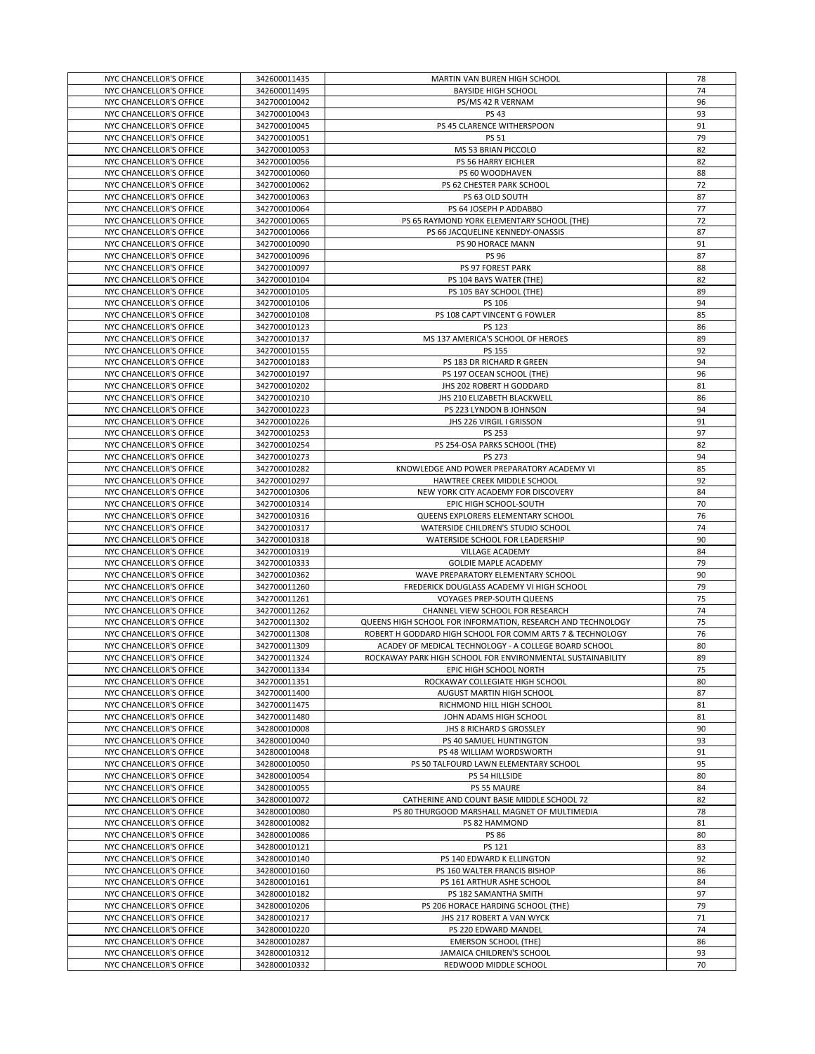| | | | |
|---|---|---|---|
| NYC CHANCELLOR'S OFFICE | 342600011435 | MARTIN VAN BUREN HIGH SCHOOL | 78 |
| NYC CHANCELLOR'S OFFICE | 342600011495 | BAYSIDE HIGH SCHOOL | 74 |
| NYC CHANCELLOR'S OFFICE | 342700010042 | PS/MS 42 R VERNAM | 96 |
| NYC CHANCELLOR'S OFFICE | 342700010043 | PS 43 | 93 |
| NYC CHANCELLOR'S OFFICE | 342700010045 | PS 45 CLARENCE WITHERSPOON | 91 |
| NYC CHANCELLOR'S OFFICE | 342700010051 | PS 51 | 79 |
| NYC CHANCELLOR'S OFFICE | 342700010053 | MS 53 BRIAN PICCOLO | 82 |
| NYC CHANCELLOR'S OFFICE | 342700010056 | PS 56 HARRY EICHLER | 82 |
| NYC CHANCELLOR'S OFFICE | 342700010060 | PS 60 WOODHAVEN | 88 |
| NYC CHANCELLOR'S OFFICE | 342700010062 | PS 62 CHESTER PARK SCHOOL | 72 |
| NYC CHANCELLOR'S OFFICE | 342700010063 | PS 63 OLD SOUTH | 87 |
| NYC CHANCELLOR'S OFFICE | 342700010064 | PS 64 JOSEPH P ADDABBO | 77 |
| NYC CHANCELLOR'S OFFICE | 342700010065 | PS 65 RAYMOND YORK ELEMENTARY SCHOOL (THE) | 72 |
| NYC CHANCELLOR'S OFFICE | 342700010066 | PS 66 JACQUELINE KENNEDY-ONASSIS | 87 |
| NYC CHANCELLOR'S OFFICE | 342700010090 | PS 90 HORACE MANN | 91 |
| NYC CHANCELLOR'S OFFICE | 342700010096 | PS 96 | 87 |
| NYC CHANCELLOR'S OFFICE | 342700010097 | PS 97 FOREST PARK | 88 |
| NYC CHANCELLOR'S OFFICE | 342700010104 | PS 104 BAYS WATER (THE) | 82 |
| NYC CHANCELLOR'S OFFICE | 342700010105 | PS 105 BAY SCHOOL (THE) | 89 |
| NYC CHANCELLOR'S OFFICE | 342700010106 | PS 106 | 94 |
| NYC CHANCELLOR'S OFFICE | 342700010108 | PS 108 CAPT VINCENT G FOWLER | 85 |
| NYC CHANCELLOR'S OFFICE | 342700010123 | PS 123 | 86 |
| NYC CHANCELLOR'S OFFICE | 342700010137 | MS 137 AMERICA'S SCHOOL OF HEROES | 89 |
| NYC CHANCELLOR'S OFFICE | 342700010155 | PS 155 | 92 |
| NYC CHANCELLOR'S OFFICE | 342700010183 | PS 183 DR RICHARD R GREEN | 94 |
| NYC CHANCELLOR'S OFFICE | 342700010197 | PS 197 OCEAN SCHOOL (THE) | 96 |
| NYC CHANCELLOR'S OFFICE | 342700010202 | JHS 202 ROBERT H GODDARD | 81 |
| NYC CHANCELLOR'S OFFICE | 342700010210 | JHS 210 ELIZABETH BLACKWELL | 86 |
| NYC CHANCELLOR'S OFFICE | 342700010223 | PS 223 LYNDON B JOHNSON | 94 |
| NYC CHANCELLOR'S OFFICE | 342700010226 | JHS 226 VIRGIL I GRISSON | 91 |
| NYC CHANCELLOR'S OFFICE | 342700010253 | PS 253 | 97 |
| NYC CHANCELLOR'S OFFICE | 342700010254 | PS 254-OSA PARKS SCHOOL (THE) | 82 |
| NYC CHANCELLOR'S OFFICE | 342700010273 | PS 273 | 94 |
| NYC CHANCELLOR'S OFFICE | 342700010282 | KNOWLEDGE AND POWER PREPARATORY ACADEMY VI | 85 |
| NYC CHANCELLOR'S OFFICE | 342700010297 | HAWTREE CREEK MIDDLE SCHOOL | 92 |
| NYC CHANCELLOR'S OFFICE | 342700010306 | NEW YORK CITY ACADEMY FOR DISCOVERY | 84 |
| NYC CHANCELLOR'S OFFICE | 342700010314 | EPIC HIGH SCHOOL-SOUTH | 70 |
| NYC CHANCELLOR'S OFFICE | 342700010316 | QUEENS EXPLORERS ELEMENTARY SCHOOL | 76 |
| NYC CHANCELLOR'S OFFICE | 342700010317 | WATERSIDE CHILDREN'S STUDIO SCHOOL | 74 |
| NYC CHANCELLOR'S OFFICE | 342700010318 | WATERSIDE SCHOOL FOR LEADERSHIP | 90 |
| NYC CHANCELLOR'S OFFICE | 342700010319 | VILLAGE ACADEMY | 84 |
| NYC CHANCELLOR'S OFFICE | 342700010333 | GOLDIE MAPLE ACADEMY | 79 |
| NYC CHANCELLOR'S OFFICE | 342700010362 | WAVE PREPARATORY ELEMENTARY SCHOOL | 90 |
| NYC CHANCELLOR'S OFFICE | 342700011260 | FREDERICK DOUGLASS ACADEMY VI HIGH SCHOOL | 79 |
| NYC CHANCELLOR'S OFFICE | 342700011261 | VOYAGES PREP-SOUTH QUEENS | 75 |
| NYC CHANCELLOR'S OFFICE | 342700011262 | CHANNEL VIEW SCHOOL FOR RESEARCH | 74 |
| NYC CHANCELLOR'S OFFICE | 342700011302 | QUEENS HIGH SCHOOL FOR INFORMATION, RESEARCH AND TECHNOLOGY | 75 |
| NYC CHANCELLOR'S OFFICE | 342700011308 | ROBERT H GODDARD HIGH SCHOOL FOR COMM ARTS 7 & TECHNOLOGY | 76 |
| NYC CHANCELLOR'S OFFICE | 342700011309 | ACADEY OF MEDICAL TECHNOLOGY - A COLLEGE BOARD SCHOOL | 80 |
| NYC CHANCELLOR'S OFFICE | 342700011324 | ROCKAWAY PARK HIGH SCHOOL FOR ENVIRONMENTAL SUSTAINABILITY | 89 |
| NYC CHANCELLOR'S OFFICE | 342700011334 | EPIC HIGH SCHOOL NORTH | 75 |
| NYC CHANCELLOR'S OFFICE | 342700011351 | ROCKAWAY COLLEGIATE HIGH SCHOOL | 80 |
| NYC CHANCELLOR'S OFFICE | 342700011400 | AUGUST MARTIN HIGH SCHOOL | 87 |
| NYC CHANCELLOR'S OFFICE | 342700011475 | RICHMOND HILL HIGH SCHOOL | 81 |
| NYC CHANCELLOR'S OFFICE | 342700011480 | JOHN ADAMS HIGH SCHOOL | 81 |
| NYC CHANCELLOR'S OFFICE | 342800010008 | JHS 8 RICHARD S GROSSLEY | 90 |
| NYC CHANCELLOR'S OFFICE | 342800010040 | PS 40 SAMUEL HUNTINGTON | 93 |
| NYC CHANCELLOR'S OFFICE | 342800010048 | PS 48 WILLIAM WORDSWORTH | 91 |
| NYC CHANCELLOR'S OFFICE | 342800010050 | PS 50 TALFOURD LAWN ELEMENTARY SCHOOL | 95 |
| NYC CHANCELLOR'S OFFICE | 342800010054 | PS 54 HILLSIDE | 80 |
| NYC CHANCELLOR'S OFFICE | 342800010055 | PS 55 MAURE | 84 |
| NYC CHANCELLOR'S OFFICE | 342800010072 | CATHERINE AND COUNT BASIE MIDDLE SCHOOL 72 | 82 |
| NYC CHANCELLOR'S OFFICE | 342800010080 | PS 80 THURGOOD MARSHALL MAGNET OF MULTIMEDIA | 78 |
| NYC CHANCELLOR'S OFFICE | 342800010082 | PS 82 HAMMOND | 81 |
| NYC CHANCELLOR'S OFFICE | 342800010086 | PS 86 | 80 |
| NYC CHANCELLOR'S OFFICE | 342800010121 | PS 121 | 83 |
| NYC CHANCELLOR'S OFFICE | 342800010140 | PS 140 EDWARD K ELLINGTON | 92 |
| NYC CHANCELLOR'S OFFICE | 342800010160 | PS 160 WALTER FRANCIS BISHOP | 86 |
| NYC CHANCELLOR'S OFFICE | 342800010161 | PS 161 ARTHUR ASHE SCHOOL | 84 |
| NYC CHANCELLOR'S OFFICE | 342800010182 | PS 182 SAMANTHA SMITH | 97 |
| NYC CHANCELLOR'S OFFICE | 342800010206 | PS 206 HORACE HARDING SCHOOL (THE) | 79 |
| NYC CHANCELLOR'S OFFICE | 342800010217 | JHS 217 ROBERT A VAN WYCK | 71 |
| NYC CHANCELLOR'S OFFICE | 342800010220 | PS 220 EDWARD MANDEL | 74 |
| NYC CHANCELLOR'S OFFICE | 342800010287 | EMERSON SCHOOL (THE) | 86 |
| NYC CHANCELLOR'S OFFICE | 342800010312 | JAMAICA CHILDREN'S SCHOOL | 93 |
| NYC CHANCELLOR'S OFFICE | 342800010332 | REDWOOD MIDDLE SCHOOL | 70 |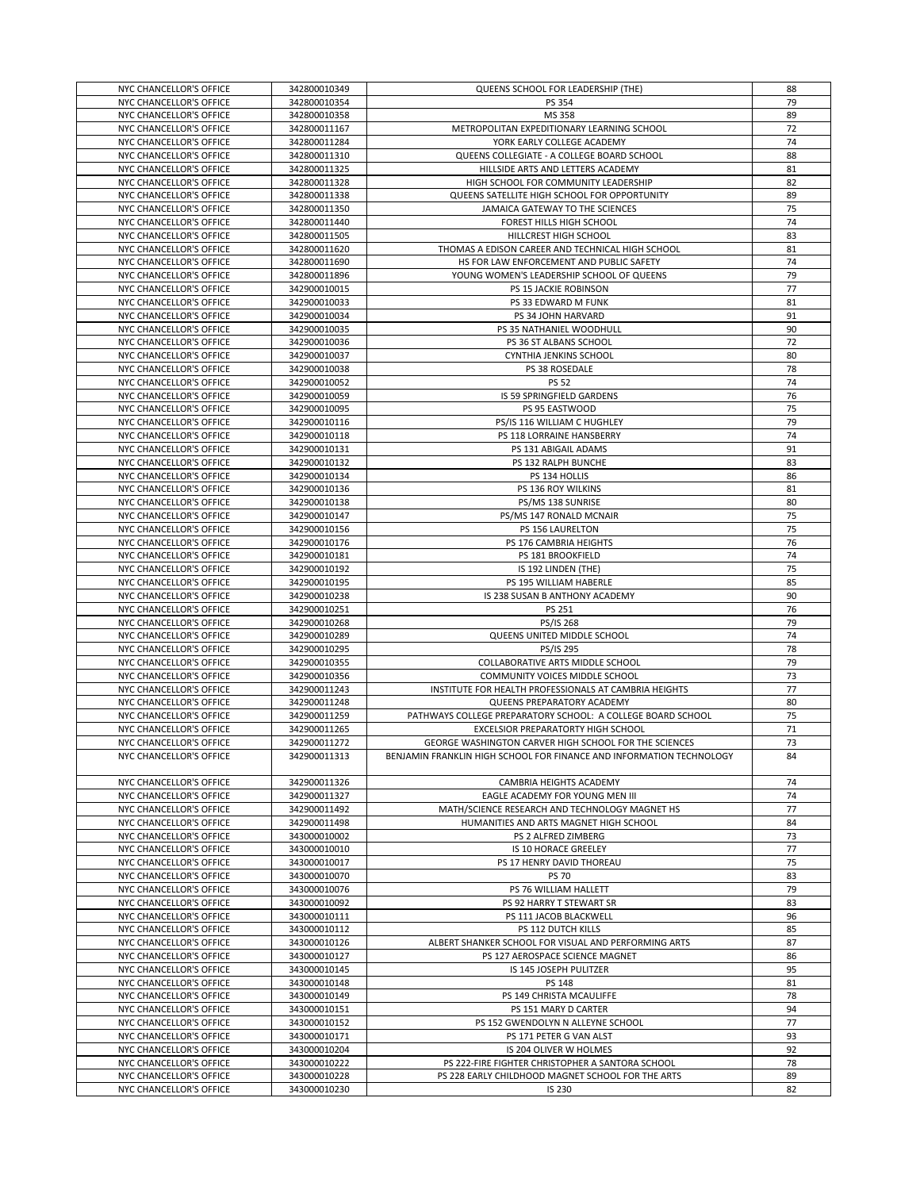| NYC CHANCELLOR'S OFFICE | 342800010349 | QUEENS SCHOOL FOR LEADERSHIP (THE) | 88 |
|---|---|---|---|
| NYC CHANCELLOR'S OFFICE | 342800010354 | PS 354 | 79 |
| NYC CHANCELLOR'S OFFICE | 342800010358 | MS 358 | 89 |
| NYC CHANCELLOR'S OFFICE | 342800011167 | METROPOLITAN EXPEDITIONARY LEARNING SCHOOL | 72 |
| NYC CHANCELLOR'S OFFICE | 342800011284 | YORK EARLY COLLEGE ACADEMY | 74 |
| NYC CHANCELLOR'S OFFICE | 342800011310 | QUEENS COLLEGIATE - A COLLEGE BOARD SCHOOL | 88 |
| NYC CHANCELLOR'S OFFICE | 342800011325 | HILLSIDE ARTS AND LETTERS ACADEMY | 81 |
| NYC CHANCELLOR'S OFFICE | 342800011328 | HIGH SCHOOL FOR COMMUNITY LEADERSHIP | 82 |
| NYC CHANCELLOR'S OFFICE | 342800011338 | QUEENS SATELLITE HIGH SCHOOL FOR OPPORTUNITY | 89 |
| NYC CHANCELLOR'S OFFICE | 342800011350 | JAMAICA GATEWAY TO THE SCIENCES | 75 |
| NYC CHANCELLOR'S OFFICE | 342800011440 | FOREST HILLS HIGH SCHOOL | 74 |
| NYC CHANCELLOR'S OFFICE | 342800011505 | HILLCREST HIGH SCHOOL | 83 |
| NYC CHANCELLOR'S OFFICE | 342800011620 | THOMAS A EDISON CAREER AND TECHNICAL HIGH SCHOOL | 81 |
| NYC CHANCELLOR'S OFFICE | 342800011690 | HS FOR LAW ENFORCEMENT AND PUBLIC SAFETY | 74 |
| NYC CHANCELLOR'S OFFICE | 342800011896 | YOUNG WOMEN'S LEADERSHIP SCHOOL OF QUEENS | 79 |
| NYC CHANCELLOR'S OFFICE | 342900010015 | PS 15 JACKIE ROBINSON | 77 |
| NYC CHANCELLOR'S OFFICE | 342900010033 | PS 33 EDWARD M FUNK | 81 |
| NYC CHANCELLOR'S OFFICE | 342900010034 | PS 34 JOHN HARVARD | 91 |
| NYC CHANCELLOR'S OFFICE | 342900010035 | PS 35 NATHANIEL WOODHULL | 90 |
| NYC CHANCELLOR'S OFFICE | 342900010036 | PS 36 ST ALBANS SCHOOL | 72 |
| NYC CHANCELLOR'S OFFICE | 342900010037 | CYNTHIA JENKINS SCHOOL | 80 |
| NYC CHANCELLOR'S OFFICE | 342900010038 | PS 38 ROSEDALE | 78 |
| NYC CHANCELLOR'S OFFICE | 342900010052 | PS 52 | 74 |
| NYC CHANCELLOR'S OFFICE | 342900010059 | IS 59 SPRINGFIELD GARDENS | 76 |
| NYC CHANCELLOR'S OFFICE | 342900010095 | PS 95 EASTWOOD | 75 |
| NYC CHANCELLOR'S OFFICE | 342900010116 | PS/IS 116 WILLIAM C HUGHLEY | 79 |
| NYC CHANCELLOR'S OFFICE | 342900010118 | PS 118 LORRAINE HANSBERRY | 74 |
| NYC CHANCELLOR'S OFFICE | 342900010131 | PS 131 ABIGAIL ADAMS | 91 |
| NYC CHANCELLOR'S OFFICE | 342900010132 | PS 132 RALPH BUNCHE | 83 |
| NYC CHANCELLOR'S OFFICE | 342900010134 | PS 134 HOLLIS | 86 |
| NYC CHANCELLOR'S OFFICE | 342900010136 | PS 136 ROY WILKINS | 81 |
| NYC CHANCELLOR'S OFFICE | 342900010138 | PS/MS 138 SUNRISE | 80 |
| NYC CHANCELLOR'S OFFICE | 342900010147 | PS/MS 147 RONALD MCNAIR | 75 |
| NYC CHANCELLOR'S OFFICE | 342900010156 | PS 156 LAURELTON | 75 |
| NYC CHANCELLOR'S OFFICE | 342900010176 | PS 176 CAMBRIA HEIGHTS | 76 |
| NYC CHANCELLOR'S OFFICE | 342900010181 | PS 181 BROOKFIELD | 74 |
| NYC CHANCELLOR'S OFFICE | 342900010192 | IS 192 LINDEN (THE) | 75 |
| NYC CHANCELLOR'S OFFICE | 342900010195 | PS 195 WILLIAM HABERLE | 85 |
| NYC CHANCELLOR'S OFFICE | 342900010238 | IS 238 SUSAN B ANTHONY ACADEMY | 90 |
| NYC CHANCELLOR'S OFFICE | 342900010251 | PS 251 | 76 |
| NYC CHANCELLOR'S OFFICE | 342900010268 | PS/IS 268 | 79 |
| NYC CHANCELLOR'S OFFICE | 342900010289 | QUEENS UNITED MIDDLE SCHOOL | 74 |
| NYC CHANCELLOR'S OFFICE | 342900010295 | PS/IS 295 | 78 |
| NYC CHANCELLOR'S OFFICE | 342900010355 | COLLABORATIVE ARTS MIDDLE SCHOOL | 79 |
| NYC CHANCELLOR'S OFFICE | 342900010356 | COMMUNITY VOICES MIDDLE SCHOOL | 73 |
| NYC CHANCELLOR'S OFFICE | 342900011243 | INSTITUTE FOR HEALTH PROFESSIONALS AT CAMBRIA HEIGHTS | 77 |
| NYC CHANCELLOR'S OFFICE | 342900011248 | QUEENS PREPARATORY ACADEMY | 80 |
| NYC CHANCELLOR'S OFFICE | 342900011259 | PATHWAYS COLLEGE PREPARATORY SCHOOL: A COLLEGE BOARD SCHOOL | 75 |
| NYC CHANCELLOR'S OFFICE | 342900011265 | EXCELSIOR PREPARATORTY HIGH SCHOOL | 71 |
| NYC CHANCELLOR'S OFFICE | 342900011272 | GEORGE WASHINGTON CARVER HIGH SCHOOL FOR THE SCIENCES | 73 |
| NYC CHANCELLOR'S OFFICE | 342900011313 | BENJAMIN FRANKLIN HIGH SCHOOL FOR FINANCE AND INFORMATION TECHNOLOGY | 84 |
| NYC CHANCELLOR'S OFFICE | 342900011326 | CAMBRIA HEIGHTS ACADEMY | 74 |
| NYC CHANCELLOR'S OFFICE | 342900011327 | EAGLE ACADEMY FOR YOUNG MEN III | 74 |
| NYC CHANCELLOR'S OFFICE | 342900011492 | MATH/SCIENCE RESEARCH AND TECHNOLOGY MAGNET HS | 77 |
| NYC CHANCELLOR'S OFFICE | 342900011498 | HUMANITIES AND ARTS MAGNET HIGH SCHOOL | 84 |
| NYC CHANCELLOR'S OFFICE | 343000010002 | PS 2 ALFRED ZIMBERG | 73 |
| NYC CHANCELLOR'S OFFICE | 343000010010 | IS 10 HORACE GREELEY | 77 |
| NYC CHANCELLOR'S OFFICE | 343000010017 | PS 17 HENRY DAVID THOREAU | 75 |
| NYC CHANCELLOR'S OFFICE | 343000010070 | PS 70 | 83 |
| NYC CHANCELLOR'S OFFICE | 343000010076 | PS 76 WILLIAM HALLETT | 79 |
| NYC CHANCELLOR'S OFFICE | 343000010092 | PS 92 HARRY T STEWART SR | 83 |
| NYC CHANCELLOR'S OFFICE | 343000010111 | PS 111 JACOB BLACKWELL | 96 |
| NYC CHANCELLOR'S OFFICE | 343000010112 | PS 112 DUTCH KILLS | 85 |
| NYC CHANCELLOR'S OFFICE | 343000010126 | ALBERT SHANKER SCHOOL FOR VISUAL AND PERFORMING ARTS | 87 |
| NYC CHANCELLOR'S OFFICE | 343000010127 | PS 127 AEROSPACE SCIENCE MAGNET | 86 |
| NYC CHANCELLOR'S OFFICE | 343000010145 | IS 145 JOSEPH PULITZER | 95 |
| NYC CHANCELLOR'S OFFICE | 343000010148 | PS 148 | 81 |
| NYC CHANCELLOR'S OFFICE | 343000010149 | PS 149 CHRISTA MCAULIFFE | 78 |
| NYC CHANCELLOR'S OFFICE | 343000010151 | PS 151 MARY D CARTER | 94 |
| NYC CHANCELLOR'S OFFICE | 343000010152 | PS 152 GWENDOLYN N ALLEYNE SCHOOL | 77 |
| NYC CHANCELLOR'S OFFICE | 343000010171 | PS 171 PETER G VAN ALST | 93 |
| NYC CHANCELLOR'S OFFICE | 343000010204 | IS 204 OLIVER W HOLMES | 92 |
| NYC CHANCELLOR'S OFFICE | 343000010222 | PS 222-FIRE FIGHTER CHRISTOPHER A SANTORA SCHOOL | 78 |
| NYC CHANCELLOR'S OFFICE | 343000010228 | PS 228 EARLY CHILDHOOD MAGNET SCHOOL FOR THE ARTS | 89 |
| NYC CHANCELLOR'S OFFICE | 343000010230 | IS 230 | 82 |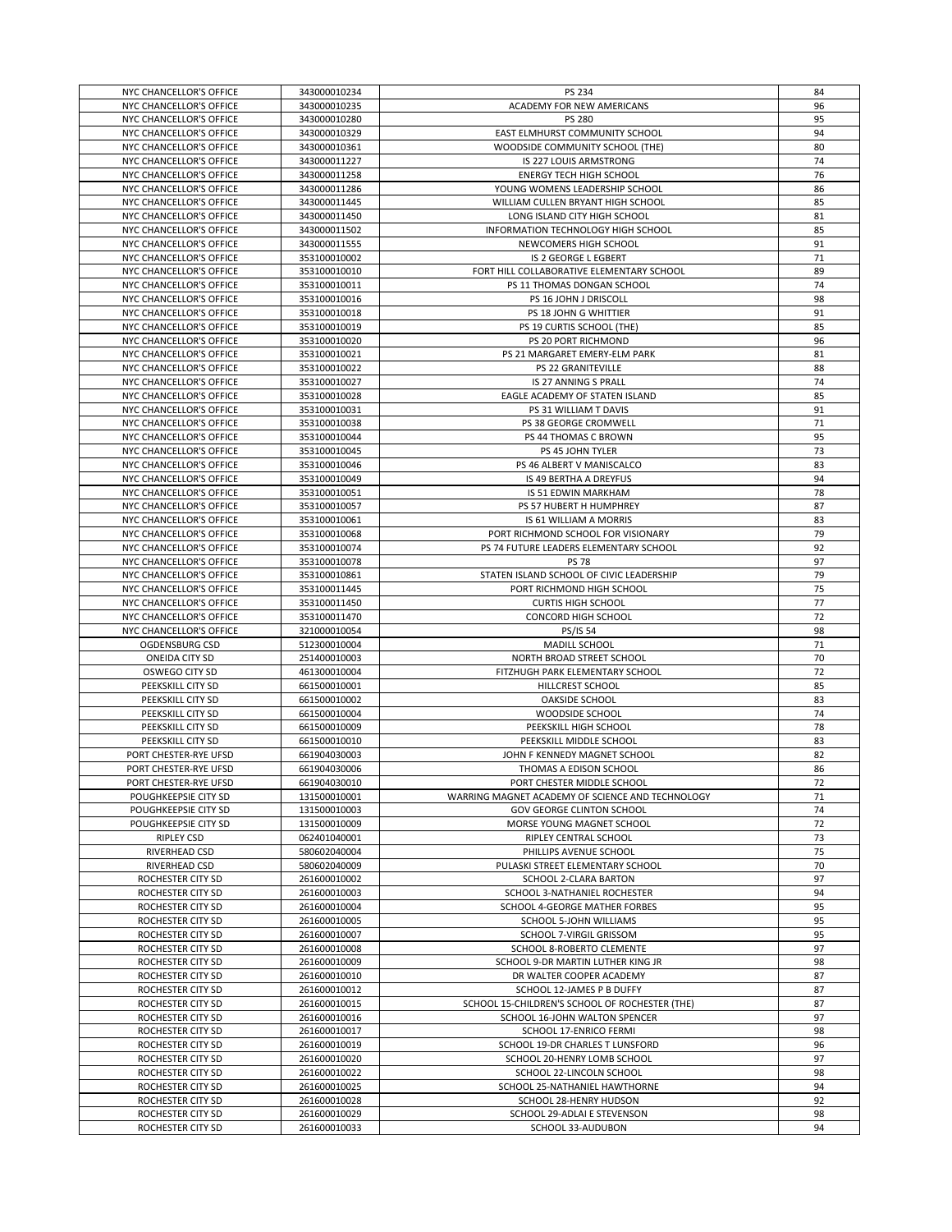| | | | |
|---|---|---|---|
| NYC CHANCELLOR'S OFFICE | 343000010234 | PS 234 | 84 |
| NYC CHANCELLOR'S OFFICE | 343000010235 | ACADEMY FOR NEW AMERICANS | 96 |
| NYC CHANCELLOR'S OFFICE | 343000010280 | PS 280 | 95 |
| NYC CHANCELLOR'S OFFICE | 343000010329 | EAST ELMHURST COMMUNITY SCHOOL | 94 |
| NYC CHANCELLOR'S OFFICE | 343000010361 | WOODSIDE COMMUNITY SCHOOL (THE) | 80 |
| NYC CHANCELLOR'S OFFICE | 343000011227 | IS 227 LOUIS ARMSTRONG | 74 |
| NYC CHANCELLOR'S OFFICE | 343000011258 | ENERGY TECH HIGH SCHOOL | 76 |
| NYC CHANCELLOR'S OFFICE | 343000011286 | YOUNG WOMENS LEADERSHIP SCHOOL | 86 |
| NYC CHANCELLOR'S OFFICE | 343000011445 | WILLIAM CULLEN BRYANT HIGH SCHOOL | 85 |
| NYC CHANCELLOR'S OFFICE | 343000011450 | LONG ISLAND CITY HIGH SCHOOL | 81 |
| NYC CHANCELLOR'S OFFICE | 343000011502 | INFORMATION TECHNOLOGY HIGH SCHOOL | 85 |
| NYC CHANCELLOR'S OFFICE | 343000011555 | NEWCOMERS HIGH SCHOOL | 91 |
| NYC CHANCELLOR'S OFFICE | 353100010002 | IS 2 GEORGE L EGBERT | 71 |
| NYC CHANCELLOR'S OFFICE | 353100010010 | FORT HILL COLLABORATIVE ELEMENTARY SCHOOL | 89 |
| NYC CHANCELLOR'S OFFICE | 353100010011 | PS 11 THOMAS DONGAN SCHOOL | 74 |
| NYC CHANCELLOR'S OFFICE | 353100010016 | PS 16 JOHN J DRISCOLL | 98 |
| NYC CHANCELLOR'S OFFICE | 353100010018 | PS 18 JOHN G WHITTIER | 91 |
| NYC CHANCELLOR'S OFFICE | 353100010019 | PS 19 CURTIS SCHOOL (THE) | 85 |
| NYC CHANCELLOR'S OFFICE | 353100010020 | PS 20 PORT RICHMOND | 96 |
| NYC CHANCELLOR'S OFFICE | 353100010021 | PS 21 MARGARET EMERY-ELM PARK | 81 |
| NYC CHANCELLOR'S OFFICE | 353100010022 | PS 22 GRANITEVILLE | 88 |
| NYC CHANCELLOR'S OFFICE | 353100010027 | IS 27 ANNING S PRALL | 74 |
| NYC CHANCELLOR'S OFFICE | 353100010028 | EAGLE ACADEMY OF STATEN ISLAND | 85 |
| NYC CHANCELLOR'S OFFICE | 353100010031 | PS 31 WILLIAM T DAVIS | 91 |
| NYC CHANCELLOR'S OFFICE | 353100010038 | PS 38 GEORGE CROMWELL | 71 |
| NYC CHANCELLOR'S OFFICE | 353100010044 | PS 44 THOMAS C BROWN | 95 |
| NYC CHANCELLOR'S OFFICE | 353100010045 | PS 45 JOHN TYLER | 73 |
| NYC CHANCELLOR'S OFFICE | 353100010046 | PS 46 ALBERT V MANISCALCO | 83 |
| NYC CHANCELLOR'S OFFICE | 353100010049 | IS 49 BERTHA A DREYFUS | 94 |
| NYC CHANCELLOR'S OFFICE | 353100010051 | IS 51 EDWIN MARKHAM | 78 |
| NYC CHANCELLOR'S OFFICE | 353100010057 | PS 57 HUBERT H HUMPHREY | 87 |
| NYC CHANCELLOR'S OFFICE | 353100010061 | IS 61 WILLIAM A MORRIS | 83 |
| NYC CHANCELLOR'S OFFICE | 353100010068 | PORT RICHMOND SCHOOL FOR VISIONARY | 79 |
| NYC CHANCELLOR'S OFFICE | 353100010074 | PS 74 FUTURE LEADERS ELEMENTARY SCHOOL | 92 |
| NYC CHANCELLOR'S OFFICE | 353100010078 | PS 78 | 97 |
| NYC CHANCELLOR'S OFFICE | 353100010861 | STATEN ISLAND SCHOOL OF CIVIC LEADERSHIP | 79 |
| NYC CHANCELLOR'S OFFICE | 353100011445 | PORT RICHMOND HIGH SCHOOL | 75 |
| NYC CHANCELLOR'S OFFICE | 353100011450 | CURTIS HIGH SCHOOL | 77 |
| NYC CHANCELLOR'S OFFICE | 353100011470 | CONCORD HIGH SCHOOL | 72 |
| NYC CHANCELLOR'S OFFICE | 321000010054 | PS/IS 54 | 98 |
| OGDENSBURG CSD | 512300010004 | MADILL SCHOOL | 71 |
| ONEIDA CITY SD | 251400010003 | NORTH BROAD STREET SCHOOL | 70 |
| OSWEGO CITY SD | 461300010004 | FITZHUGH PARK ELEMENTARY SCHOOL | 72 |
| PEEKSKILL CITY SD | 661500010001 | HILLCREST SCHOOL | 85 |
| PEEKSKILL CITY SD | 661500010002 | OAKSIDE SCHOOL | 83 |
| PEEKSKILL CITY SD | 661500010004 | WOODSIDE SCHOOL | 74 |
| PEEKSKILL CITY SD | 661500010009 | PEEKSKILL HIGH SCHOOL | 78 |
| PEEKSKILL CITY SD | 661500010010 | PEEKSKILL MIDDLE SCHOOL | 83 |
| PORT CHESTER-RYE UFSD | 661904030003 | JOHN F KENNEDY MAGNET SCHOOL | 82 |
| PORT CHESTER-RYE UFSD | 661904030006 | THOMAS A EDISON SCHOOL | 86 |
| PORT CHESTER-RYE UFSD | 661904030010 | PORT CHESTER MIDDLE SCHOOL | 72 |
| POUGHKEEPSIE CITY SD | 131500010001 | WARRING MAGNET ACADEMY OF SCIENCE AND TECHNOLOGY | 71 |
| POUGHKEEPSIE CITY SD | 131500010003 | GOV GEORGE CLINTON SCHOOL | 74 |
| POUGHKEEPSIE CITY SD | 131500010009 | MORSE YOUNG MAGNET SCHOOL | 72 |
| RIPLEY CSD | 062401040001 | RIPLEY CENTRAL SCHOOL | 73 |
| RIVERHEAD CSD | 580602040004 | PHILLIPS AVENUE SCHOOL | 75 |
| RIVERHEAD CSD | 580602040009 | PULASKI STREET ELEMENTARY SCHOOL | 70 |
| ROCHESTER CITY SD | 261600010002 | SCHOOL 2-CLARA BARTON | 97 |
| ROCHESTER CITY SD | 261600010003 | SCHOOL 3-NATHANIEL ROCHESTER | 94 |
| ROCHESTER CITY SD | 261600010004 | SCHOOL 4-GEORGE MATHER FORBES | 95 |
| ROCHESTER CITY SD | 261600010005 | SCHOOL 5-JOHN WILLIAMS | 95 |
| ROCHESTER CITY SD | 261600010007 | SCHOOL 7-VIRGIL GRISSOM | 95 |
| ROCHESTER CITY SD | 261600010008 | SCHOOL 8-ROBERTO CLEMENTE | 97 |
| ROCHESTER CITY SD | 261600010009 | SCHOOL 9-DR MARTIN LUTHER KING JR | 98 |
| ROCHESTER CITY SD | 261600010010 | DR WALTER COOPER ACADEMY | 87 |
| ROCHESTER CITY SD | 261600010012 | SCHOOL 12-JAMES P B DUFFY | 87 |
| ROCHESTER CITY SD | 261600010015 | SCHOOL 15-CHILDREN'S SCHOOL OF ROCHESTER (THE) | 87 |
| ROCHESTER CITY SD | 261600010016 | SCHOOL 16-JOHN WALTON SPENCER | 97 |
| ROCHESTER CITY SD | 261600010017 | SCHOOL 17-ENRICO FERMI | 98 |
| ROCHESTER CITY SD | 261600010019 | SCHOOL 19-DR CHARLES T LUNSFORD | 96 |
| ROCHESTER CITY SD | 261600010020 | SCHOOL 20-HENRY LOMB SCHOOL | 97 |
| ROCHESTER CITY SD | 261600010022 | SCHOOL 22-LINCOLN SCHOOL | 98 |
| ROCHESTER CITY SD | 261600010025 | SCHOOL 25-NATHANIEL HAWTHORNE | 94 |
| ROCHESTER CITY SD | 261600010028 | SCHOOL 28-HENRY HUDSON | 92 |
| ROCHESTER CITY SD | 261600010029 | SCHOOL 29-ADLAI E STEVENSON | 98 |
| ROCHESTER CITY SD | 261600010033 | SCHOOL 33-AUDUBON | 94 |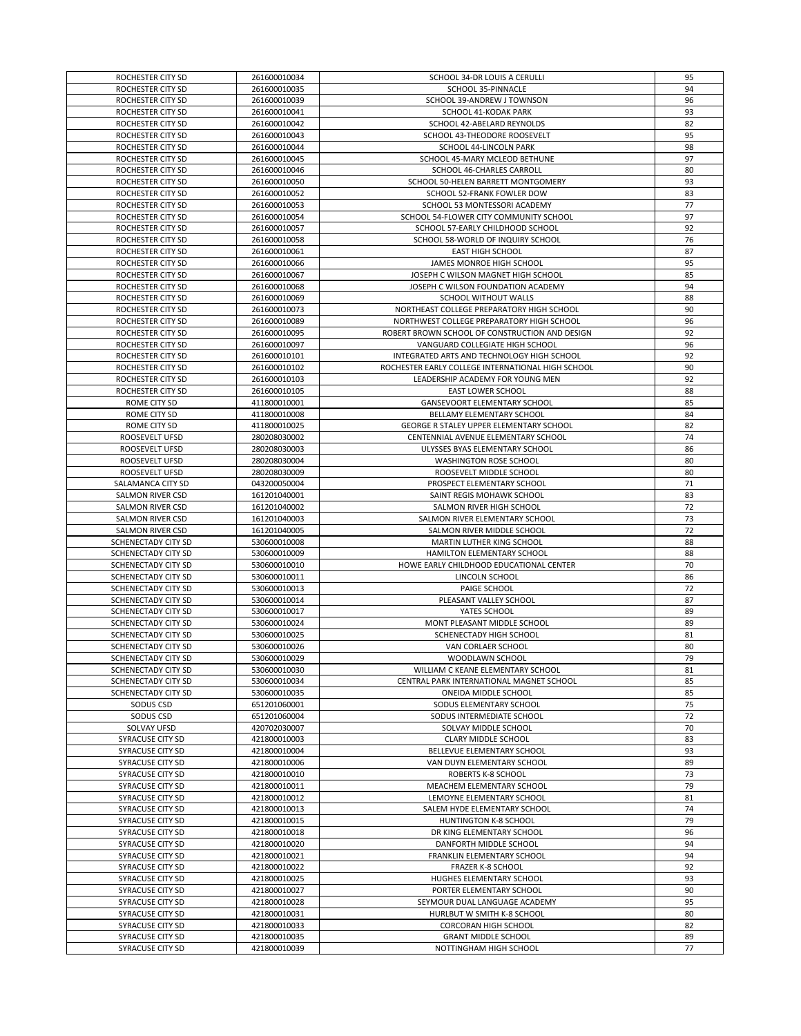| ROCHESTER CITY SD | 261600010034 | SCHOOL 34-DR LOUIS A CERULLI | 95 |
|---|---|---|---|
| ROCHESTER CITY SD | 261600010035 | SCHOOL 35-PINNACLE | 94 |
| ROCHESTER CITY SD | 261600010039 | SCHOOL 39-ANDREW J TOWNSON | 96 |
| ROCHESTER CITY SD | 261600010041 | SCHOOL 41-KODAK PARK | 93 |
| ROCHESTER CITY SD | 261600010042 | SCHOOL 42-ABELARD REYNOLDS | 82 |
| ROCHESTER CITY SD | 261600010043 | SCHOOL 43-THEODORE ROOSEVELT | 95 |
| ROCHESTER CITY SD | 261600010044 | SCHOOL 44-LINCOLN PARK | 98 |
| ROCHESTER CITY SD | 261600010045 | SCHOOL 45-MARY MCLEOD BETHUNE | 97 |
| ROCHESTER CITY SD | 261600010046 | SCHOOL 46-CHARLES CARROLL | 80 |
| ROCHESTER CITY SD | 261600010050 | SCHOOL 50-HELEN BARRETT MONTGOMERY | 93 |
| ROCHESTER CITY SD | 261600010052 | SCHOOL 52-FRANK FOWLER DOW | 83 |
| ROCHESTER CITY SD | 261600010053 | SCHOOL 53 MONTESSORI ACADEMY | 77 |
| ROCHESTER CITY SD | 261600010054 | SCHOOL 54-FLOWER CITY COMMUNITY SCHOOL | 97 |
| ROCHESTER CITY SD | 261600010057 | SCHOOL 57-EARLY CHILDHOOD SCHOOL | 92 |
| ROCHESTER CITY SD | 261600010058 | SCHOOL 58-WORLD OF INQUIRY SCHOOL | 76 |
| ROCHESTER CITY SD | 261600010061 | EAST HIGH SCHOOL | 87 |
| ROCHESTER CITY SD | 261600010066 | JAMES MONROE HIGH SCHOOL | 95 |
| ROCHESTER CITY SD | 261600010067 | JOSEPH C WILSON MAGNET HIGH SCHOOL | 85 |
| ROCHESTER CITY SD | 261600010068 | JOSEPH C WILSON FOUNDATION ACADEMY | 94 |
| ROCHESTER CITY SD | 261600010069 | SCHOOL WITHOUT WALLS | 88 |
| ROCHESTER CITY SD | 261600010073 | NORTHEAST COLLEGE PREPARATORY HIGH SCHOOL | 90 |
| ROCHESTER CITY SD | 261600010089 | NORTHWEST COLLEGE PREPARATORY HIGH SCHOOL | 96 |
| ROCHESTER CITY SD | 261600010095 | ROBERT BROWN SCHOOL OF CONSTRUCTION AND DESIGN | 92 |
| ROCHESTER CITY SD | 261600010097 | VANGUARD COLLEGIATE HIGH SCHOOL | 96 |
| ROCHESTER CITY SD | 261600010101 | INTEGRATED ARTS AND TECHNOLOGY HIGH SCHOOL | 92 |
| ROCHESTER CITY SD | 261600010102 | ROCHESTER EARLY COLLEGE INTERNATIONAL HIGH SCHOOL | 90 |
| ROCHESTER CITY SD | 261600010103 | LEADERSHIP ACADEMY FOR YOUNG MEN | 92 |
| ROCHESTER CITY SD | 261600010105 | EAST LOWER SCHOOL | 88 |
| ROME CITY SD | 411800010001 | GANSEVOORT ELEMENTARY SCHOOL | 85 |
| ROME CITY SD | 411800010008 | BELLAMY ELEMENTARY SCHOOL | 84 |
| ROME CITY SD | 411800010025 | GEORGE R STALEY UPPER ELEMENTARY SCHOOL | 82 |
| ROOSEVELT UFSD | 280208030002 | CENTENNIAL AVENUE ELEMENTARY SCHOOL | 74 |
| ROOSEVELT UFSD | 280208030003 | ULYSSES BYAS ELEMENTARY SCHOOL | 86 |
| ROOSEVELT UFSD | 280208030004 | WASHINGTON ROSE SCHOOL | 80 |
| ROOSEVELT UFSD | 280208030009 | ROOSEVELT MIDDLE SCHOOL | 80 |
| SALAMANCA CITY SD | 043200050004 | PROSPECT ELEMENTARY SCHOOL | 71 |
| SALMON RIVER CSD | 161201040001 | SAINT REGIS MOHAWK SCHOOL | 83 |
| SALMON RIVER CSD | 161201040002 | SALMON RIVER HIGH SCHOOL | 72 |
| SALMON RIVER CSD | 161201040003 | SALMON RIVER ELEMENTARY SCHOOL | 73 |
| SALMON RIVER CSD | 161201040005 | SALMON RIVER MIDDLE SCHOOL | 72 |
| SCHENECTADY CITY SD | 530600010008 | MARTIN LUTHER KING SCHOOL | 88 |
| SCHENECTADY CITY SD | 530600010009 | HAMILTON ELEMENTARY SCHOOL | 88 |
| SCHENECTADY CITY SD | 530600010010 | HOWE EARLY CHILDHOOD EDUCATIONAL CENTER | 70 |
| SCHENECTADY CITY SD | 530600010011 | LINCOLN SCHOOL | 86 |
| SCHENECTADY CITY SD | 530600010013 | PAIGE SCHOOL | 72 |
| SCHENECTADY CITY SD | 530600010014 | PLEASANT VALLEY SCHOOL | 87 |
| SCHENECTADY CITY SD | 530600010017 | YATES SCHOOL | 89 |
| SCHENECTADY CITY SD | 530600010024 | MONT PLEASANT MIDDLE SCHOOL | 89 |
| SCHENECTADY CITY SD | 530600010025 | SCHENECTADY HIGH SCHOOL | 81 |
| SCHENECTADY CITY SD | 530600010026 | VAN CORLAER SCHOOL | 80 |
| SCHENECTADY CITY SD | 530600010029 | WOODLAWN SCHOOL | 79 |
| SCHENECTADY CITY SD | 530600010030 | WILLIAM C KEANE ELEMENTARY SCHOOL | 81 |
| SCHENECTADY CITY SD | 530600010034 | CENTRAL PARK INTERNATIONAL MAGNET SCHOOL | 85 |
| SCHENECTADY CITY SD | 530600010035 | ONEIDA MIDDLE SCHOOL | 85 |
| SODUS CSD | 651201060001 | SODUS ELEMENTARY SCHOOL | 75 |
| SODUS CSD | 651201060004 | SODUS INTERMEDIATE SCHOOL | 72 |
| SOLVAY UFSD | 420702030007 | SOLVAY MIDDLE SCHOOL | 70 |
| SYRACUSE CITY SD | 421800010003 | CLARY MIDDLE SCHOOL | 83 |
| SYRACUSE CITY SD | 421800010004 | BELLEVUE ELEMENTARY SCHOOL | 93 |
| SYRACUSE CITY SD | 421800010006 | VAN DUYN ELEMENTARY SCHOOL | 89 |
| SYRACUSE CITY SD | 421800010010 | ROBERTS K-8 SCHOOL | 73 |
| SYRACUSE CITY SD | 421800010011 | MEACHEM ELEMENTARY SCHOOL | 79 |
| SYRACUSE CITY SD | 421800010012 | LEMOYNE ELEMENTARY SCHOOL | 81 |
| SYRACUSE CITY SD | 421800010013 | SALEM HYDE ELEMENTARY SCHOOL | 74 |
| SYRACUSE CITY SD | 421800010015 | HUNTINGTON K-8 SCHOOL | 79 |
| SYRACUSE CITY SD | 421800010018 | DR KING ELEMENTARY SCHOOL | 96 |
| SYRACUSE CITY SD | 421800010020 | DANFORTH MIDDLE SCHOOL | 94 |
| SYRACUSE CITY SD | 421800010021 | FRANKLIN ELEMENTARY SCHOOL | 94 |
| SYRACUSE CITY SD | 421800010022 | FRAZER K-8 SCHOOL | 92 |
| SYRACUSE CITY SD | 421800010025 | HUGHES ELEMENTARY SCHOOL | 93 |
| SYRACUSE CITY SD | 421800010027 | PORTER ELEMENTARY SCHOOL | 90 |
| SYRACUSE CITY SD | 421800010028 | SEYMOUR DUAL LANGUAGE ACADEMY | 95 |
| SYRACUSE CITY SD | 421800010031 | HURLBUT W SMITH K-8 SCHOOL | 80 |
| SYRACUSE CITY SD | 421800010033 | CORCORAN HIGH SCHOOL | 82 |
| SYRACUSE CITY SD | 421800010035 | GRANT MIDDLE SCHOOL | 89 |
| SYRACUSE CITY SD | 421800010039 | NOTTINGHAM HIGH SCHOOL | 77 |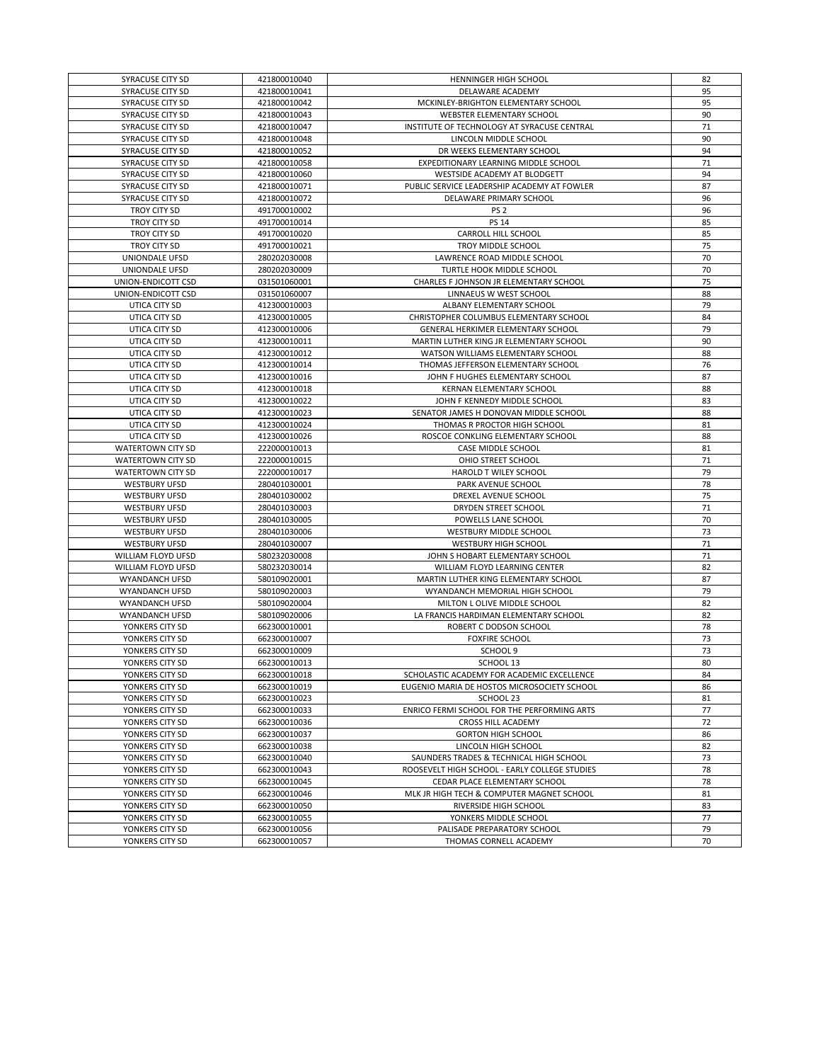| | | | |
|---|---|---|---|
| SYRACUSE CITY SD | 421800010040 | HENNINGER HIGH SCHOOL | 82 |
| SYRACUSE CITY SD | 421800010041 | DELAWARE ACADEMY | 95 |
| SYRACUSE CITY SD | 421800010042 | MCKINLEY-BRIGHTON ELEMENTARY SCHOOL | 95 |
| SYRACUSE CITY SD | 421800010043 | WEBSTER ELEMENTARY SCHOOL | 90 |
| SYRACUSE CITY SD | 421800010047 | INSTITUTE OF TECHNOLOGY AT SYRACUSE CENTRAL | 71 |
| SYRACUSE CITY SD | 421800010048 | LINCOLN MIDDLE SCHOOL | 90 |
| SYRACUSE CITY SD | 421800010052 | DR WEEKS ELEMENTARY SCHOOL | 94 |
| SYRACUSE CITY SD | 421800010058 | EXPEDITIONARY LEARNING MIDDLE SCHOOL | 71 |
| SYRACUSE CITY SD | 421800010060 | WESTSIDE ACADEMY AT BLODGETT | 94 |
| SYRACUSE CITY SD | 421800010071 | PUBLIC SERVICE LEADERSHIP ACADEMY AT FOWLER | 87 |
| SYRACUSE CITY SD | 421800010072 | DELAWARE PRIMARY SCHOOL | 96 |
| TROY CITY SD | 491700010002 | PS 2 | 96 |
| TROY CITY SD | 491700010014 | PS 14 | 85 |
| TROY CITY SD | 491700010020 | CARROLL HILL SCHOOL | 85 |
| TROY CITY SD | 491700010021 | TROY MIDDLE SCHOOL | 75 |
| UNIONDALE UFSD | 280202030008 | LAWRENCE ROAD MIDDLE SCHOOL | 70 |
| UNIONDALE UFSD | 280202030009 | TURTLE HOOK MIDDLE SCHOOL | 70 |
| UNION-ENDICOTT CSD | 031501060001 | CHARLES F JOHNSON JR ELEMENTARY SCHOOL | 75 |
| UNION-ENDICOTT CSD | 031501060007 | LINNAEUS W WEST SCHOOL | 88 |
| UTICA CITY SD | 412300010003 | ALBANY ELEMENTARY SCHOOL | 79 |
| UTICA CITY SD | 412300010005 | CHRISTOPHER COLUMBUS ELEMENTARY SCHOOL | 84 |
| UTICA CITY SD | 412300010006 | GENERAL HERKIMER ELEMENTARY SCHOOL | 79 |
| UTICA CITY SD | 412300010011 | MARTIN LUTHER KING JR ELEMENTARY SCHOOL | 90 |
| UTICA CITY SD | 412300010012 | WATSON WILLIAMS ELEMENTARY SCHOOL | 88 |
| UTICA CITY SD | 412300010014 | THOMAS JEFFERSON ELEMENTARY SCHOOL | 76 |
| UTICA CITY SD | 412300010016 | JOHN F HUGHES ELEMENTARY SCHOOL | 87 |
| UTICA CITY SD | 412300010018 | KERNAN ELEMENTARY SCHOOL | 88 |
| UTICA CITY SD | 412300010022 | JOHN F KENNEDY MIDDLE SCHOOL | 83 |
| UTICA CITY SD | 412300010023 | SENATOR JAMES H DONOVAN MIDDLE SCHOOL | 88 |
| UTICA CITY SD | 412300010024 | THOMAS R PROCTOR HIGH SCHOOL | 81 |
| UTICA CITY SD | 412300010026 | ROSCOE CONKLING ELEMENTARY SCHOOL | 88 |
| WATERTOWN CITY SD | 222000010013 | CASE MIDDLE SCHOOL | 81 |
| WATERTOWN CITY SD | 222000010015 | OHIO STREET SCHOOL | 71 |
| WATERTOWN CITY SD | 222000010017 | HAROLD T WILEY SCHOOL | 79 |
| WESTBURY UFSD | 280401030001 | PARK AVENUE SCHOOL | 78 |
| WESTBURY UFSD | 280401030002 | DREXEL AVENUE SCHOOL | 75 |
| WESTBURY UFSD | 280401030003 | DRYDEN STREET SCHOOL | 71 |
| WESTBURY UFSD | 280401030005 | POWELLS LANE SCHOOL | 70 |
| WESTBURY UFSD | 280401030006 | WESTBURY MIDDLE SCHOOL | 73 |
| WESTBURY UFSD | 280401030007 | WESTBURY HIGH SCHOOL | 71 |
| WILLIAM FLOYD UFSD | 580232030008 | JOHN S HOBART ELEMENTARY SCHOOL | 71 |
| WILLIAM FLOYD UFSD | 580232030014 | WILLIAM FLOYD LEARNING CENTER | 82 |
| WYANDANCH UFSD | 580109020001 | MARTIN LUTHER KING ELEMENTARY SCHOOL | 87 |
| WYANDANCH UFSD | 580109020003 | WYANDANCH MEMORIAL HIGH SCHOOL | 79 |
| WYANDANCH UFSD | 580109020004 | MILTON L OLIVE MIDDLE SCHOOL | 82 |
| WYANDANCH UFSD | 580109020006 | LA FRANCIS HARDIMAN ELEMENTARY SCHOOL | 82 |
| YONKERS CITY SD | 662300010001 | ROBERT C DODSON SCHOOL | 78 |
| YONKERS CITY SD | 662300010007 | FOXFIRE SCHOOL | 73 |
| YONKERS CITY SD | 662300010009 | SCHOOL 9 | 73 |
| YONKERS CITY SD | 662300010013 | SCHOOL 13 | 80 |
| YONKERS CITY SD | 662300010018 | SCHOLASTIC ACADEMY FOR ACADEMIC EXCELLENCE | 84 |
| YONKERS CITY SD | 662300010019 | EUGENIO MARIA DE HOSTOS MICROSOCIETY SCHOOL | 86 |
| YONKERS CITY SD | 662300010023 | SCHOOL 23 | 81 |
| YONKERS CITY SD | 662300010033 | ENRICO FERMI SCHOOL FOR THE PERFORMING ARTS | 77 |
| YONKERS CITY SD | 662300010036 | CROSS HILL ACADEMY | 72 |
| YONKERS CITY SD | 662300010037 | GORTON HIGH SCHOOL | 86 |
| YONKERS CITY SD | 662300010038 | LINCOLN HIGH SCHOOL | 82 |
| YONKERS CITY SD | 662300010040 | SAUNDERS TRADES & TECHNICAL HIGH SCHOOL | 73 |
| YONKERS CITY SD | 662300010043 | ROOSEVELT HIGH SCHOOL - EARLY COLLEGE STUDIES | 78 |
| YONKERS CITY SD | 662300010045 | CEDAR PLACE ELEMENTARY SCHOOL | 78 |
| YONKERS CITY SD | 662300010046 | MLK JR HIGH TECH & COMPUTER MAGNET SCHOOL | 81 |
| YONKERS CITY SD | 662300010050 | RIVERSIDE HIGH SCHOOL | 83 |
| YONKERS CITY SD | 662300010055 | YONKERS MIDDLE SCHOOL | 77 |
| YONKERS CITY SD | 662300010056 | PALISADE PREPARATORY SCHOOL | 79 |
| YONKERS CITY SD | 662300010057 | THOMAS CORNELL ACADEMY | 70 |